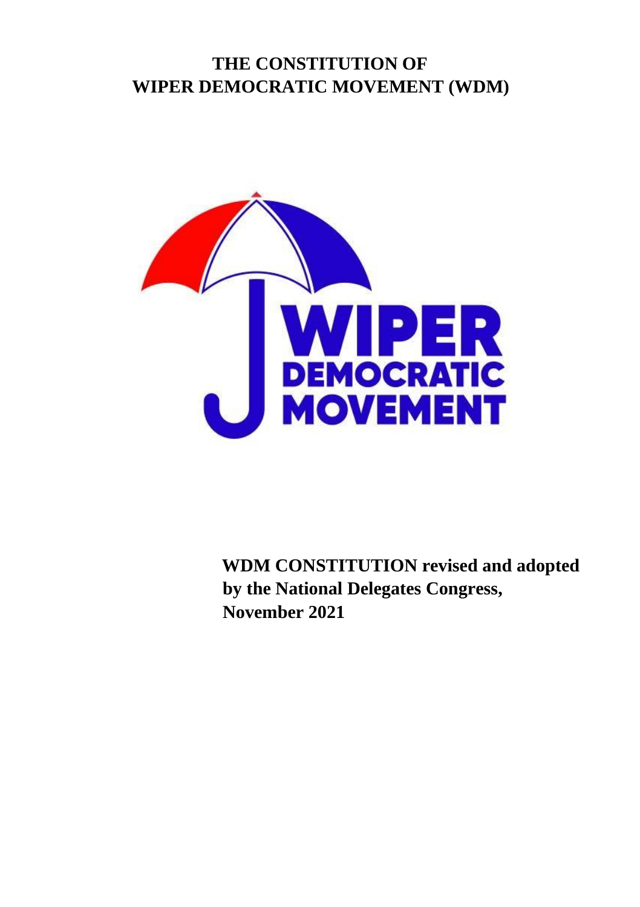# THE CONSTITUTION OF WIPER DEMOCRATIC MOVEMENT (WDM)

**WDM CONSTITUTION revised and adopted by the National Delegates Congress, November 2021**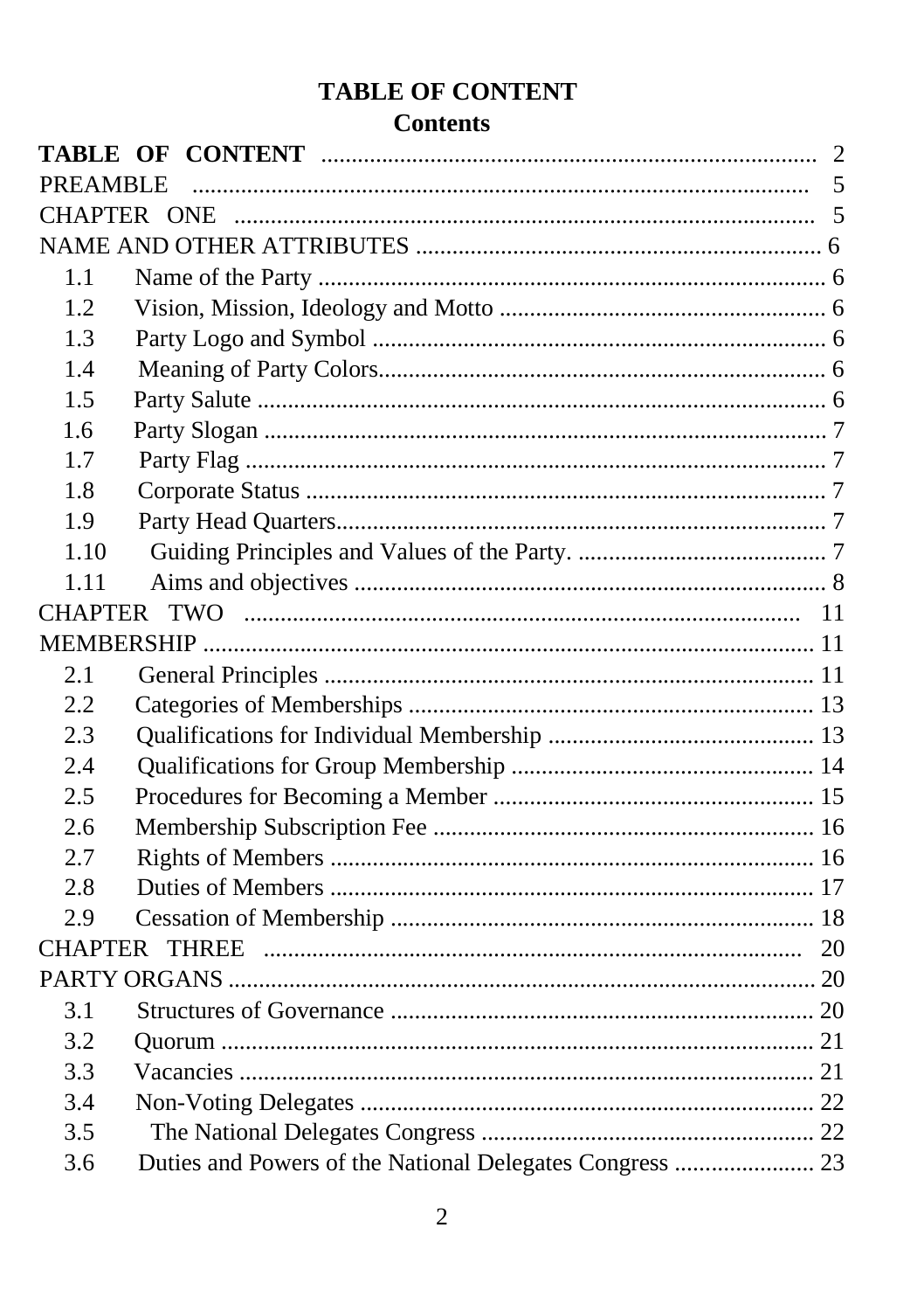# TABLE OF CONTENT

## Contents

**TABLE OF CONTENT** ..................................................................................... 2

PREAMBLE ..................................................................................................... 5

CHAPTER ONE ................................................................................................ 5

NAME AND OTHER ATTRIBUTES .................................................................. 6

- 1.1 Name of the Party .................................................................................. 6
- 1.2 Vision, Mission, Ideology and Motto ..................................................... 6
- 1.3 Party Logo and Symbol ......................................................................... 6
- 1.4 Meaning of Party Colors......................................................................... 6
- 1.5 Party Salute ........................................................................................... 6
- 1.6 Party Slogan .......................................................................................... 7
- 1.7 Party Flag .............................................................................................. 7
- 1.8 Corporate Status .................................................................................... 7
- 1.9 Party Head Quarters............................................................................... 7
- 1.10 Guiding Principles and Values of the Party. ......................................... 7
- 1.11 Aims and objectives ............................................................................ 8

CHAPTER TWO ............................................................................................. 11

MEMBERSHIP .................................................................................................. 11

- 2.1 General Principles ................................................................................ 11
- 2.2 Categories of Memberships .................................................................. 13
- 2.3 Qualifications for Individual Membership ............................................ 13
- 2.4 Qualifications for Group Membership ................................................. 14
- 2.5 Procedures for Becoming a Member .................................................... 15
- 2.6 Membership Subscription Fee .............................................................. 16
- 2.7 Rights of Members ............................................................................... 16
- 2.8 Duties of Members ............................................................................... 17
- 2.9 Cessation of Membership ..................................................................... 18

CHAPTER THREE .......................................................................................... 20

PARTY ORGANS ............................................................................................... 20

- 3.1 Structures of Governance ..................................................................... 20
- 3.2 Quorum ................................................................................................ 21
- 3.3 Vacancies ............................................................................................. 21
- 3.4 Non-Voting Delegates .......................................................................... 22
- 3.5 The National Delegates Congress ....................................................... 22
- 3.6 Duties and Powers of the National Delegates Congress ....................... 23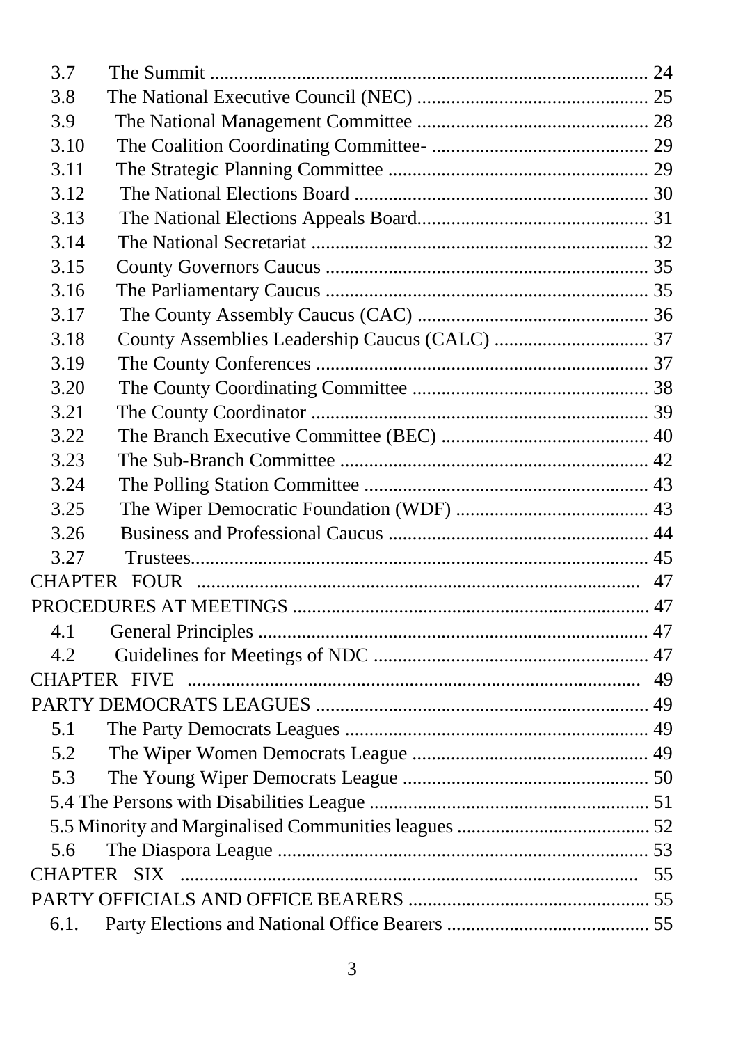3.7 The Summit .......................................................................................... 24
3.8 The National Executive Council (NEC) ................................................ 25
3.9 The National Management Committee ................................................ 28
3.10 The Coalition Coordinating Committee- ............................................. 29
3.11 The Strategic Planning Committee ...................................................... 29
3.12 The National Elections Board ............................................................. 30
3.13 The National Elections Appeals Board................................................ 31
3.14 The National Secretariat ...................................................................... 32
3.15 County Governors Caucus ................................................................... 35
3.16 The Parliamentary Caucus ................................................................... 35
3.17 The County Assembly Caucus (CAC) ................................................ 36
3.18 County Assemblies Leadership Caucus (CALC) ................................ 37
3.19 The County Conferences ..................................................................... 37
3.20 The County Coordinating Committee ................................................. 38
3.21 The County Coordinator ...................................................................... 39
3.22 The Branch Executive Committee (BEC) ........................................... 40
3.23 The Sub-Branch Committee ................................................................ 42
3.24 The Polling Station Committee ........................................................... 43
3.25 The Wiper Democratic Foundation (WDF) ........................................ 43
3.26 Business and Professional Caucus ...................................................... 44
3.27 Trustees............................................................................................... 45

CHAPTER FOUR ........................................................................................... 47

PROCEDURES AT MEETINGS ......................................................................... 47

4.1 General Principles ................................................................................ 47
4.2 Guidelines for Meetings of NDC ......................................................... 47

CHAPTER FIVE .............................................................................................. 49

PARTY DEMOCRATS LEAGUES ..................................................................... 49

5.1 The Party Democrats Leagues .............................................................. 49
5.2 The Wiper Women Democrats League ................................................. 49
5.3 The Young Wiper Democrats League ................................................... 50
5.4 The Persons with Disabilities League .......................................................... 51
5.5 Minority and Marginalised Communities leagues ........................................ 52
5.6 The Diaspora League ............................................................................ 53

CHAPTER SIX ............................................................................................... 55

PARTY OFFICIALS AND OFFICE BEARERS .................................................. 55

6.1. Party Elections and National Office Bearers .......................................... 55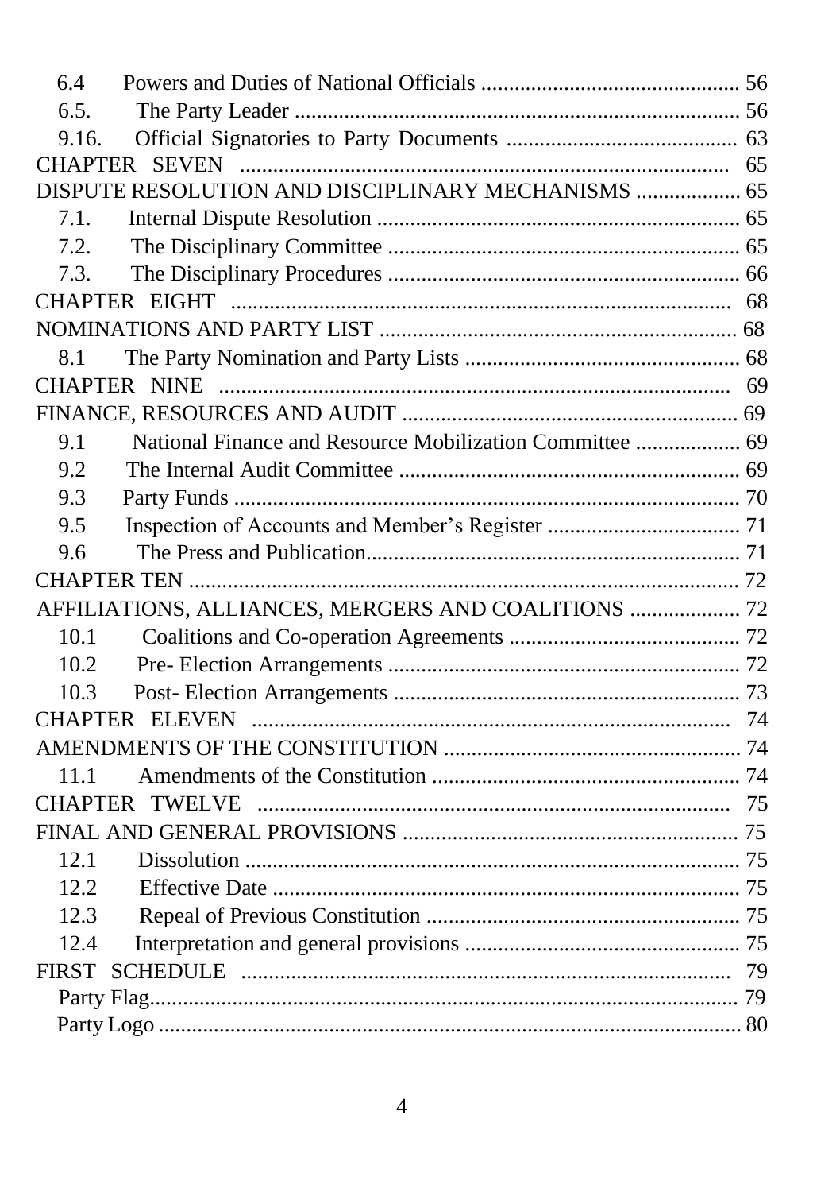6.4 Powers and Duties of National Officials .............................................. 56

6.5. The Party Leader .............................................................................. 56

9.16. Official Signatories to Party Documents .......................................... 63

CHAPTER SEVEN ....................................................................................... 65

DISPUTE RESOLUTION AND DISCIPLINARY MECHANISMS ................... 65

7.1. Internal Dispute Resolution ................................................................ 65

7.2. The Disciplinary Committee ............................................................... 65

7.3. The Disciplinary Procedures ............................................................... 66

CHAPTER EIGHT ......................................................................................... 68

NOMINATIONS AND PARTY LIST ................................................................. 68

8.1 The Party Nomination and Party Lists .................................................. 68

CHAPTER NINE ............................................................................................ 69

FINANCE, RESOURCES AND AUDIT ............................................................ 69

9.1 National Finance and Resource Mobilization Committee .................. 69

9.2 The Internal Audit Committee ............................................................. 69

9.3 Party Funds .......................................................................................... 70

9.5 Inspection of Accounts and Member's Register ................................... 71

9.6 The Press and Publication.................................................................... 71

CHAPTER TEN ................................................................................................ 72

AFFILIATIONS, ALLIANCES, MERGERS AND COALITIONS .................... 72

10.1 Coalitions and Co-operation Agreements .......................................... 72

10.2 Pre- Election Arrangements ............................................................... 72

10.3 Post- Election Arrangements .............................................................. 73

CHAPTER ELEVEN ........................................................................................ 74

AMENDMENTS OF THE CONSTITUTION ..................................................... 74

11.1 Amendments of the Constitution ....................................................... 74

CHAPTER TWELVE ....................................................................................... 75

FINAL AND GENERAL PROVISIONS ............................................................ 75

12.1 Dissolution ......................................................................................... 75

12.2 Effective Date ..................................................................................... 75

12.3 Repeal of Previous Constitution ......................................................... 75

12.4 Interpretation and general provisions ................................................. 75

FIRST SCHEDULE .......................................................................................... 79

Party Flag........................................................................................................ 79

Party Logo ....................................................................................................... 80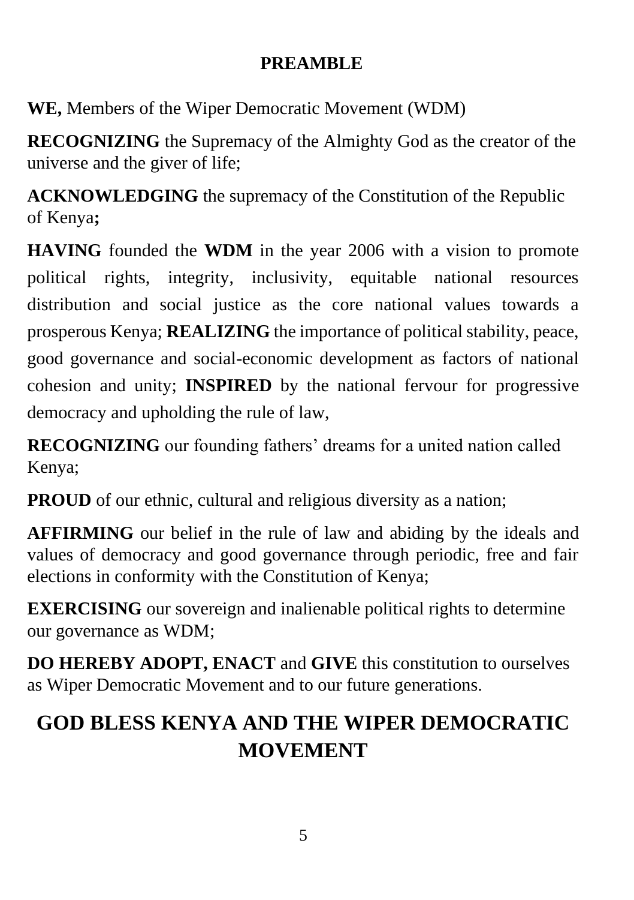# PREAMBLE

**WE,** Members of the Wiper Democratic Movement (WDM)

**RECOGNIZING** the Supremacy of the Almighty God as the creator of the universe and the giver of life;

**ACKNOWLEDGING** the supremacy of the Constitution of the Republic of Kenya**;**

**HAVING** founded the **WDM** in the year 2006 with a vision to promote political rights, integrity, inclusivity, equitable national resources distribution and social justice as the core national values towards a prosperous Kenya; **REALIZING** the importance of political stability, peace, good governance and social-economic development as factors of national cohesion and unity; **INSPIRED** by the national fervour for progressive democracy and upholding the rule of law,

**RECOGNIZING** our founding fathers' dreams for a united nation called Kenya;

**PROUD** of our ethnic, cultural and religious diversity as a nation;

**AFFIRMING** our belief in the rule of law and abiding by the ideals and values of democracy and good governance through periodic, free and fair elections in conformity with the Constitution of Kenya;

**EXERCISING** our sovereign and inalienable political rights to determine our governance as WDM;

**DO HEREBY ADOPT, ENACT** and **GIVE** this constitution to ourselves as Wiper Democratic Movement and to our future generations.

## GOD BLESS KENYA AND THE WIPER DEMOCRATIC MOVEMENT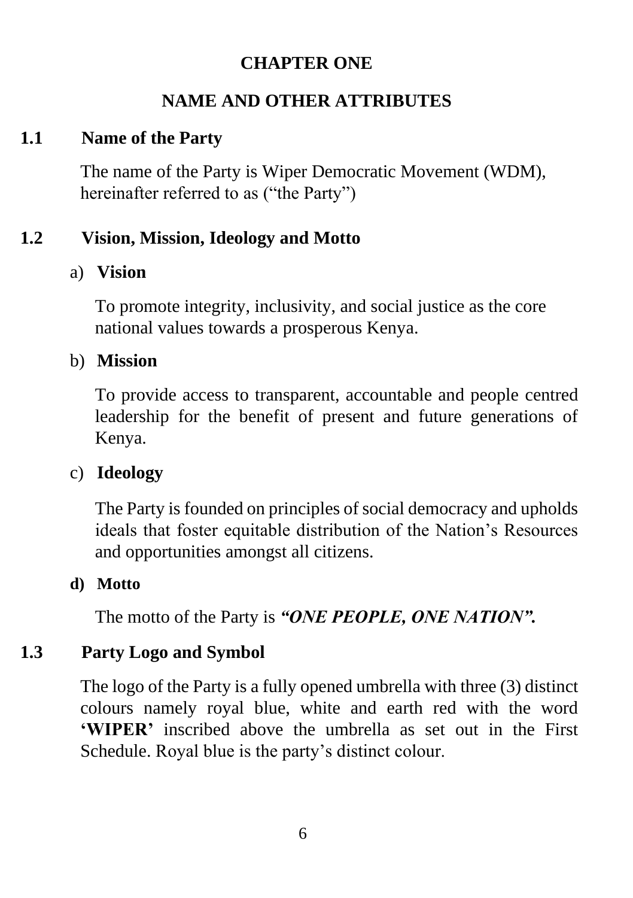# CHAPTER ONE

## NAME AND OTHER ATTRIBUTES

### 1.1 Name of the Party

The name of the Party is Wiper Democratic Movement (WDM), hereinafter referred to as ("the Party")

### 1.2 Vision, Mission, Ideology and Motto

a) **Vision**

To promote integrity, inclusivity, and social justice as the core national values towards a prosperous Kenya.

b) **Mission**

To provide access to transparent, accountable and people centred leadership for the benefit of present and future generations of Kenya.

c) **Ideology**

The Party is founded on principles of social democracy and upholds ideals that foster equitable distribution of the Nation's Resources and opportunities amongst all citizens.

**d) Motto**

The motto of the Party is ***"ONE PEOPLE, ONE NATION".***

### 1.3 Party Logo and Symbol

The logo of the Party is a fully opened umbrella with three (3) distinct colours namely royal blue, white and earth red with the word **'WIPER'** inscribed above the umbrella as set out in the First Schedule. Royal blue is the party's distinct colour.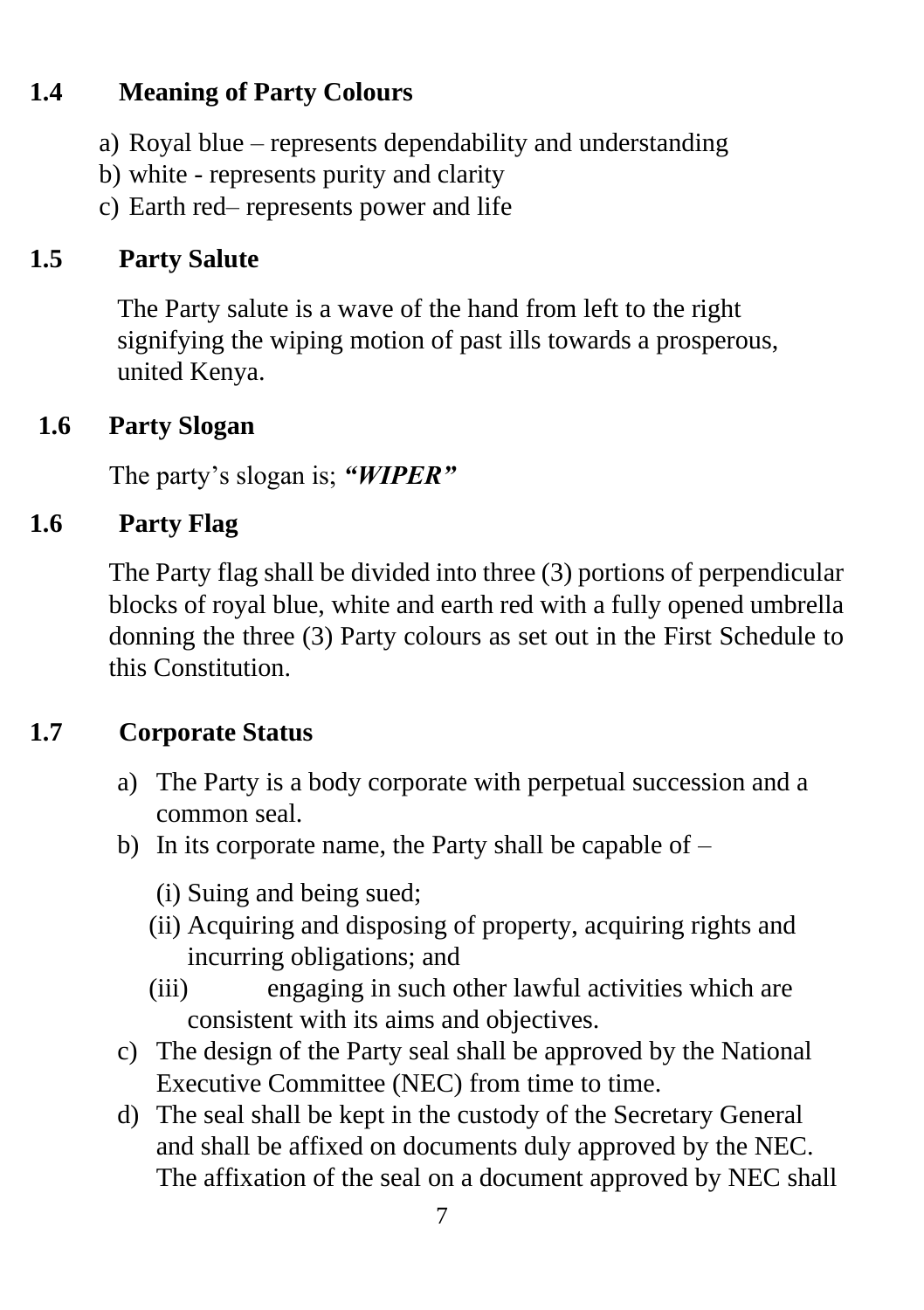### 1.4 Meaning of Party Colours

a) Royal blue – represents dependability and understanding
b) white - represents purity and clarity
c) Earth red– represents power and life

### 1.5 Party Salute

The Party salute is a wave of the hand from left to the right signifying the wiping motion of past ills towards a prosperous, united Kenya.

### 1.6 Party Slogan

The party's slogan is; ***"WIPER"***

### 1.6 Party Flag

The Party flag shall be divided into three (3) portions of perpendicular blocks of royal blue, white and earth red with a fully opened umbrella donning the three (3) Party colours as set out in the First Schedule to this Constitution.

### 1.7 Corporate Status

a) The Party is a body corporate with perpetual succession and a common seal.
b) In its corporate name, the Party shall be capable of –

    (i) Suing and being sued;
    (ii) Acquiring and disposing of property, acquiring rights and incurring obligations; and
    (iii) engaging in such other lawful activities which are consistent with its aims and objectives.

c) The design of the Party seal shall be approved by the National Executive Committee (NEC) from time to time.
d) The seal shall be kept in the custody of the Secretary General and shall be affixed on documents duly approved by the NEC. The affixation of the seal on a document approved by NEC shall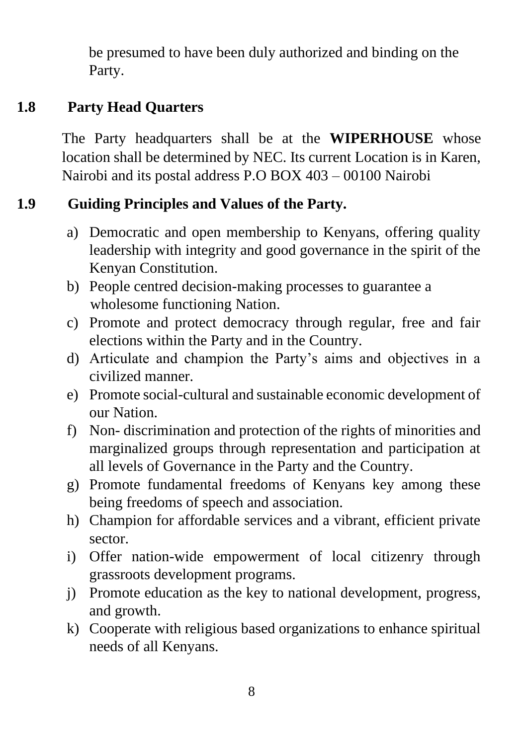be presumed to have been duly authorized and binding on the Party.

## 1.8 Party Head Quarters

The Party headquarters shall be at the **WIPERHOUSE** whose location shall be determined by NEC. Its current Location is in Karen, Nairobi and its postal address P.O BOX 403 – 00100 Nairobi

## 1.9 Guiding Principles and Values of the Party.

a) Democratic and open membership to Kenyans, offering quality leadership with integrity and good governance in the spirit of the Kenyan Constitution.
b) People centred decision-making processes to guarantee a wholesome functioning Nation.
c) Promote and protect democracy through regular, free and fair elections within the Party and in the Country.
d) Articulate and champion the Party's aims and objectives in a civilized manner.
e) Promote social-cultural and sustainable economic development of our Nation.
f) Non- discrimination and protection of the rights of minorities and marginalized groups through representation and participation at all levels of Governance in the Party and the Country.
g) Promote fundamental freedoms of Kenyans key among these being freedoms of speech and association.
h) Champion for affordable services and a vibrant, efficient private sector.
i) Offer nation-wide empowerment of local citizenry through grassroots development programs.
j) Promote education as the key to national development, progress, and growth.
k) Cooperate with religious based organizations to enhance spiritual needs of all Kenyans.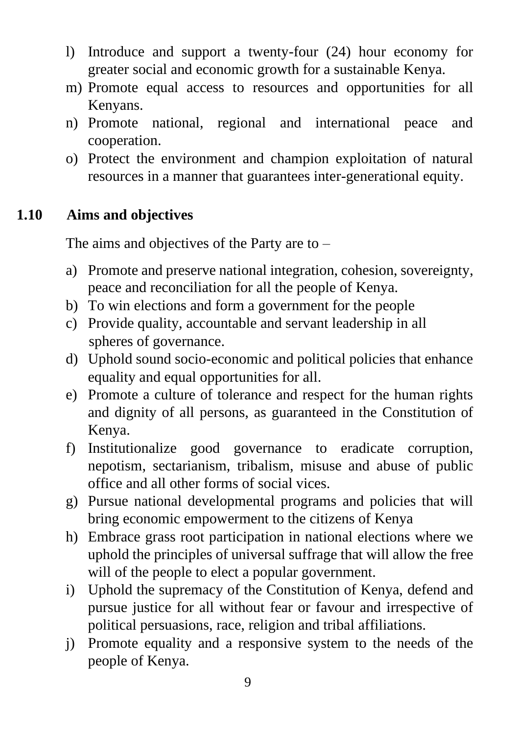l) Introduce and support a twenty-four (24) hour economy for greater social and economic growth for a sustainable Kenya.
m) Promote equal access to resources and opportunities for all Kenyans.
n) Promote national, regional and international peace and cooperation.
o) Protect the environment and champion exploitation of natural resources in a manner that guarantees inter-generational equity.

## 1.10 Aims and objectives

The aims and objectives of the Party are to –

a) Promote and preserve national integration, cohesion, sovereignty, peace and reconciliation for all the people of Kenya.
b) To win elections and form a government for the people
c) Provide quality, accountable and servant leadership in all spheres of governance.
d) Uphold sound socio-economic and political policies that enhance equality and equal opportunities for all.
e) Promote a culture of tolerance and respect for the human rights and dignity of all persons, as guaranteed in the Constitution of Kenya.
f) Institutionalize good governance to eradicate corruption, nepotism, sectarianism, tribalism, misuse and abuse of public office and all other forms of social vices.
g) Pursue national developmental programs and policies that will bring economic empowerment to the citizens of Kenya
h) Embrace grass root participation in national elections where we uphold the principles of universal suffrage that will allow the free will of the people to elect a popular government.
i) Uphold the supremacy of the Constitution of Kenya, defend and pursue justice for all without fear or favour and irrespective of political persuasions, race, religion and tribal affiliations.
j) Promote equality and a responsive system to the needs of the people of Kenya.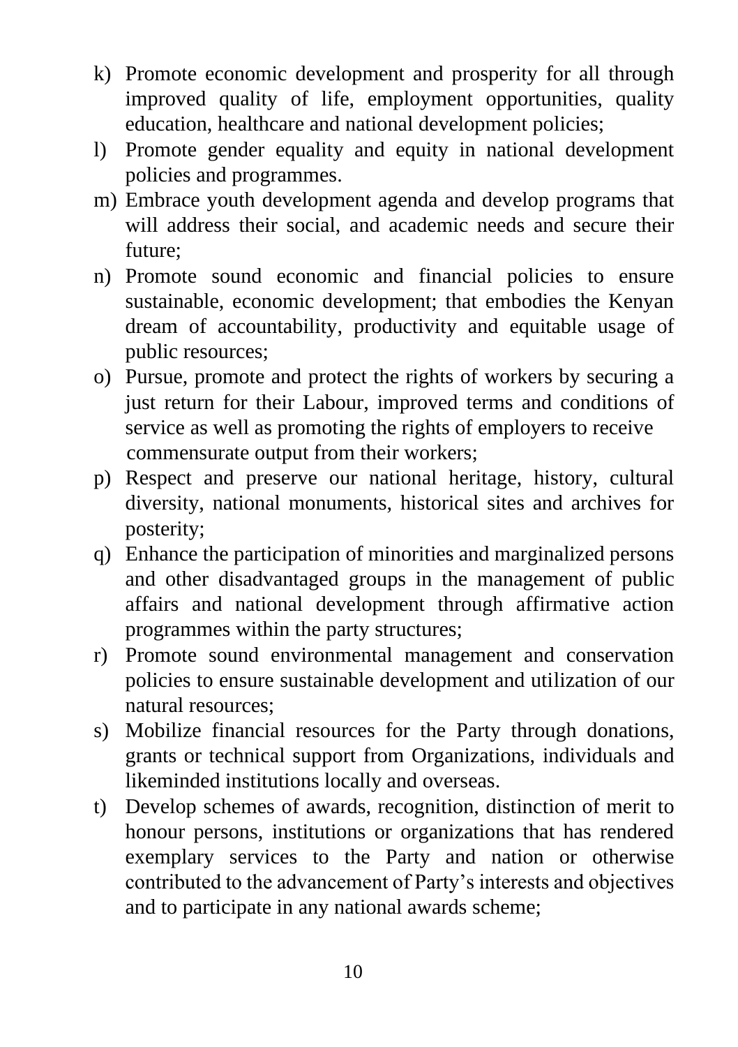k) Promote economic development and prosperity for all through improved quality of life, employment opportunities, quality education, healthcare and national development policies;

l) Promote gender equality and equity in national development policies and programmes.

m) Embrace youth development agenda and develop programs that will address their social, and academic needs and secure their future;

n) Promote sound economic and financial policies to ensure sustainable, economic development; that embodies the Kenyan dream of accountability, productivity and equitable usage of public resources;

o) Pursue, promote and protect the rights of workers by securing a just return for their Labour, improved terms and conditions of service as well as promoting the rights of employers to receive commensurate output from their workers;

p) Respect and preserve our national heritage, history, cultural diversity, national monuments, historical sites and archives for posterity;

q) Enhance the participation of minorities and marginalized persons and other disadvantaged groups in the management of public affairs and national development through affirmative action programmes within the party structures;

r) Promote sound environmental management and conservation policies to ensure sustainable development and utilization of our natural resources;

s) Mobilize financial resources for the Party through donations, grants or technical support from Organizations, individuals and likeminded institutions locally and overseas.

t) Develop schemes of awards, recognition, distinction of merit to honour persons, institutions or organizations that has rendered exemplary services to the Party and nation or otherwise contributed to the advancement of Party's interests and objectives and to participate in any national awards scheme;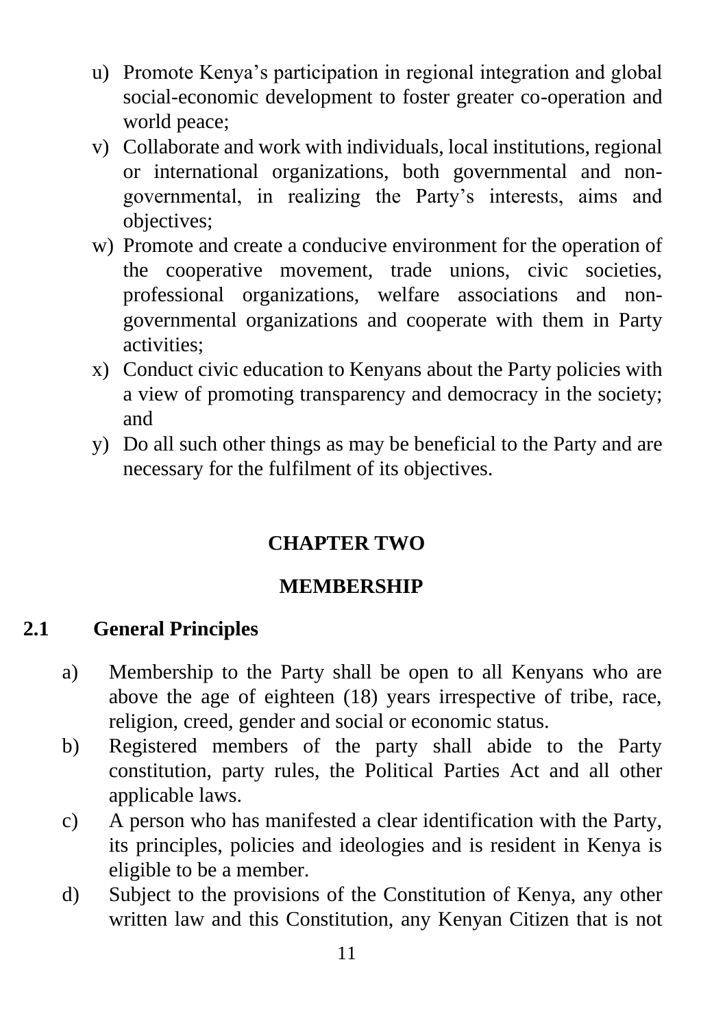u) Promote Kenya's participation in regional integration and global social-economic development to foster greater co-operation and world peace;
v) Collaborate and work with individuals, local institutions, regional or international organizations, both governmental and non-governmental, in realizing the Party's interests, aims and objectives;
w) Promote and create a conducive environment for the operation of the cooperative movement, trade unions, civic societies, professional organizations, welfare associations and non-governmental organizations and cooperate with them in Party activities;
x) Conduct civic education to Kenyans about the Party policies with a view of promoting transparency and democracy in the society; and
y) Do all such other things as may be beneficial to the Party and are necessary for the fulfilment of its objectives.

## CHAPTER TWO

## MEMBERSHIP

### 2.1 General Principles

a) Membership to the Party shall be open to all Kenyans who are above the age of eighteen (18) years irrespective of tribe, race, religion, creed, gender and social or economic status.
b) Registered members of the party shall abide to the Party constitution, party rules, the Political Parties Act and all other applicable laws.
c) A person who has manifested a clear identification with the Party, its principles, policies and ideologies and is resident in Kenya is eligible to be a member.
d) Subject to the provisions of the Constitution of Kenya, any other written law and this Constitution, any Kenyan Citizen that is not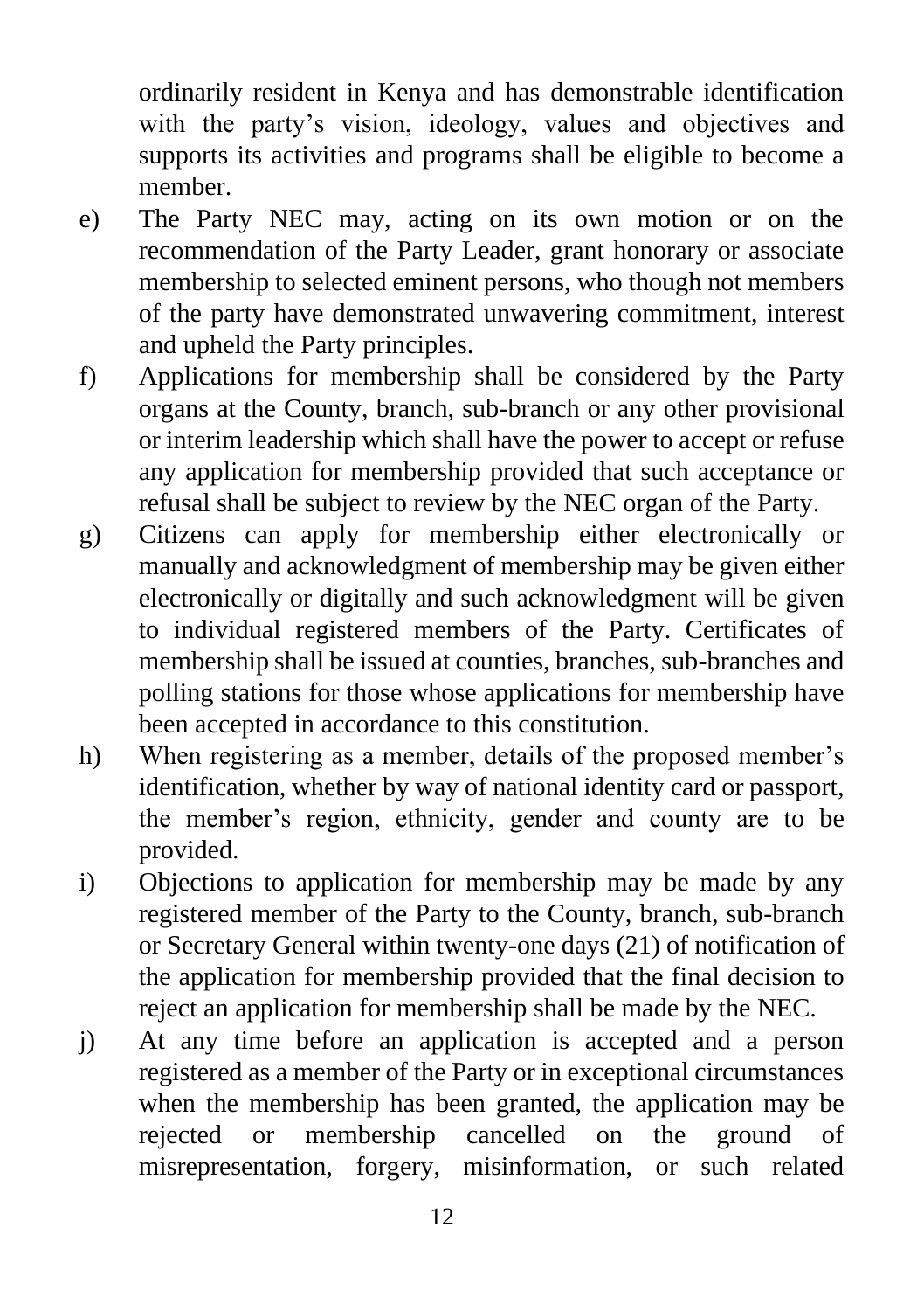ordinarily resident in Kenya and has demonstrable identification with the party's vision, ideology, values and objectives and supports its activities and programs shall be eligible to become a member.

e) The Party NEC may, acting on its own motion or on the recommendation of the Party Leader, grant honorary or associate membership to selected eminent persons, who though not members of the party have demonstrated unwavering commitment, interest and upheld the Party principles.

f) Applications for membership shall be considered by the Party organs at the County, branch, sub-branch or any other provisional or interim leadership which shall have the power to accept or refuse any application for membership provided that such acceptance or refusal shall be subject to review by the NEC organ of the Party.

g) Citizens can apply for membership either electronically or manually and acknowledgment of membership may be given either electronically or digitally and such acknowledgment will be given to individual registered members of the Party. Certificates of membership shall be issued at counties, branches, sub-branches and polling stations for those whose applications for membership have been accepted in accordance to this constitution.

h) When registering as a member, details of the proposed member's identification, whether by way of national identity card or passport, the member's region, ethnicity, gender and county are to be provided.

i) Objections to application for membership may be made by any registered member of the Party to the County, branch, sub-branch or Secretary General within twenty-one days (21) of notification of the application for membership provided that the final decision to reject an application for membership shall be made by the NEC.

j) At any time before an application is accepted and a person registered as a member of the Party or in exceptional circumstances when the membership has been granted, the application may be rejected or membership cancelled on the ground of misrepresentation, forgery, misinformation, or such related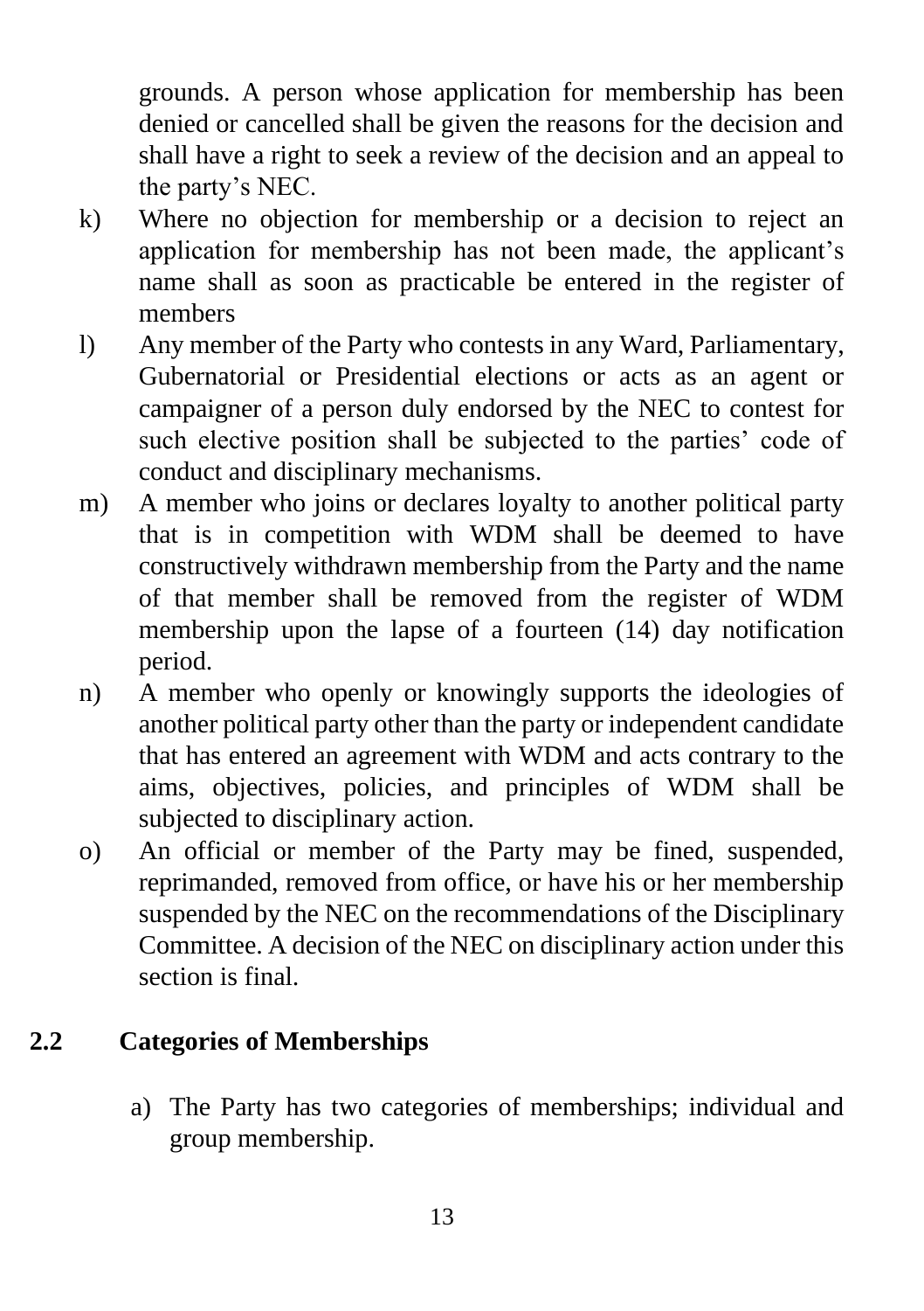grounds. A person whose application for membership has been denied or cancelled shall be given the reasons for the decision and shall have a right to seek a review of the decision and an appeal to the party's NEC.

k) Where no objection for membership or a decision to reject an application for membership has not been made, the applicant's name shall as soon as practicable be entered in the register of members

l) Any member of the Party who contests in any Ward, Parliamentary, Gubernatorial or Presidential elections or acts as an agent or campaigner of a person duly endorsed by the NEC to contest for such elective position shall be subjected to the parties' code of conduct and disciplinary mechanisms.

m) A member who joins or declares loyalty to another political party that is in competition with WDM shall be deemed to have constructively withdrawn membership from the Party and the name of that member shall be removed from the register of WDM membership upon the lapse of a fourteen (14) day notification period.

n) A member who openly or knowingly supports the ideologies of another political party other than the party or independent candidate that has entered an agreement with WDM and acts contrary to the aims, objectives, policies, and principles of WDM shall be subjected to disciplinary action.

o) An official or member of the Party may be fined, suspended, reprimanded, removed from office, or have his or her membership suspended by the NEC on the recommendations of the Disciplinary Committee. A decision of the NEC on disciplinary action under this section is final.

## 2.2 Categories of Memberships

a) The Party has two categories of memberships; individual and group membership.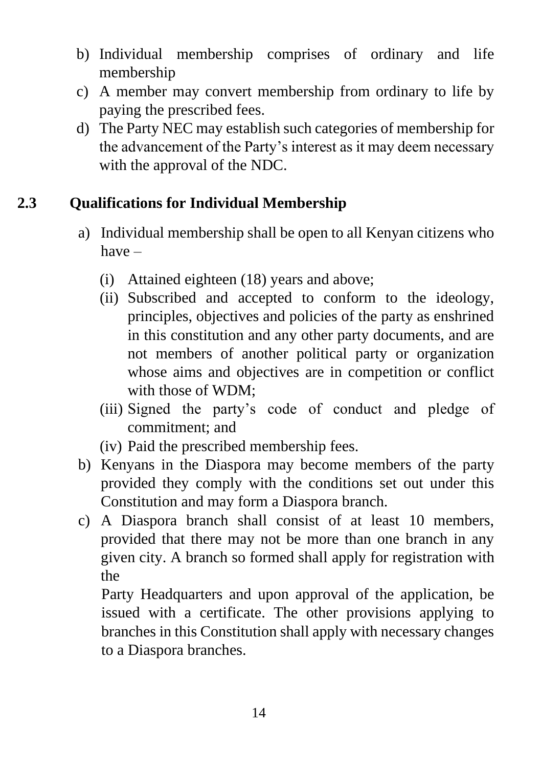b) Individual membership comprises of ordinary and life membership
c) A member may convert membership from ordinary to life by paying the prescribed fees.
d) The Party NEC may establish such categories of membership for the advancement of the Party's interest as it may deem necessary with the approval of the NDC.

## 2.3 Qualifications for Individual Membership

a) Individual membership shall be open to all Kenyan citizens who have –

   (i) Attained eighteen (18) years and above;
   (ii) Subscribed and accepted to conform to the ideology, principles, objectives and policies of the party as enshrined in this constitution and any other party documents, and are not members of another political party or organization whose aims and objectives are in competition or conflict with those of WDM;
   (iii) Signed the party's code of conduct and pledge of commitment; and
   (iv) Paid the prescribed membership fees.

b) Kenyans in the Diaspora may become members of the party provided they comply with the conditions set out under this Constitution and may form a Diaspora branch.
c) A Diaspora branch shall consist of at least 10 members, provided that there may not be more than one branch in any given city. A branch so formed shall apply for registration with the

   Party Headquarters and upon approval of the application, be issued with a certificate. The other provisions applying to branches in this Constitution shall apply with necessary changes to a Diaspora branches.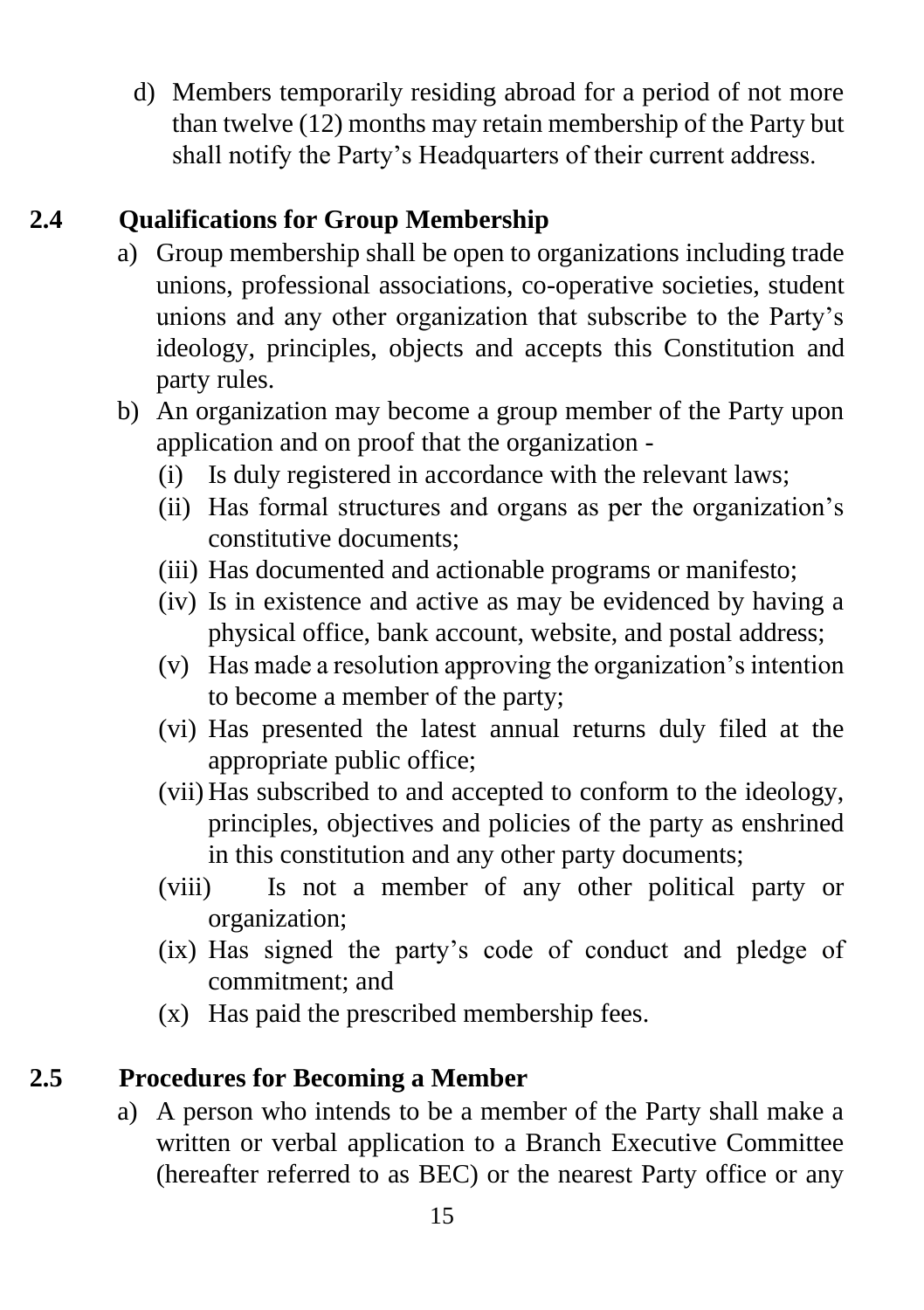d) Members temporarily residing abroad for a period of not more than twelve (12) months may retain membership of the Party but shall notify the Party's Headquarters of their current address.

## 2.4 Qualifications for Group Membership

a) Group membership shall be open to organizations including trade unions, professional associations, co-operative societies, student unions and any other organization that subscribe to the Party's ideology, principles, objects and accepts this Constitution and party rules.

b) An organization may become a group member of the Party upon application and on proof that the organization -
   - (i) Is duly registered in accordance with the relevant laws;
   - (ii) Has formal structures and organs as per the organization's constitutive documents;
   - (iii) Has documented and actionable programs or manifesto;
   - (iv) Is in existence and active as may be evidenced by having a physical office, bank account, website, and postal address;
   - (v) Has made a resolution approving the organization's intention to become a member of the party;
   - (vi) Has presented the latest annual returns duly filed at the appropriate public office;
   - (vii) Has subscribed to and accepted to conform to the ideology, principles, objectives and policies of the party as enshrined in this constitution and any other party documents;
   - (viii) Is not a member of any other political party or organization;
   - (ix) Has signed the party's code of conduct and pledge of commitment; and
   - (x) Has paid the prescribed membership fees.

## 2.5 Procedures for Becoming a Member

a) A person who intends to be a member of the Party shall make a written or verbal application to a Branch Executive Committee (hereafter referred to as BEC) or the nearest Party office or any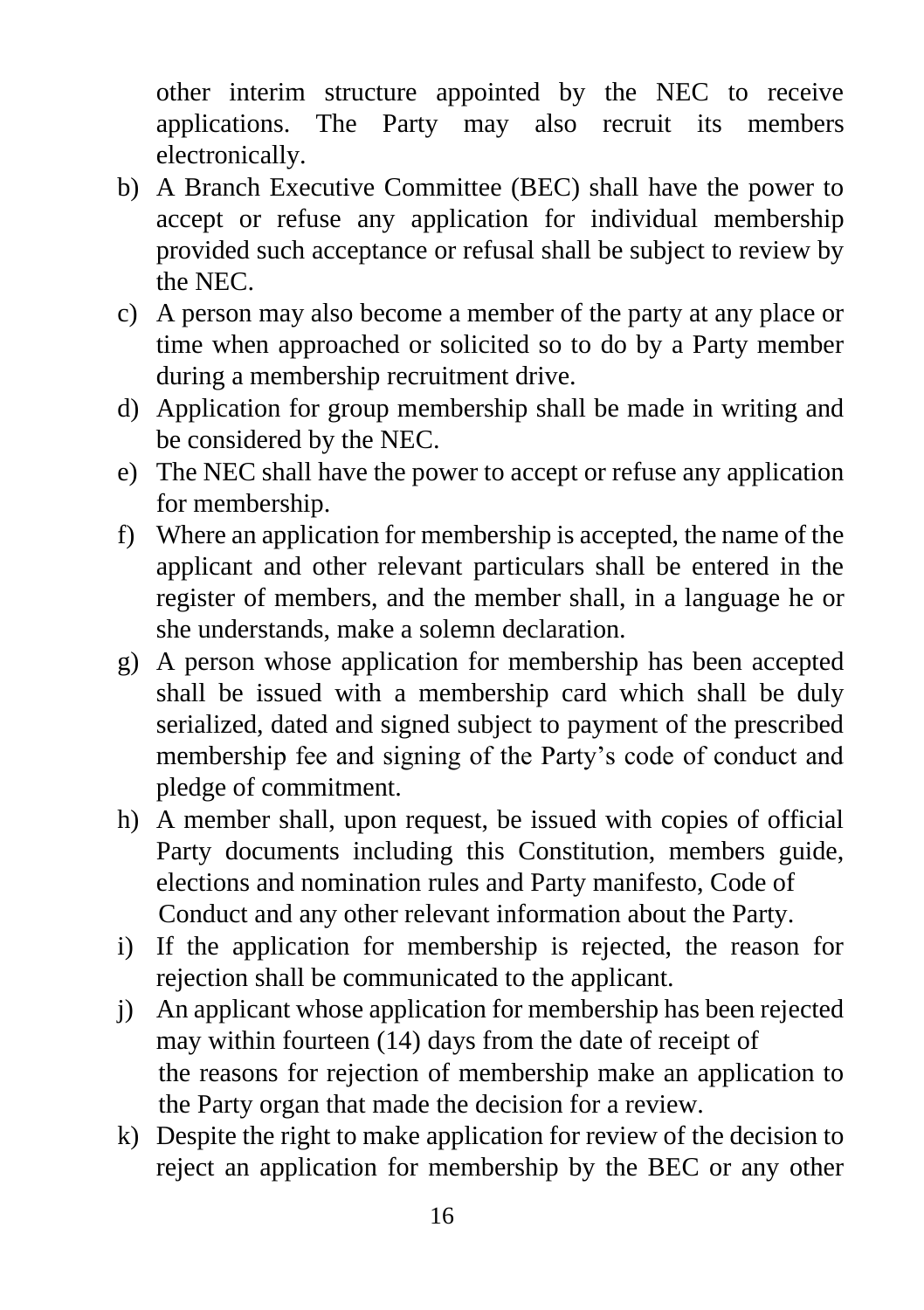other interim structure appointed by the NEC to receive applications. The Party may also recruit its members electronically.

b) A Branch Executive Committee (BEC) shall have the power to accept or refuse any application for individual membership provided such acceptance or refusal shall be subject to review by the NEC.
c) A person may also become a member of the party at any place or time when approached or solicited so to do by a Party member during a membership recruitment drive.
d) Application for group membership shall be made in writing and be considered by the NEC.
e) The NEC shall have the power to accept or refuse any application for membership.
f) Where an application for membership is accepted, the name of the applicant and other relevant particulars shall be entered in the register of members, and the member shall, in a language he or she understands, make a solemn declaration.
g) A person whose application for membership has been accepted shall be issued with a membership card which shall be duly serialized, dated and signed subject to payment of the prescribed membership fee and signing of the Party's code of conduct and pledge of commitment.
h) A member shall, upon request, be issued with copies of official Party documents including this Constitution, members guide, elections and nomination rules and Party manifesto, Code of Conduct and any other relevant information about the Party.
i) If the application for membership is rejected, the reason for rejection shall be communicated to the applicant.
j) An applicant whose application for membership has been rejected may within fourteen (14) days from the date of receipt of the reasons for rejection of membership make an application to the Party organ that made the decision for a review.
k) Despite the right to make application for review of the decision to reject an application for membership by the BEC or any other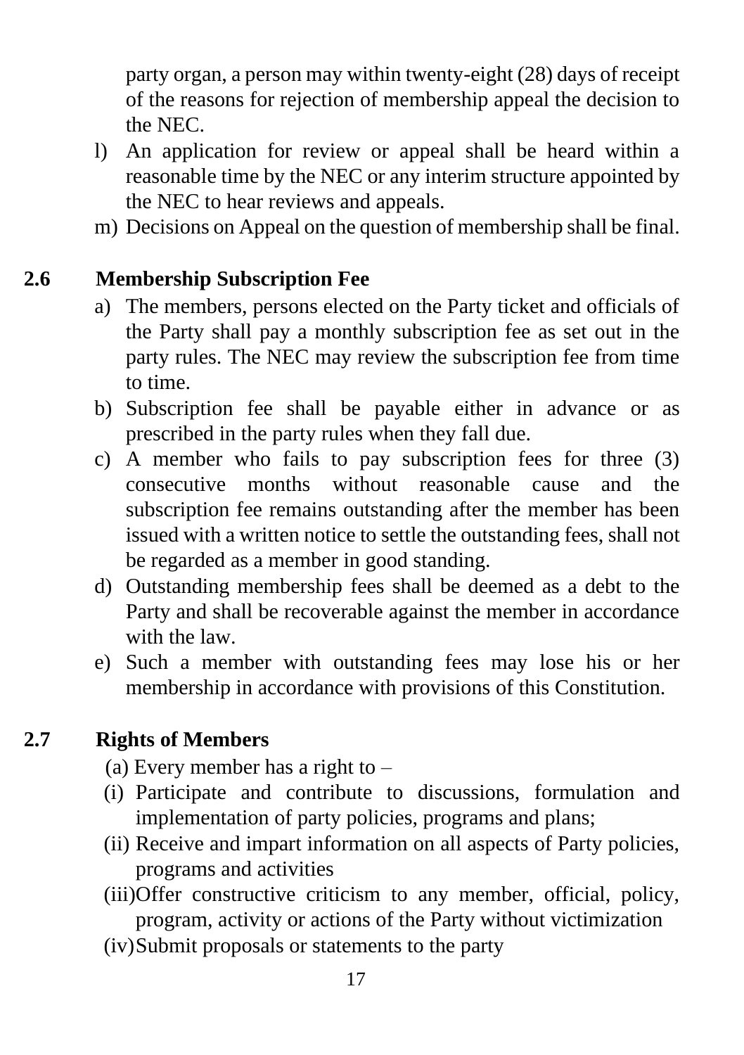party organ, a person may within twenty-eight (28) days of receipt of the reasons for rejection of membership appeal the decision to the NEC.

l) An application for review or appeal shall be heard within a reasonable time by the NEC or any interim structure appointed by the NEC to hear reviews and appeals.

m) Decisions on Appeal on the question of membership shall be final.

## 2.6 Membership Subscription Fee

a) The members, persons elected on the Party ticket and officials of the Party shall pay a monthly subscription fee as set out in the party rules. The NEC may review the subscription fee from time to time.

b) Subscription fee shall be payable either in advance or as prescribed in the party rules when they fall due.

c) A member who fails to pay subscription fees for three (3) consecutive months without reasonable cause and the subscription fee remains outstanding after the member has been issued with a written notice to settle the outstanding fees, shall not be regarded as a member in good standing.

d) Outstanding membership fees shall be deemed as a debt to the Party and shall be recoverable against the member in accordance with the law.

e) Such a member with outstanding fees may lose his or her membership in accordance with provisions of this Constitution.

## 2.7 Rights of Members

(a) Every member has a right to –

(i) Participate and contribute to discussions, formulation and implementation of party policies, programs and plans;

(ii) Receive and impart information on all aspects of Party policies, programs and activities

(iii) Offer constructive criticism to any member, official, policy, program, activity or actions of the Party without victimization

(iv) Submit proposals or statements to the party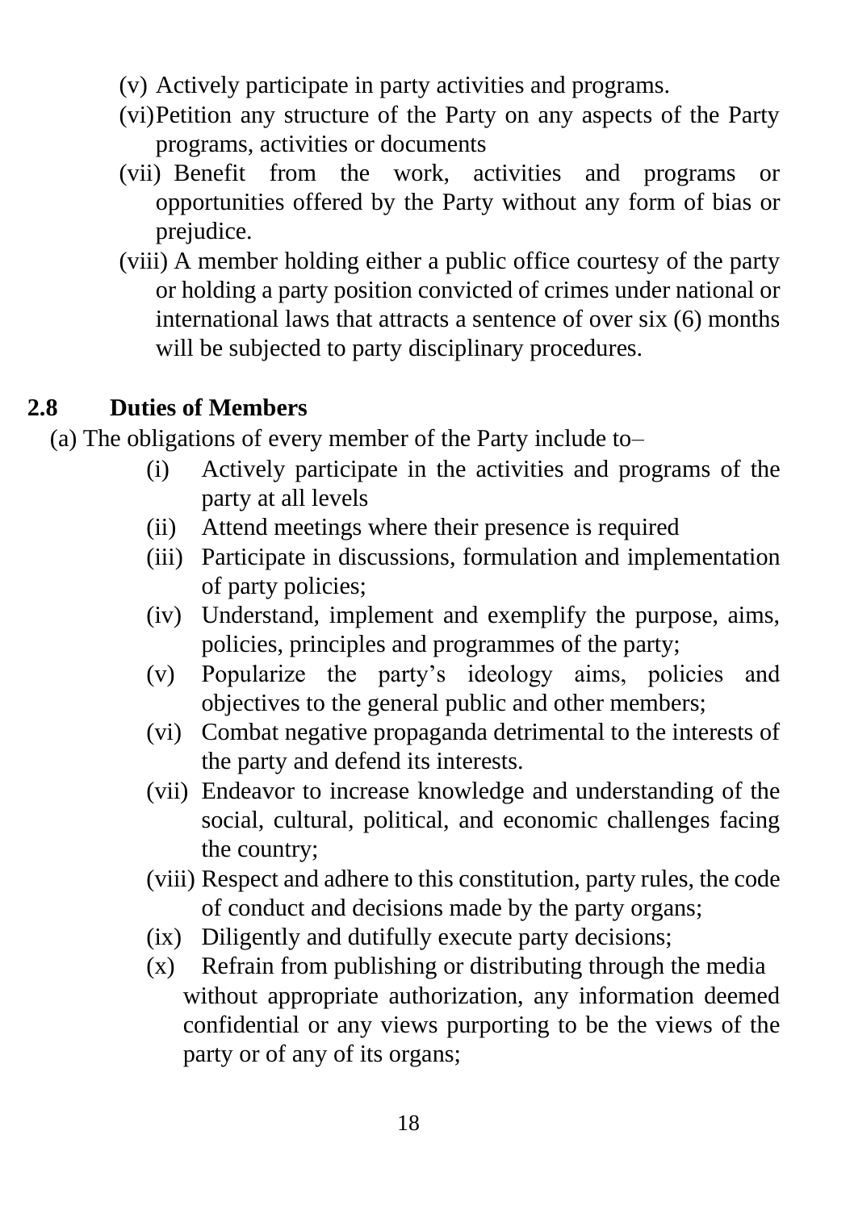(v) Actively participate in party activities and programs.

(vi) Petition any structure of the Party on any aspects of the Party programs, activities or documents

(vii) Benefit from the work, activities and programs or opportunities offered by the Party without any form of bias or prejudice.

(viii) A member holding either a public office courtesy of the party or holding a party position convicted of crimes under national or international laws that attracts a sentence of over six (6) months will be subjected to party disciplinary procedures.

## 2.8 Duties of Members

(a) The obligations of every member of the Party include to–

(i) Actively participate in the activities and programs of the party at all levels

(ii) Attend meetings where their presence is required

(iii) Participate in discussions, formulation and implementation of party policies;

(iv) Understand, implement and exemplify the purpose, aims, policies, principles and programmes of the party;

(v) Popularize the party's ideology aims, policies and objectives to the general public and other members;

(vi) Combat negative propaganda detrimental to the interests of the party and defend its interests.

(vii) Endeavor to increase knowledge and understanding of the social, cultural, political, and economic challenges facing the country;

(viii) Respect and adhere to this constitution, party rules, the code of conduct and decisions made by the party organs;

(ix) Diligently and dutifully execute party decisions;

(x) Refrain from publishing or distributing through the media without appropriate authorization, any information deemed confidential or any views purporting to be the views of the party or of any of its organs;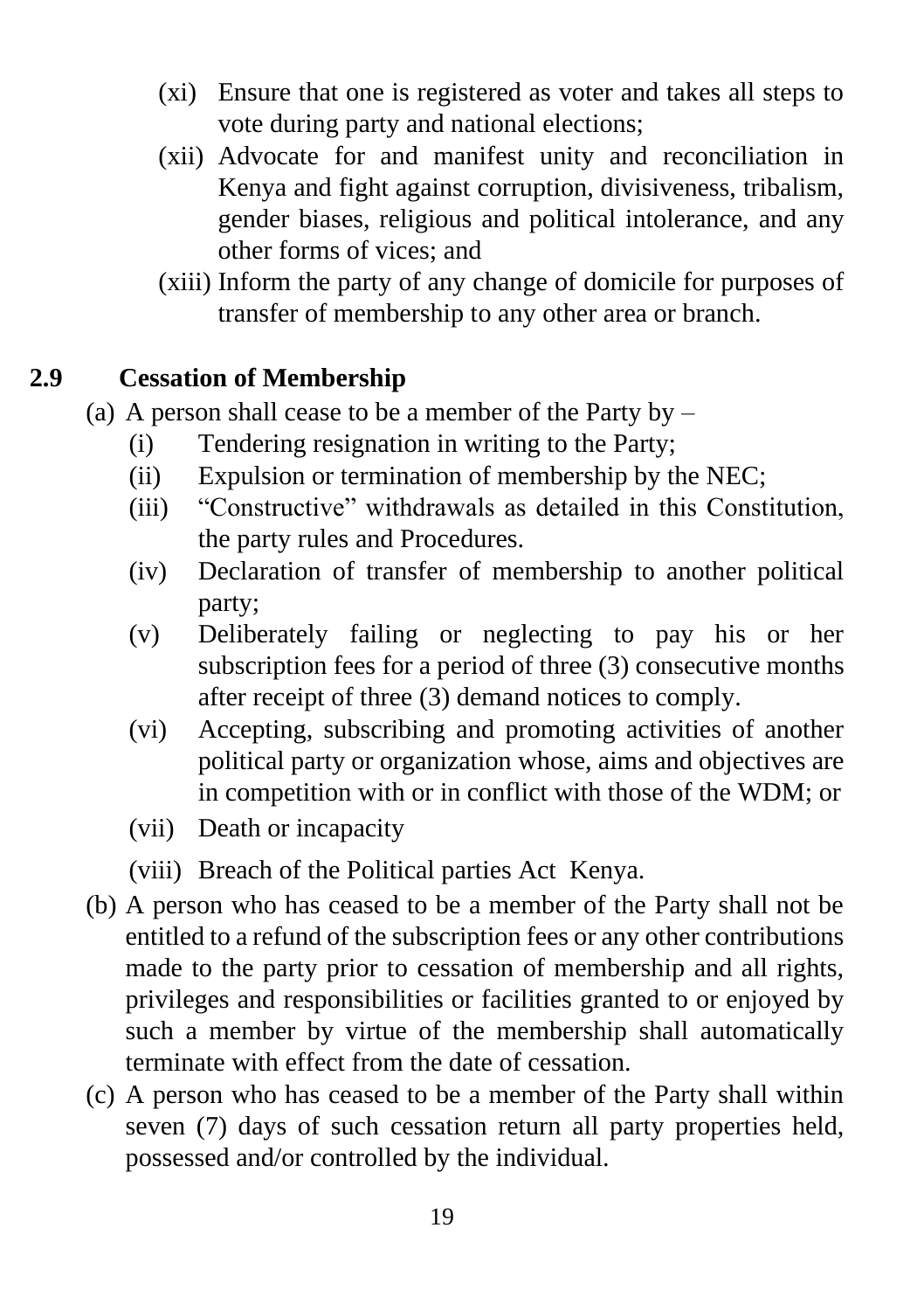(xi) Ensure that one is registered as voter and takes all steps to vote during party and national elections;

(xii) Advocate for and manifest unity and reconciliation in Kenya and fight against corruption, divisiveness, tribalism, gender biases, religious and political intolerance, and any other forms of vices; and

(xiii) Inform the party of any change of domicile for purposes of transfer of membership to any other area or branch.

## 2.9 Cessation of Membership

(a) A person shall cease to be a member of the Party by –

(i) Tendering resignation in writing to the Party;

(ii) Expulsion or termination of membership by the NEC;

(iii) "Constructive" withdrawals as detailed in this Constitution, the party rules and Procedures.

(iv) Declaration of transfer of membership to another political party;

(v) Deliberately failing or neglecting to pay his or her subscription fees for a period of three (3) consecutive months after receipt of three (3) demand notices to comply.

(vi) Accepting, subscribing and promoting activities of another political party or organization whose, aims and objectives are in competition with or in conflict with those of the WDM; or

(vii) Death or incapacity

(viii) Breach of the Political parties Act Kenya.

(b) A person who has ceased to be a member of the Party shall not be entitled to a refund of the subscription fees or any other contributions made to the party prior to cessation of membership and all rights, privileges and responsibilities or facilities granted to or enjoyed by such a member by virtue of the membership shall automatically terminate with effect from the date of cessation.

(c) A person who has ceased to be a member of the Party shall within seven (7) days of such cessation return all party properties held, possessed and/or controlled by the individual.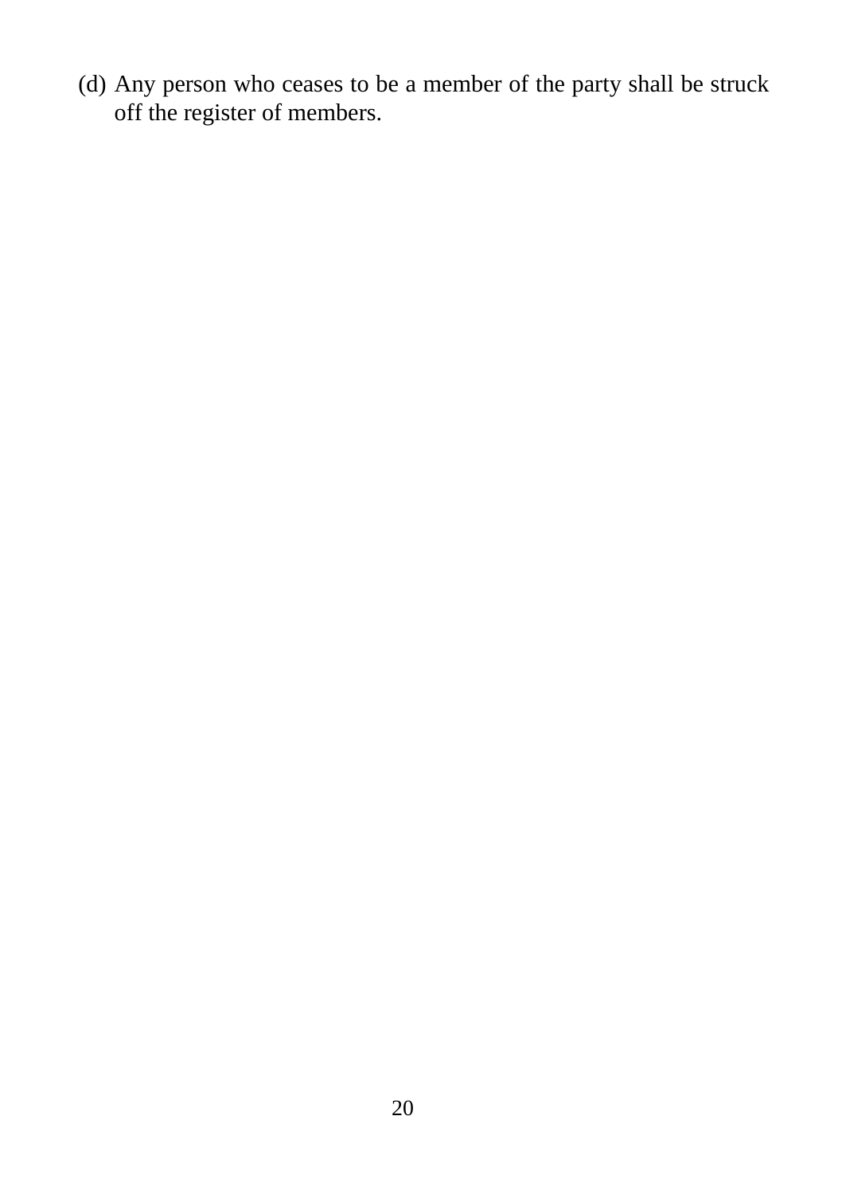(d) Any person who ceases to be a member of the party shall be struck off the register of members.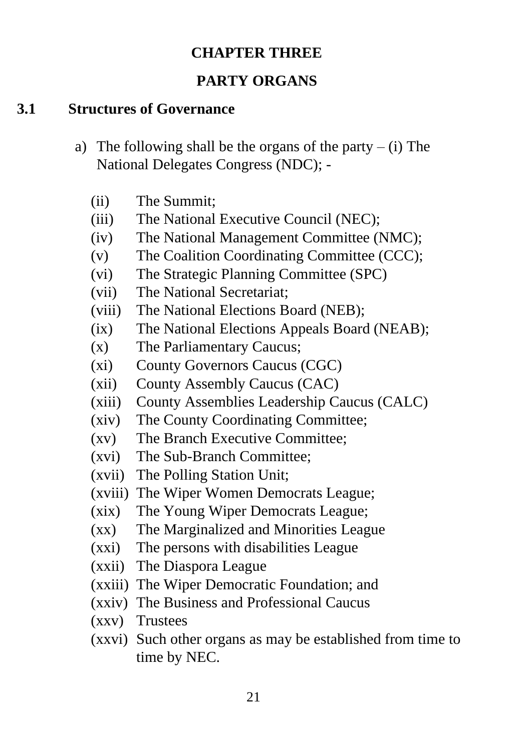# CHAPTER THREE

## PARTY ORGANS

### 3.1 Structures of Governance

a) The following shall be the organs of the party – (i) The National Delegates Congress (NDC); -

(ii) The Summit;
(iii) The National Executive Council (NEC);
(iv) The National Management Committee (NMC);
(v) The Coalition Coordinating Committee (CCC);
(vi) The Strategic Planning Committee (SPC)
(vii) The National Secretariat;
(viii) The National Elections Board (NEB);
(ix) The National Elections Appeals Board (NEAB);
(x) The Parliamentary Caucus;
(xi) County Governors Caucus (CGC)
(xii) County Assembly Caucus (CAC)
(xiii) County Assemblies Leadership Caucus (CALC)
(xiv) The County Coordinating Committee;
(xv) The Branch Executive Committee;
(xvi) The Sub-Branch Committee;
(xvii) The Polling Station Unit;
(xviii) The Wiper Women Democrats League;
(xix) The Young Wiper Democrats League;
(xx) The Marginalized and Minorities League
(xxi) The persons with disabilities League
(xxii) The Diaspora League
(xxiii) The Wiper Democratic Foundation; and
(xxiv) The Business and Professional Caucus
(xxv) Trustees
(xxvi) Such other organs as may be established from time to time by NEC.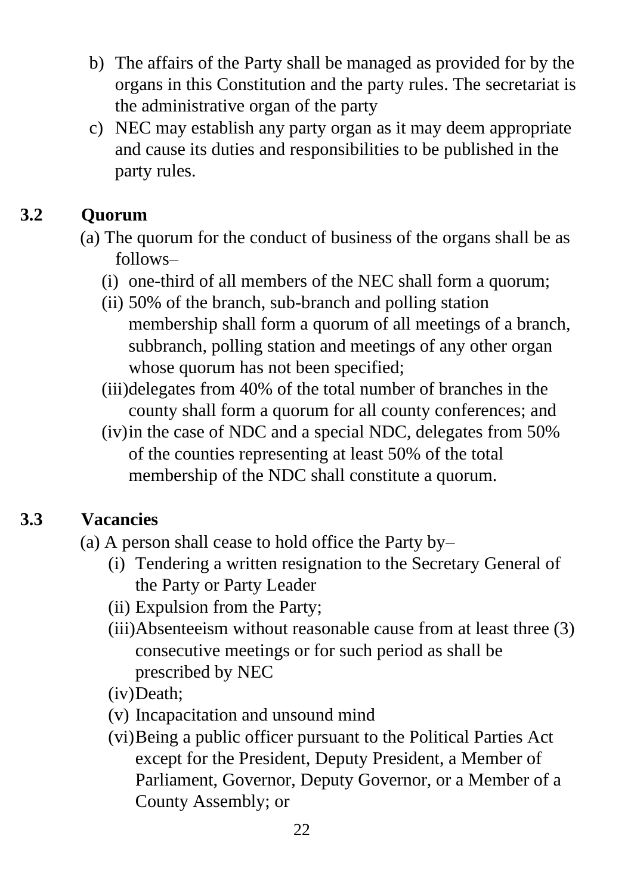b) The affairs of the Party shall be managed as provided for by the organs in this Constitution and the party rules. The secretariat is the administrative organ of the party

c) NEC may establish any party organ as it may deem appropriate and cause its duties and responsibilities to be published in the party rules.

## 3.2 Quorum

(a) The quorum for the conduct of business of the organs shall be as follows–

- (i) one-third of all members of the NEC shall form a quorum;
- (ii) 50% of the branch, sub-branch and polling station membership shall form a quorum of all meetings of a branch, subbranch, polling station and meetings of any other organ whose quorum has not been specified;
- (iii) delegates from 40% of the total number of branches in the county shall form a quorum for all county conferences; and
- (iv) in the case of NDC and a special NDC, delegates from 50% of the counties representing at least 50% of the total membership of the NDC shall constitute a quorum.

## 3.3 Vacancies

(a) A person shall cease to hold office the Party by–

- (i) Tendering a written resignation to the Secretary General of the Party or Party Leader
- (ii) Expulsion from the Party;
- (iii) Absenteeism without reasonable cause from at least three (3) consecutive meetings or for such period as shall be prescribed by NEC
- (iv) Death;
- (v) Incapacitation and unsound mind
- (vi) Being a public officer pursuant to the Political Parties Act except for the President, Deputy President, a Member of Parliament, Governor, Deputy Governor, or a Member of a County Assembly; or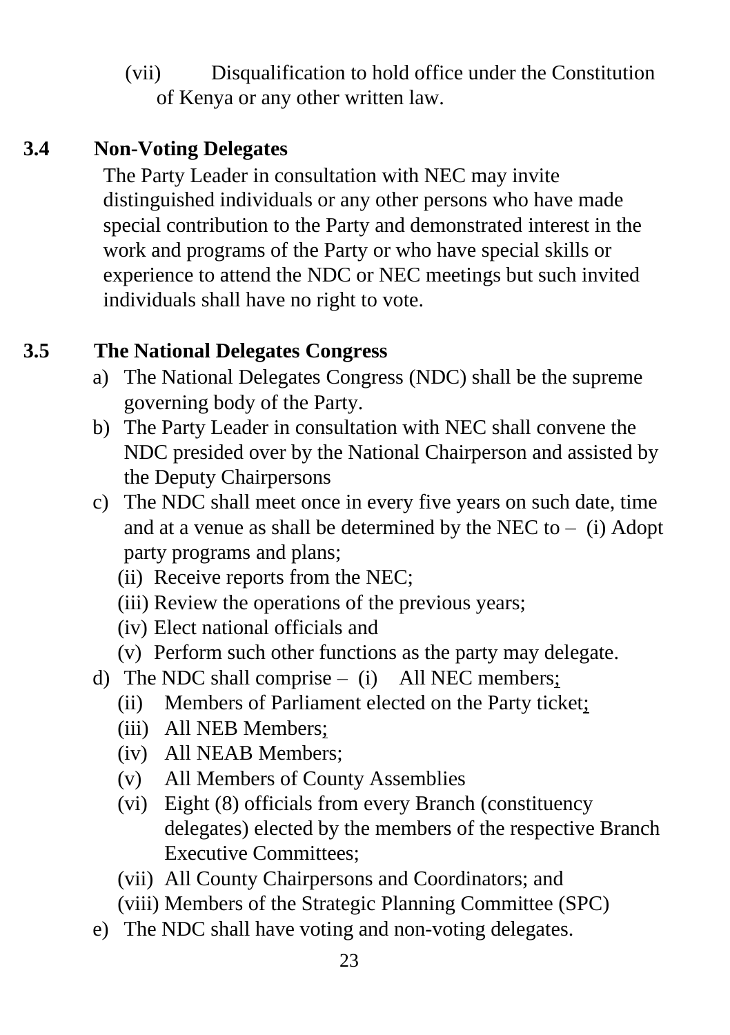(vii) Disqualification to hold office under the Constitution of Kenya or any other written law.

### 3.4 Non-Voting Delegates

The Party Leader in consultation with NEC may invite distinguished individuals or any other persons who have made special contribution to the Party and demonstrated interest in the work and programs of the Party or who have special skills or experience to attend the NDC or NEC meetings but such invited individuals shall have no right to vote.

### 3.5 The National Delegates Congress

a) The National Delegates Congress (NDC) shall be the supreme governing body of the Party.

b) The Party Leader in consultation with NEC shall convene the NDC presided over by the National Chairperson and assisted by the Deputy Chairpersons

c) The NDC shall meet once in every five years on such date, time and at a venue as shall be determined by the NEC to – (i) Adopt party programs and plans;
   (ii) Receive reports from the NEC;
   (iii) Review the operations of the previous years;
   (iv) Elect national officials and
   (v) Perform such other functions as the party may delegate.

d) The NDC shall comprise – (i) All NEC members;
   (ii) Members of Parliament elected on the Party ticket;
   (iii) All NEB Members;
   (iv) All NEAB Members;
   (v) All Members of County Assemblies
   (vi) Eight (8) officials from every Branch (constituency delegates) elected by the members of the respective Branch Executive Committees;
   (vii) All County Chairpersons and Coordinators; and
   (viii) Members of the Strategic Planning Committee (SPC)

e) The NDC shall have voting and non-voting delegates.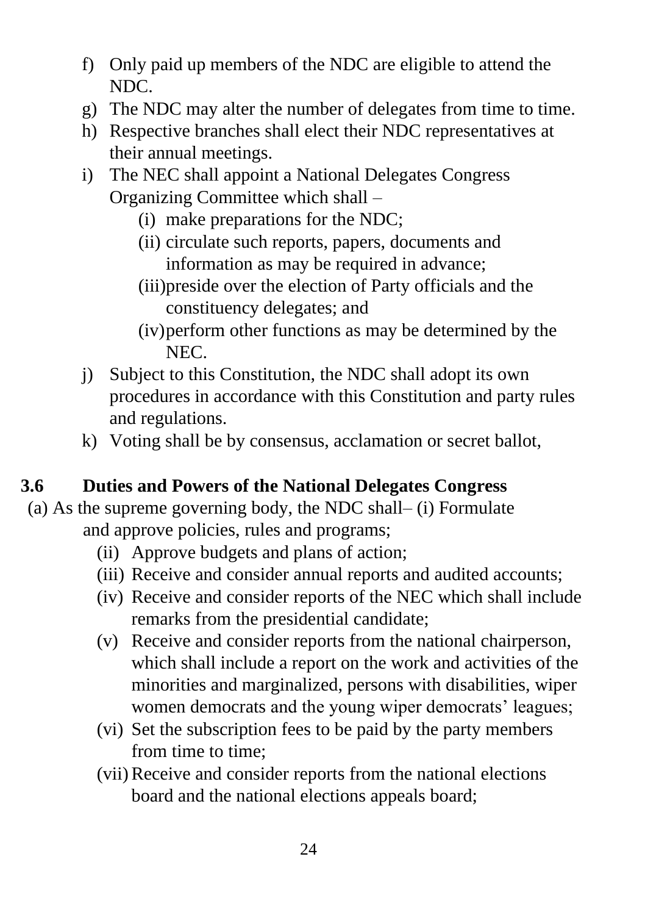f) Only paid up members of the NDC are eligible to attend the NDC.
g) The NDC may alter the number of delegates from time to time.
h) Respective branches shall elect their NDC representatives at their annual meetings.
i) The NEC shall appoint a National Delegates Congress Organizing Committee which shall –
    (i) make preparations for the NDC;
    (ii) circulate such reports, papers, documents and information as may be required in advance;
    (iii) preside over the election of Party officials and the constituency delegates; and
    (iv) perform other functions as may be determined by the NEC.
j) Subject to this Constitution, the NDC shall adopt its own procedures in accordance with this Constitution and party rules and regulations.
k) Voting shall be by consensus, acclamation or secret ballot,

### 3.6 Duties and Powers of the National Delegates Congress

(a) As the supreme governing body, the NDC shall– (i) Formulate and approve policies, rules and programs;
    (ii) Approve budgets and plans of action;
    (iii) Receive and consider annual reports and audited accounts;
    (iv) Receive and consider reports of the NEC which shall include remarks from the presidential candidate;
    (v) Receive and consider reports from the national chairperson, which shall include a report on the work and activities of the minorities and marginalized, persons with disabilities, wiper women democrats and the young wiper democrats' leagues;
    (vi) Set the subscription fees to be paid by the party members from time to time;
    (vii) Receive and consider reports from the national elections board and the national elections appeals board;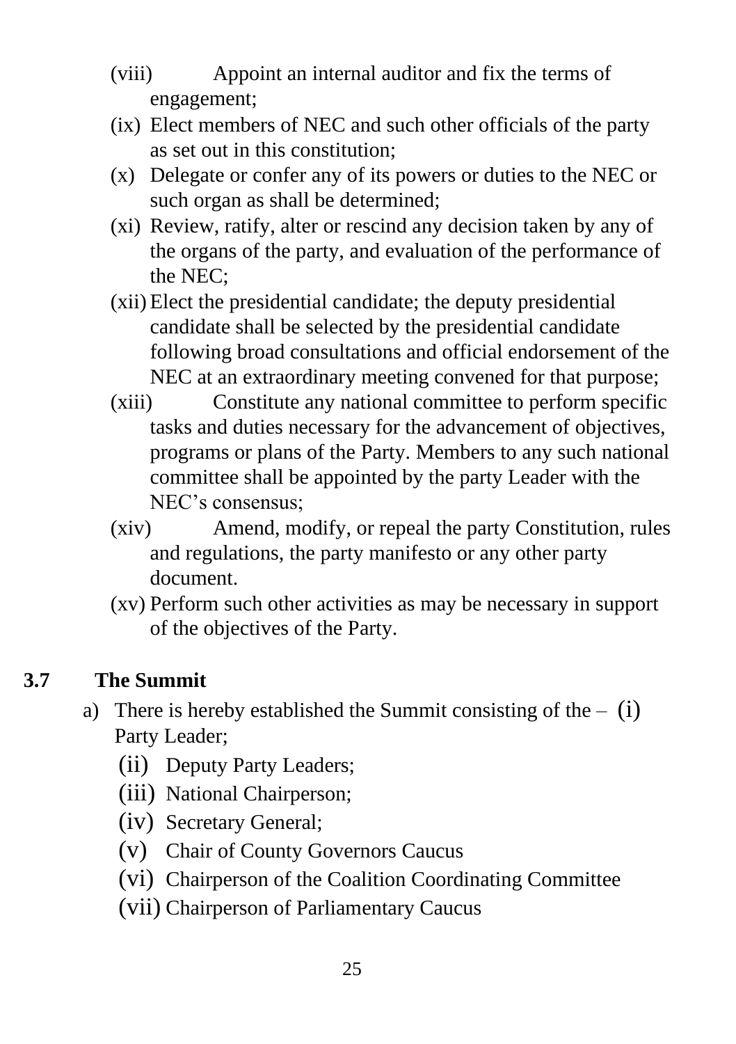(viii) Appoint an internal auditor and fix the terms of engagement;

(ix) Elect members of NEC and such other officials of the party as set out in this constitution;

(x) Delegate or confer any of its powers or duties to the NEC or such organ as shall be determined;

(xi) Review, ratify, alter or rescind any decision taken by any of the organs of the party, and evaluation of the performance of the NEC;

(xii) Elect the presidential candidate; the deputy presidential candidate shall be selected by the presidential candidate following broad consultations and official endorsement of the NEC at an extraordinary meeting convened for that purpose;

(xiii) Constitute any national committee to perform specific tasks and duties necessary for the advancement of objectives, programs or plans of the Party. Members to any such national committee shall be appointed by the party Leader with the NEC's consensus;

(xiv) Amend, modify, or repeal the party Constitution, rules and regulations, the party manifesto or any other party document.

(xv) Perform such other activities as may be necessary in support of the objectives of the Party.

## 3.7 The Summit

a) There is hereby established the Summit consisting of the – (i) Party Leader;

(ii) Deputy Party Leaders;

(iii) National Chairperson;

(iv) Secretary General;

(v) Chair of County Governors Caucus

(vi) Chairperson of the Coalition Coordinating Committee

(vii) Chairperson of Parliamentary Caucus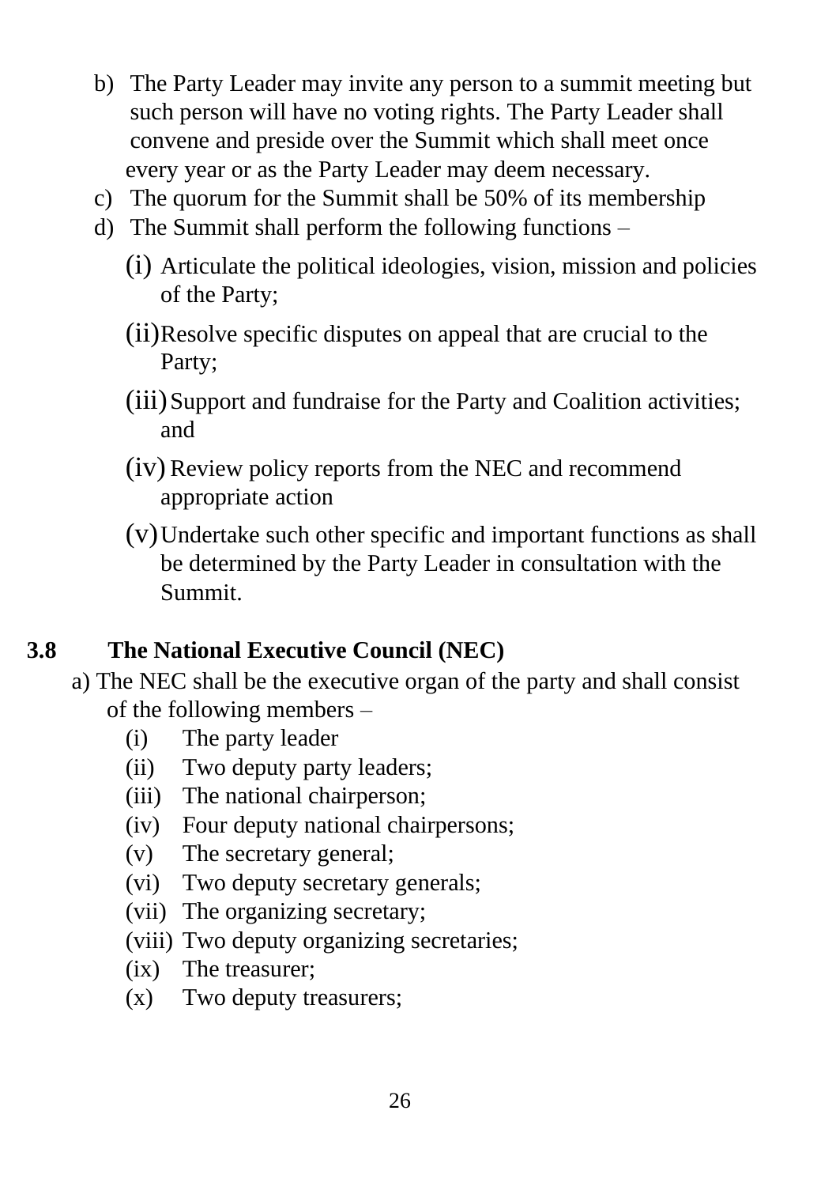b) The Party Leader may invite any person to a summit meeting but such person will have no voting rights. The Party Leader shall convene and preside over the Summit which shall meet once every year or as the Party Leader may deem necessary.
c) The quorum for the Summit shall be 50% of its membership
d) The Summit shall perform the following functions –
    (i) Articulate the political ideologies, vision, mission and policies of the Party;
    (ii) Resolve specific disputes on appeal that are crucial to the Party;
    (iii) Support and fundraise for the Party and Coalition activities; and
    (iv) Review policy reports from the NEC and recommend appropriate action
    (v) Undertake such other specific and important functions as shall be determined by the Party Leader in consultation with the Summit.

## 3.8 The National Executive Council (NEC)

a) The NEC shall be the executive organ of the party and shall consist of the following members –
    (i) The party leader
    (ii) Two deputy party leaders;
    (iii) The national chairperson;
    (iv) Four deputy national chairpersons;
    (v) The secretary general;
    (vi) Two deputy secretary generals;
    (vii) The organizing secretary;
    (viii) Two deputy organizing secretaries;
    (ix) The treasurer;
    (x) Two deputy treasurers;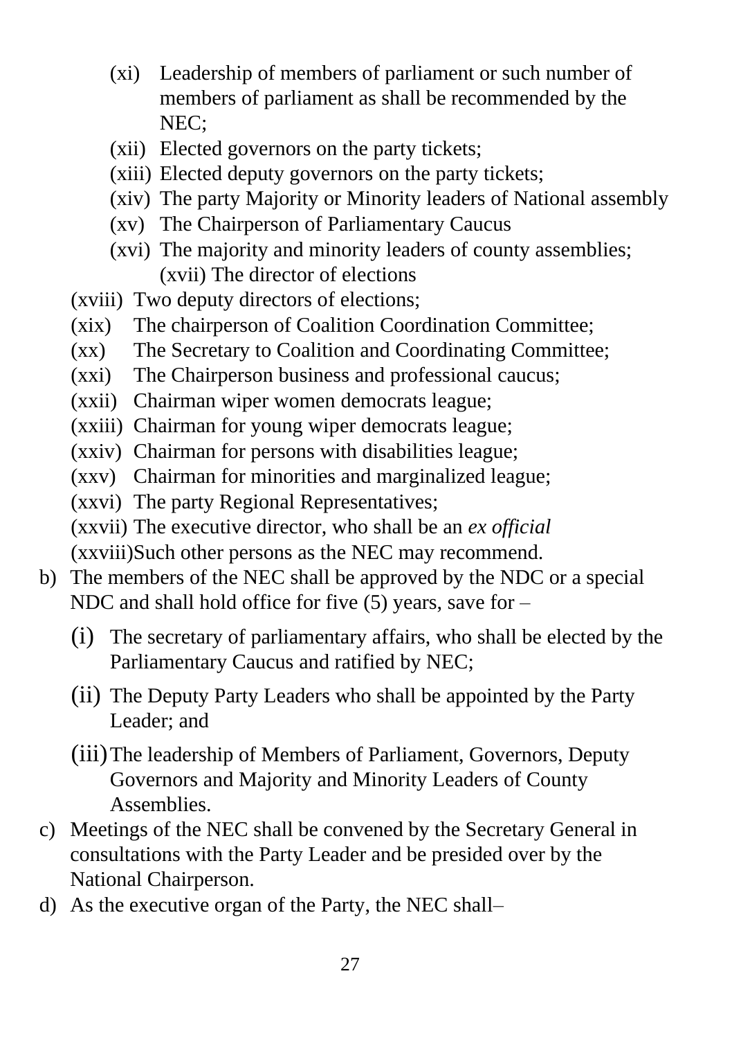(xi) Leadership of members of parliament or such number of members of parliament as shall be recommended by the NEC;

(xii) Elected governors on the party tickets;

(xiii) Elected deputy governors on the party tickets;

(xiv) The party Majority or Minority leaders of National assembly

(xv) The Chairperson of Parliamentary Caucus

(xvi) The majority and minority leaders of county assemblies;

(xvii) The director of elections

(xviii) Two deputy directors of elections;

(xix) The chairperson of Coalition Coordination Committee;

(xx) The Secretary to Coalition and Coordinating Committee;

(xxi) The Chairperson business and professional caucus;

(xxii) Chairman wiper women democrats league;

(xxiii) Chairman for young wiper democrats league;

(xxiv) Chairman for persons with disabilities league;

(xxv) Chairman for minorities and marginalized league;

(xxvi) The party Regional Representatives;

(xxvii) The executive director, who shall be an *ex official*

(xxviii)Such other persons as the NEC may recommend.

b) The members of the NEC shall be approved by the NDC or a special NDC and shall hold office for five (5) years, save for –

   (i) The secretary of parliamentary affairs, who shall be elected by the Parliamentary Caucus and ratified by NEC;

   (ii) The Deputy Party Leaders who shall be appointed by the Party Leader; and

   (iii) The leadership of Members of Parliament, Governors, Deputy Governors and Majority and Minority Leaders of County Assemblies.

c) Meetings of the NEC shall be convened by the Secretary General in consultations with the Party Leader and be presided over by the National Chairperson.

d) As the executive organ of the Party, the NEC shall–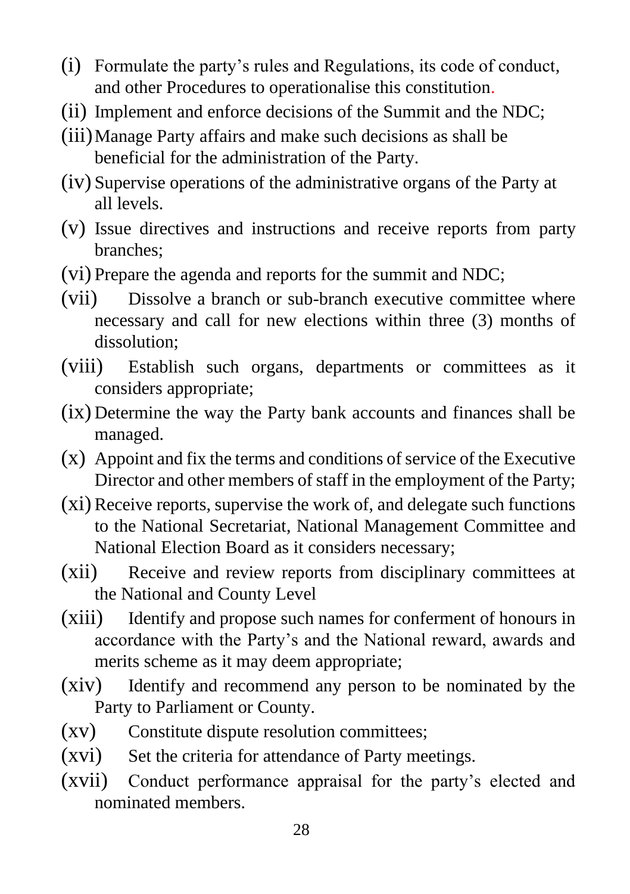(i) Formulate the party's rules and Regulations, its code of conduct, and other Procedures to operationalise this constitution.
(ii) Implement and enforce decisions of the Summit and the NDC;
(iii) Manage Party affairs and make such decisions as shall be beneficial for the administration of the Party.
(iv) Supervise operations of the administrative organs of the Party at all levels.
(v) Issue directives and instructions and receive reports from party branches;
(vi) Prepare the agenda and reports for the summit and NDC;
(vii) Dissolve a branch or sub-branch executive committee where necessary and call for new elections within three (3) months of dissolution;
(viii) Establish such organs, departments or committees as it considers appropriate;
(ix) Determine the way the Party bank accounts and finances shall be managed.
(x) Appoint and fix the terms and conditions of service of the Executive Director and other members of staff in the employment of the Party;
(xi) Receive reports, supervise the work of, and delegate such functions to the National Secretariat, National Management Committee and National Election Board as it considers necessary;
(xii) Receive and review reports from disciplinary committees at the National and County Level
(xiii) Identify and propose such names for conferment of honours in accordance with the Party's and the National reward, awards and merits scheme as it may deem appropriate;
(xiv) Identify and recommend any person to be nominated by the Party to Parliament or County.
(xv) Constitute dispute resolution committees;
(xvi) Set the criteria for attendance of Party meetings.
(xvii) Conduct performance appraisal for the party's elected and nominated members.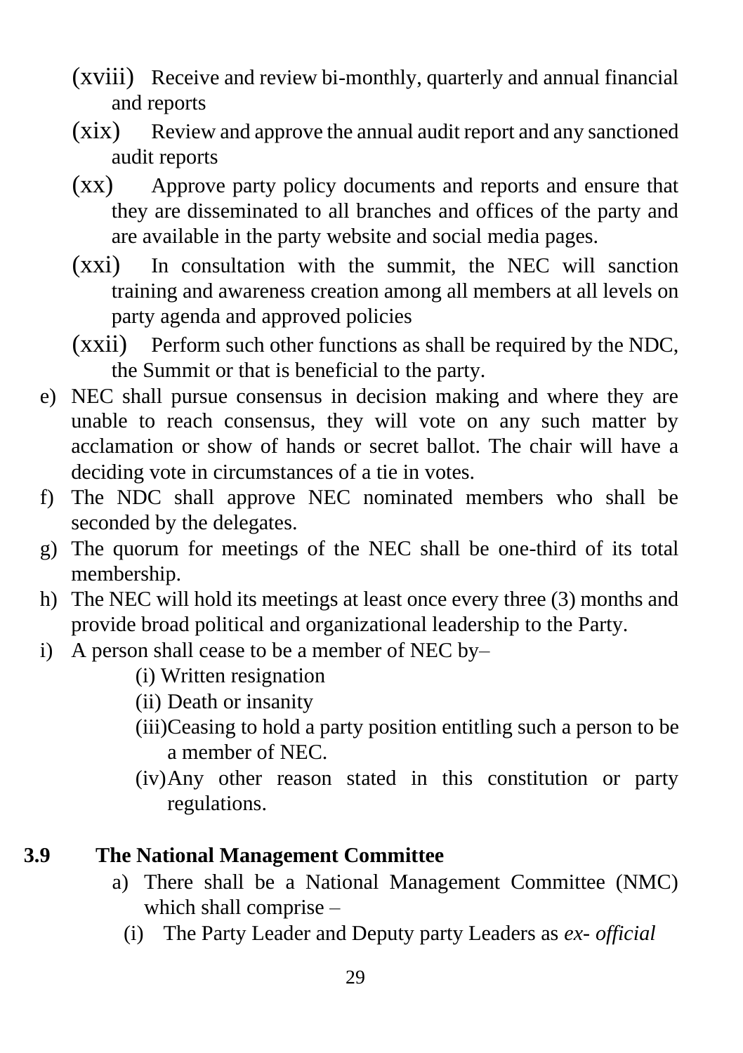(xviii) Receive and review bi-monthly, quarterly and annual financial and reports

(xix) Review and approve the annual audit report and any sanctioned audit reports

(xx) Approve party policy documents and reports and ensure that they are disseminated to all branches and offices of the party and are available in the party website and social media pages.

(xxi) In consultation with the summit, the NEC will sanction training and awareness creation among all members at all levels on party agenda and approved policies

(xxii) Perform such other functions as shall be required by the NDC, the Summit or that is beneficial to the party.

e) NEC shall pursue consensus in decision making and where they are unable to reach consensus, they will vote on any such matter by acclamation or show of hands or secret ballot. The chair will have a deciding vote in circumstances of a tie in votes.

f) The NDC shall approve NEC nominated members who shall be seconded by the delegates.

g) The quorum for meetings of the NEC shall be one-third of its total membership.

h) The NEC will hold its meetings at least once every three (3) months and provide broad political and organizational leadership to the Party.

i) A person shall cease to be a member of NEC by–

(i) Written resignation

(ii) Death or insanity

(iii) Ceasing to hold a party position entitling such a person to be a member of NEC.

(iv) Any other reason stated in this constitution or party regulations.

## 3.9 The National Management Committee

a) There shall be a National Management Committee (NMC) which shall comprise –

(i) The Party Leader and Deputy party Leaders as *ex- official*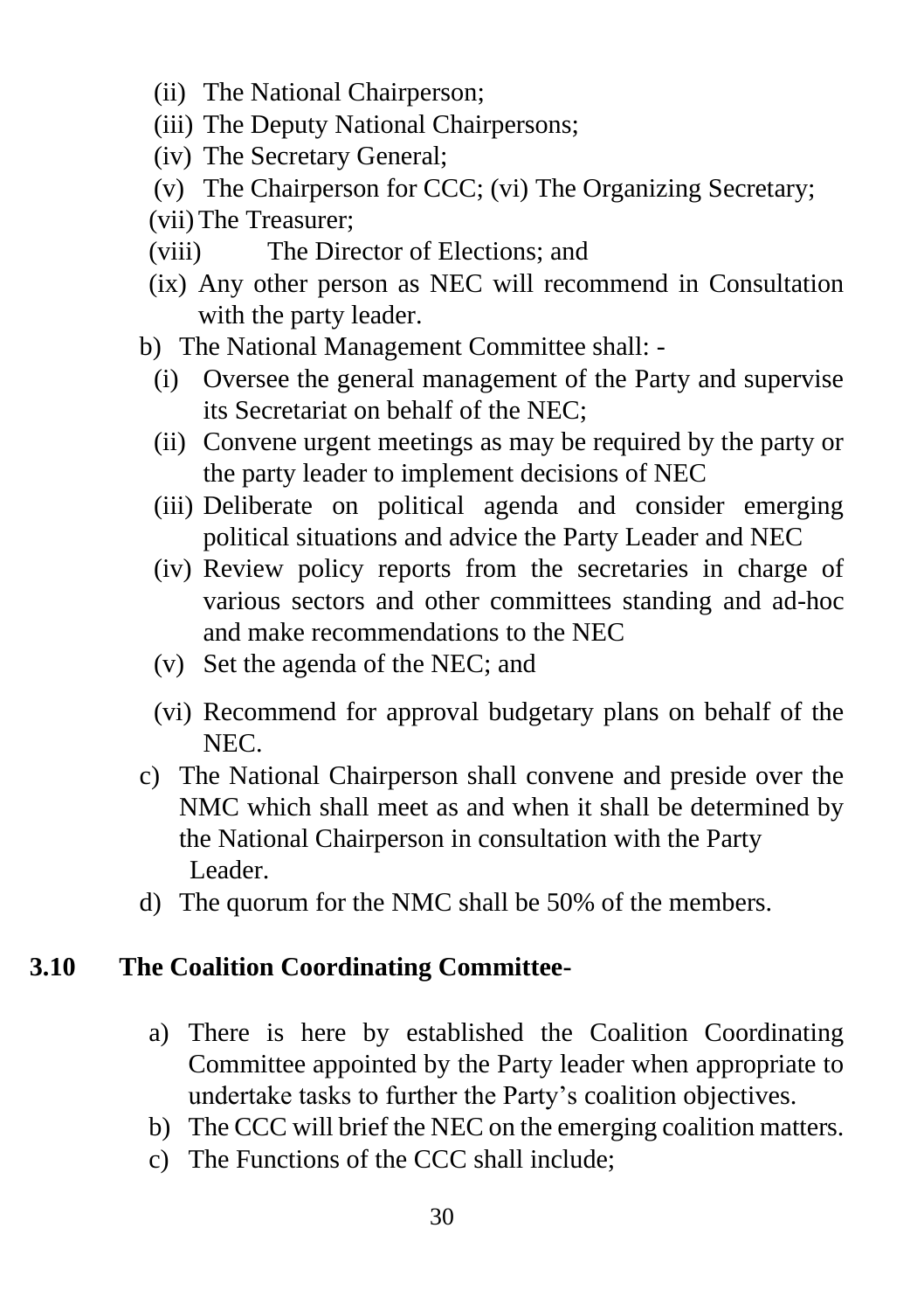- (ii) The National Chairperson;
- (iii) The Deputy National Chairpersons;
- (iv) The Secretary General;
- (v) The Chairperson for CCC; (vi) The Organizing Secretary;
- (vii) The Treasurer;
- (viii) The Director of Elections; and
- (ix) Any other person as NEC will recommend in Consultation with the party leader.

b) The National Management Committee shall: -

- (i) Oversee the general management of the Party and supervise its Secretariat on behalf of the NEC;
- (ii) Convene urgent meetings as may be required by the party or the party leader to implement decisions of NEC
- (iii) Deliberate on political agenda and consider emerging political situations and advice the Party Leader and NEC
- (iv) Review policy reports from the secretaries in charge of various sectors and other committees standing and ad-hoc and make recommendations to the NEC
- (v) Set the agenda of the NEC; and
- (vi) Recommend for approval budgetary plans on behalf of the NEC.

c) The National Chairperson shall convene and preside over the NMC which shall meet as and when it shall be determined by the National Chairperson in consultation with the Party Leader.

d) The quorum for the NMC shall be 50% of the members.

### 3.10 The Coalition Coordinating Committee-

a) There is here by established the Coalition Coordinating Committee appointed by the Party leader when appropriate to undertake tasks to further the Party's coalition objectives.

b) The CCC will brief the NEC on the emerging coalition matters.

c) The Functions of the CCC shall include;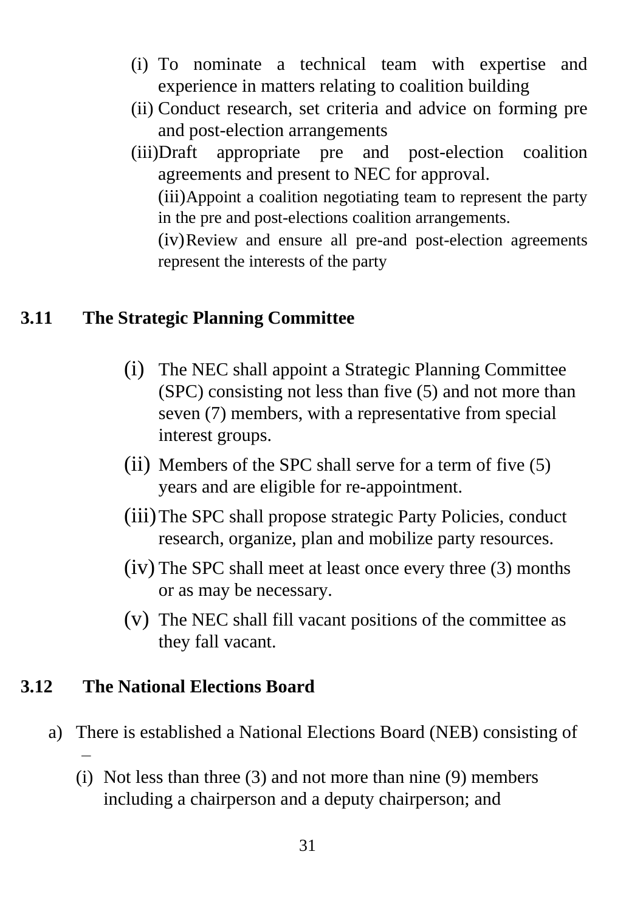(i) To nominate a technical team with expertise and experience in matters relating to coalition building
(ii) Conduct research, set criteria and advice on forming pre and post-election arrangements
(iii) Draft appropriate pre and post-election coalition agreements and present to NEC for approval.
(iii) Appoint a coalition negotiating team to represent the party in the pre and post-elections coalition arrangements.
(iv) Review and ensure all pre-and post-election agreements represent the interests of the party

## 3.11 The Strategic Planning Committee

(i) The NEC shall appoint a Strategic Planning Committee (SPC) consisting not less than five (5) and not more than seven (7) members, with a representative from special interest groups.
(ii) Members of the SPC shall serve for a term of five (5) years and are eligible for re-appointment.
(iii) The SPC shall propose strategic Party Policies, conduct research, organize, plan and mobilize party resources.
(iv) The SPC shall meet at least once every three (3) months or as may be necessary.
(v) The NEC shall fill vacant positions of the committee as they fall vacant.

## 3.12 The National Elections Board

a) There is established a National Elections Board (NEB) consisting of –
   (i) Not less than three (3) and not more than nine (9) members including a chairperson and a deputy chairperson; and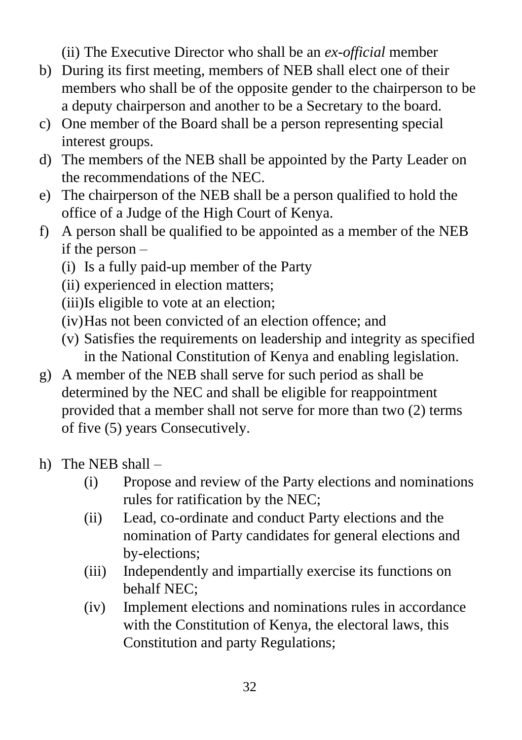(ii) The Executive Director who shall be an *ex-official* member

b) During its first meeting, members of NEB shall elect one of their members who shall be of the opposite gender to the chairperson to be a deputy chairperson and another to be a Secretary to the board.

c) One member of the Board shall be a person representing special interest groups.

d) The members of the NEB shall be appointed by the Party Leader on the recommendations of the NEC.

e) The chairperson of the NEB shall be a person qualified to hold the office of a Judge of the High Court of Kenya.

f) A person shall be qualified to be appointed as a member of the NEB if the person –

   (i) Is a fully paid-up member of the Party

   (ii) experienced in election matters;

   (iii) Is eligible to vote at an election;

   (iv) Has not been convicted of an election offence; and

   (v) Satisfies the requirements on leadership and integrity as specified in the National Constitution of Kenya and enabling legislation.

g) A member of the NEB shall serve for such period as shall be determined by the NEC and shall be eligible for reappointment provided that a member shall not serve for more than two (2) terms of five (5) years Consecutively.

h) The NEB shall –

   (i) Propose and review of the Party elections and nominations rules for ratification by the NEC;

   (ii) Lead, co-ordinate and conduct Party elections and the nomination of Party candidates for general elections and by-elections;

   (iii) Independently and impartially exercise its functions on behalf NEC;

   (iv) Implement elections and nominations rules in accordance with the Constitution of Kenya, the electoral laws, this Constitution and party Regulations;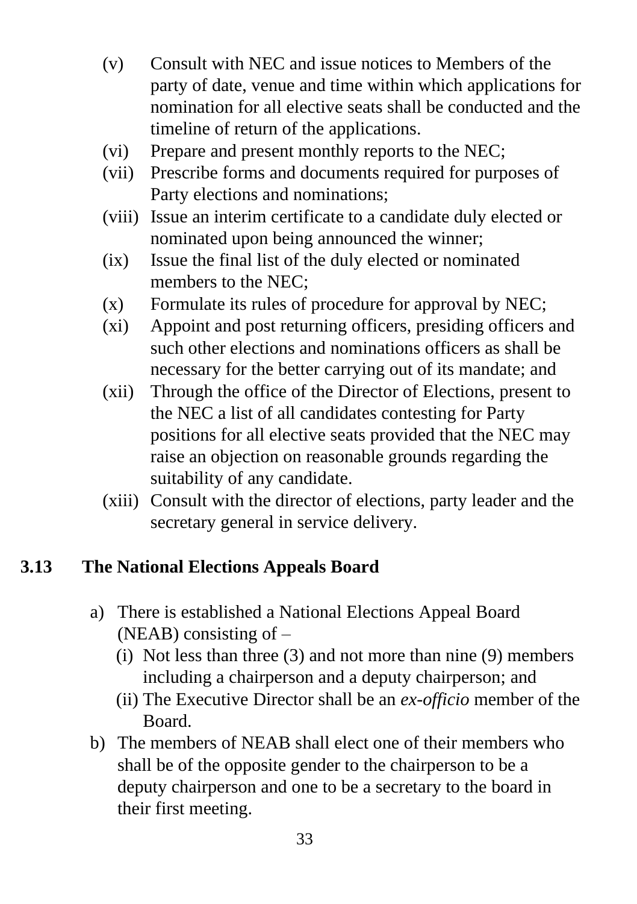(v) Consult with NEC and issue notices to Members of the party of date, venue and time within which applications for nomination for all elective seats shall be conducted and the timeline of return of the applications.

(vi) Prepare and present monthly reports to the NEC;

(vii) Prescribe forms and documents required for purposes of Party elections and nominations;

(viii) Issue an interim certificate to a candidate duly elected or nominated upon being announced the winner;

(ix) Issue the final list of the duly elected or nominated members to the NEC;

(x) Formulate its rules of procedure for approval by NEC;

(xi) Appoint and post returning officers, presiding officers and such other elections and nominations officers as shall be necessary for the better carrying out of its mandate; and

(xii) Through the office of the Director of Elections, present to the NEC a list of all candidates contesting for Party positions for all elective seats provided that the NEC may raise an objection on reasonable grounds regarding the suitability of any candidate.

(xiii) Consult with the director of elections, party leader and the secretary general in service delivery.

## 3.13 The National Elections Appeals Board

a) There is established a National Elections Appeal Board (NEAB) consisting of –
   - (i) Not less than three (3) and not more than nine (9) members including a chairperson and a deputy chairperson; and
   - (ii) The Executive Director shall be an *ex-officio* member of the Board.

b) The members of NEAB shall elect one of their members who shall be of the opposite gender to the chairperson to be a deputy chairperson and one to be a secretary to the board in their first meeting.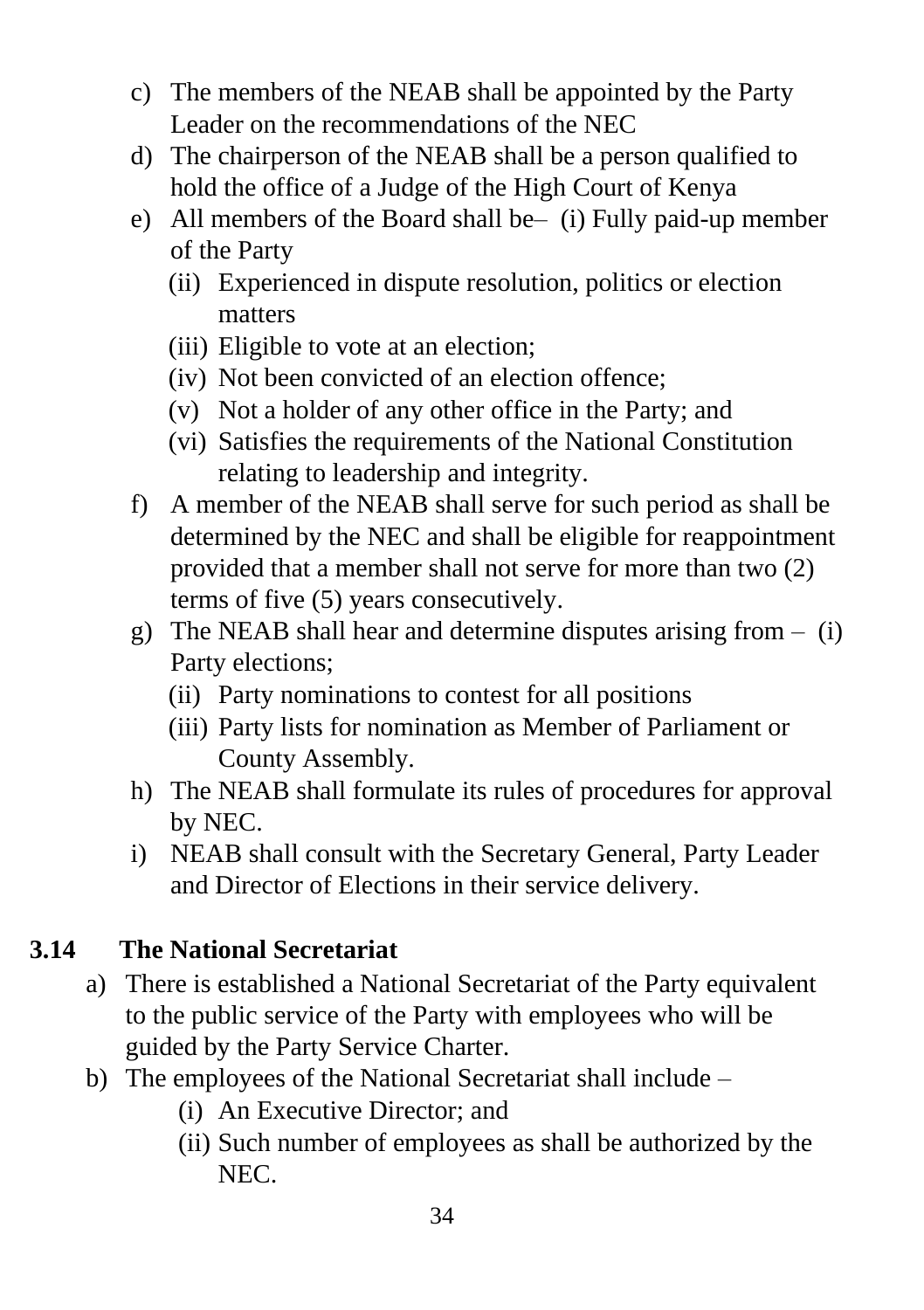c) The members of the NEAB shall be appointed by the Party Leader on the recommendations of the NEC
d) The chairperson of the NEAB shall be a person qualified to hold the office of a Judge of the High Court of Kenya
e) All members of the Board shall be– (i) Fully paid-up member of the Party
   (ii) Experienced in dispute resolution, politics or election matters
   (iii) Eligible to vote at an election;
   (iv) Not been convicted of an election offence;
   (v) Not a holder of any other office in the Party; and
   (vi) Satisfies the requirements of the National Constitution relating to leadership and integrity.
f) A member of the NEAB shall serve for such period as shall be determined by the NEC and shall be eligible for reappointment provided that a member shall not serve for more than two (2) terms of five (5) years consecutively.
g) The NEAB shall hear and determine disputes arising from – (i) Party elections;
   (ii) Party nominations to contest for all positions
   (iii) Party lists for nomination as Member of Parliament or County Assembly.
h) The NEAB shall formulate its rules of procedures for approval by NEC.
i) NEAB shall consult with the Secretary General, Party Leader and Director of Elections in their service delivery.

## 3.14 The National Secretariat

a) There is established a National Secretariat of the Party equivalent to the public service of the Party with employees who will be guided by the Party Service Charter.
b) The employees of the National Secretariat shall include –
   (i) An Executive Director; and
   (ii) Such number of employees as shall be authorized by the NEC.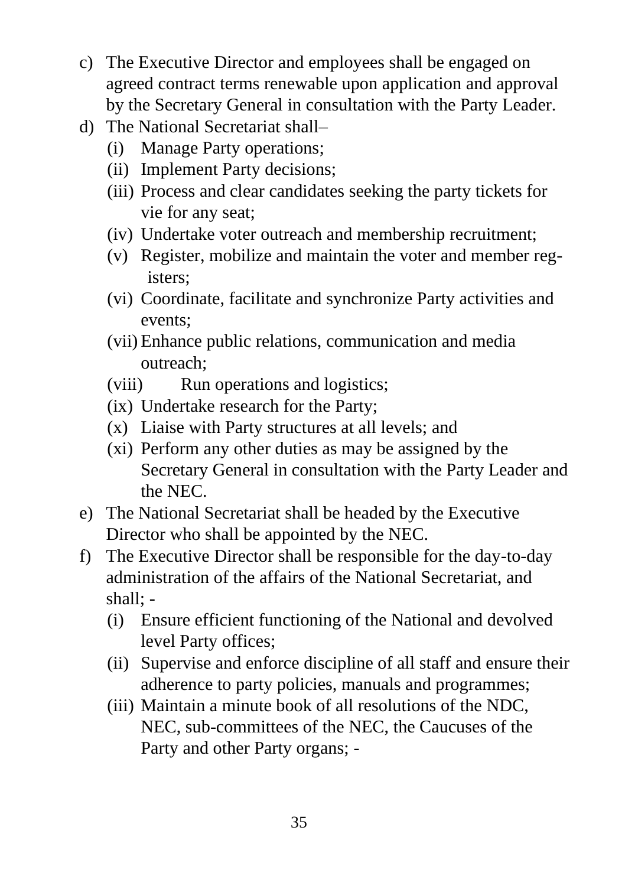c) The Executive Director and employees shall be engaged on agreed contract terms renewable upon application and approval by the Secretary General in consultation with the Party Leader.

d) The National Secretariat shall–
   - (i) Manage Party operations;
   - (ii) Implement Party decisions;
   - (iii) Process and clear candidates seeking the party tickets for vie for any seat;
   - (iv) Undertake voter outreach and membership recruitment;
   - (v) Register, mobilize and maintain the voter and member registers;
   - (vi) Coordinate, facilitate and synchronize Party activities and events;
   - (vii) Enhance public relations, communication and media outreach;
   - (viii) Run operations and logistics;
   - (ix) Undertake research for the Party;
   - (x) Liaise with Party structures at all levels; and
   - (xi) Perform any other duties as may be assigned by the Secretary General in consultation with the Party Leader and the NEC.

e) The National Secretariat shall be headed by the Executive Director who shall be appointed by the NEC.

f) The Executive Director shall be responsible for the day-to-day administration of the affairs of the National Secretariat, and shall; -
   - (i) Ensure efficient functioning of the National and devolved level Party offices;
   - (ii) Supervise and enforce discipline of all staff and ensure their adherence to party policies, manuals and programmes;
   - (iii) Maintain a minute book of all resolutions of the NDC, NEC, sub-committees of the NEC, the Caucuses of the Party and other Party organs; -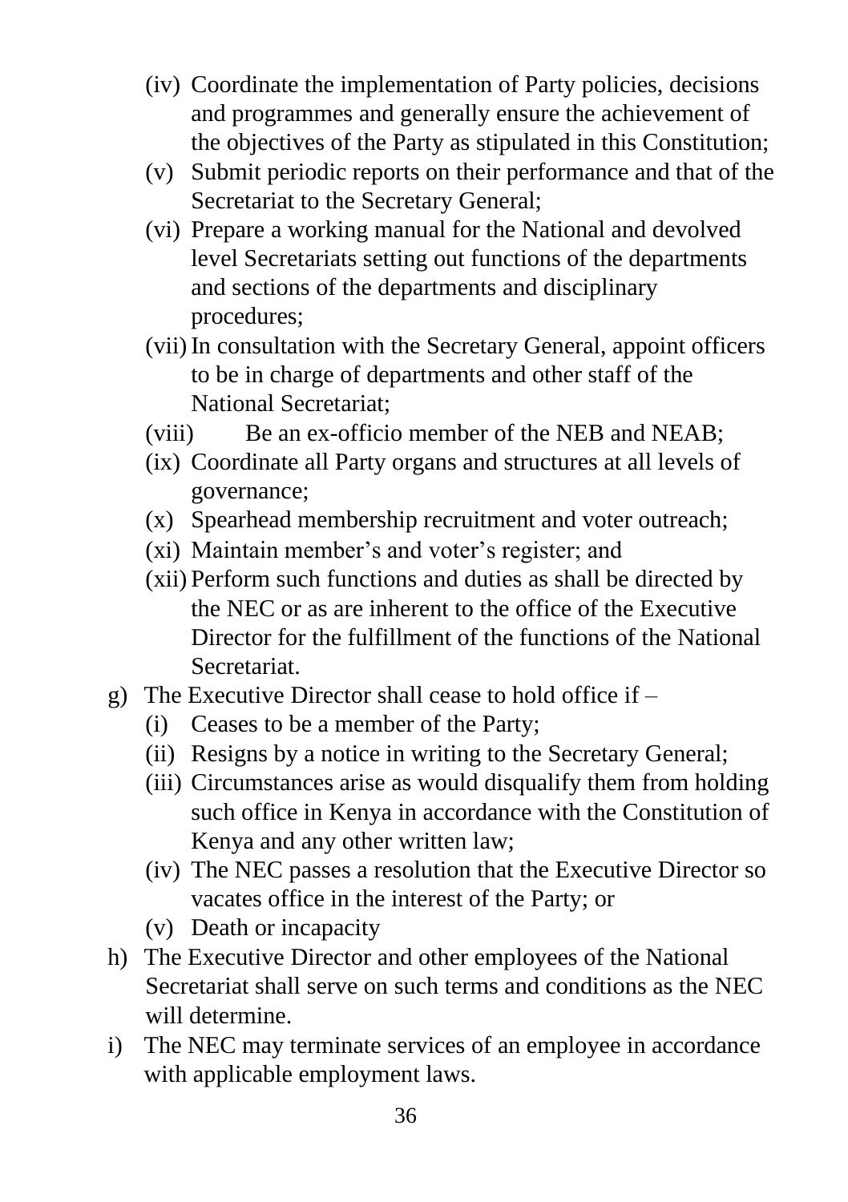(iv) Coordinate the implementation of Party policies, decisions and programmes and generally ensure the achievement of the objectives of the Party as stipulated in this Constitution;

(v) Submit periodic reports on their performance and that of the Secretariat to the Secretary General;

(vi) Prepare a working manual for the National and devolved level Secretariats setting out functions of the departments and sections of the departments and disciplinary procedures;

(vii) In consultation with the Secretary General, appoint officers to be in charge of departments and other staff of the National Secretariat;

(viii) Be an ex-officio member of the NEB and NEAB;

(ix) Coordinate all Party organs and structures at all levels of governance;

(x) Spearhead membership recruitment and voter outreach;

(xi) Maintain member's and voter's register; and

(xii) Perform such functions and duties as shall be directed by the NEC or as are inherent to the office of the Executive Director for the fulfillment of the functions of the National Secretariat.

g) The Executive Director shall cease to hold office if –

(i) Ceases to be a member of the Party;

(ii) Resigns by a notice in writing to the Secretary General;

(iii) Circumstances arise as would disqualify them from holding such office in Kenya in accordance with the Constitution of Kenya and any other written law;

(iv) The NEC passes a resolution that the Executive Director so vacates office in the interest of the Party; or

(v) Death or incapacity

h) The Executive Director and other employees of the National Secretariat shall serve on such terms and conditions as the NEC will determine.

i) The NEC may terminate services of an employee in accordance with applicable employment laws.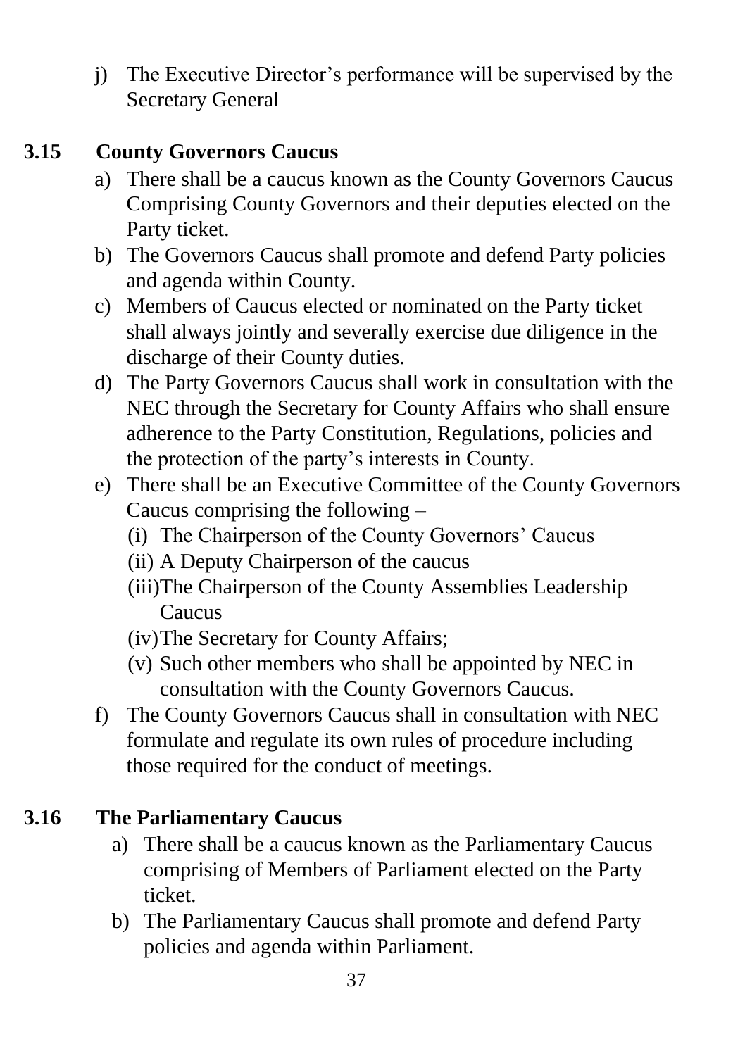j) The Executive Director's performance will be supervised by the Secretary General

### 3.15 County Governors Caucus

a) There shall be a caucus known as the County Governors Caucus Comprising County Governors and their deputies elected on the Party ticket.
b) The Governors Caucus shall promote and defend Party policies and agenda within County.
c) Members of Caucus elected or nominated on the Party ticket shall always jointly and severally exercise due diligence in the discharge of their County duties.
d) The Party Governors Caucus shall work in consultation with the NEC through the Secretary for County Affairs who shall ensure adherence to the Party Constitution, Regulations, policies and the protection of the party's interests in County.
e) There shall be an Executive Committee of the County Governors Caucus comprising the following –
   (i) The Chairperson of the County Governors' Caucus
   (ii) A Deputy Chairperson of the caucus
   (iii) The Chairperson of the County Assemblies Leadership Caucus
   (iv) The Secretary for County Affairs;
   (v) Such other members who shall be appointed by NEC in consultation with the County Governors Caucus.
f) The County Governors Caucus shall in consultation with NEC formulate and regulate its own rules of procedure including those required for the conduct of meetings.

### 3.16 The Parliamentary Caucus

a) There shall be a caucus known as the Parliamentary Caucus comprising of Members of Parliament elected on the Party ticket.
b) The Parliamentary Caucus shall promote and defend Party policies and agenda within Parliament.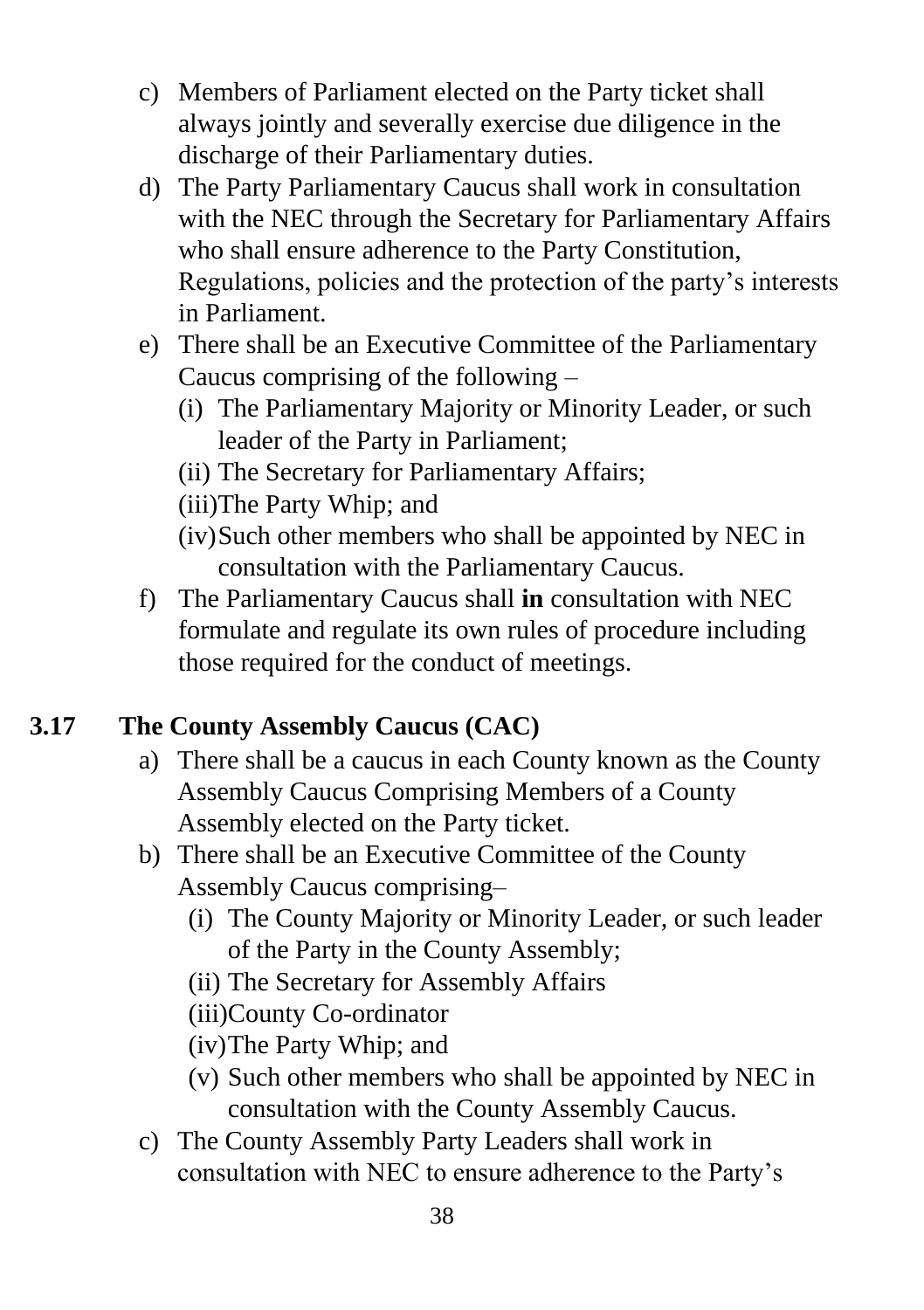c) Members of Parliament elected on the Party ticket shall always jointly and severally exercise due diligence in the discharge of their Parliamentary duties.

d) The Party Parliamentary Caucus shall work in consultation with the NEC through the Secretary for Parliamentary Affairs who shall ensure adherence to the Party Constitution, Regulations, policies and the protection of the party's interests in Parliament.

e) There shall be an Executive Committee of the Parliamentary Caucus comprising of the following –
   - (i) The Parliamentary Majority or Minority Leader, or such leader of the Party in Parliament;
   - (ii) The Secretary for Parliamentary Affairs;
   - (iii) The Party Whip; and
   - (iv) Such other members who shall be appointed by NEC in consultation with the Parliamentary Caucus.

f) The Parliamentary Caucus shall **in** consultation with NEC formulate and regulate its own rules of procedure including those required for the conduct of meetings.

## 3.17 The County Assembly Caucus (CAC)

a) There shall be a caucus in each County known as the County Assembly Caucus Comprising Members of a County Assembly elected on the Party ticket.

b) There shall be an Executive Committee of the County Assembly Caucus comprising–
   - (i) The County Majority or Minority Leader, or such leader of the Party in the County Assembly;
   - (ii) The Secretary for Assembly Affairs
   - (iii) County Co-ordinator
   - (iv) The Party Whip; and
   - (v) Such other members who shall be appointed by NEC in consultation with the County Assembly Caucus.

c) The County Assembly Party Leaders shall work in consultation with NEC to ensure adherence to the Party's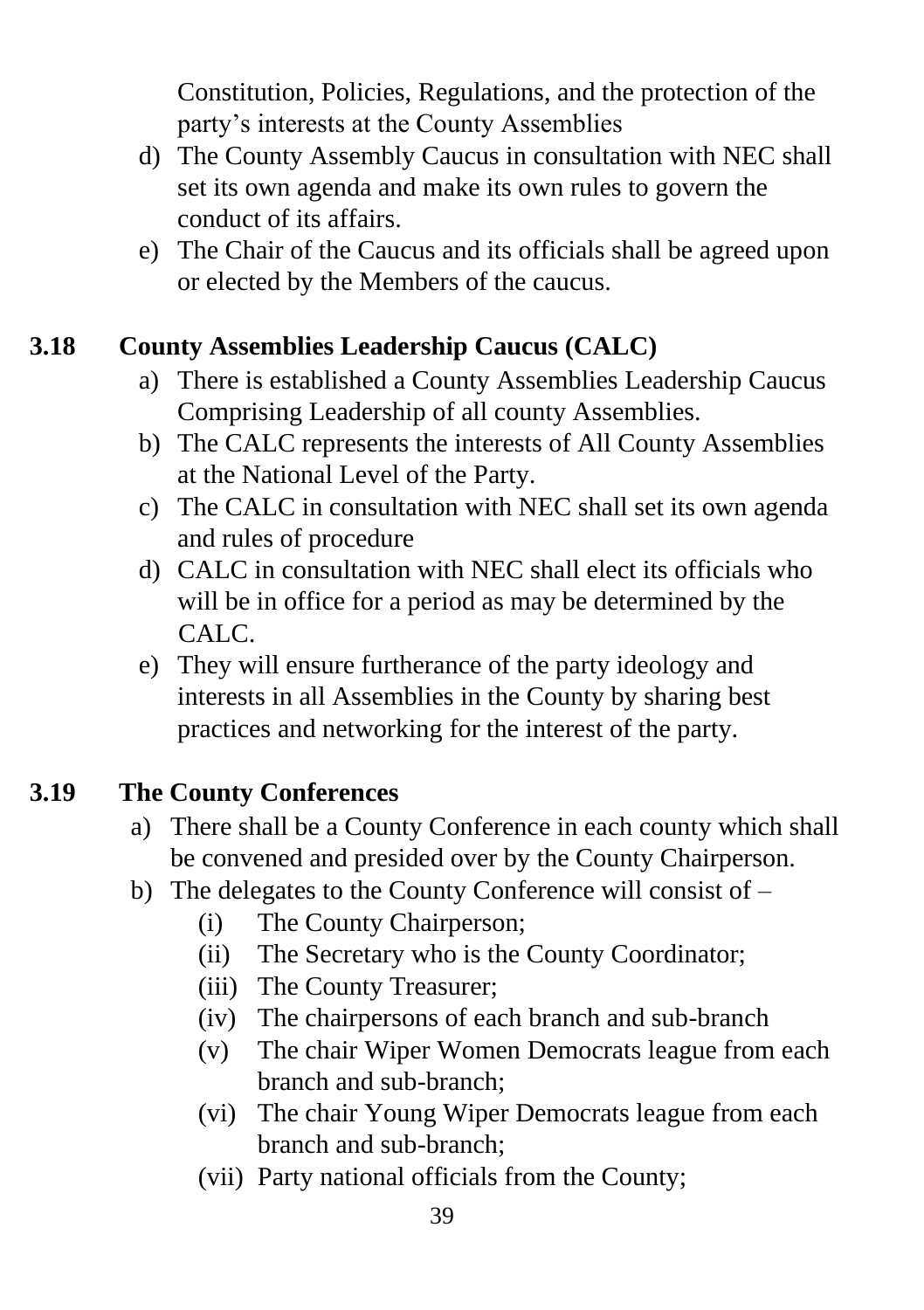Constitution, Policies, Regulations, and the protection of the party's interests at the County Assemblies

d) The County Assembly Caucus in consultation with NEC shall set its own agenda and make its own rules to govern the conduct of its affairs.
e) The Chair of the Caucus and its officials shall be agreed upon or elected by the Members of the caucus.

### 3.18 County Assemblies Leadership Caucus (CALC)

a) There is established a County Assemblies Leadership Caucus Comprising Leadership of all county Assemblies.
b) The CALC represents the interests of All County Assemblies at the National Level of the Party.
c) The CALC in consultation with NEC shall set its own agenda and rules of procedure
d) CALC in consultation with NEC shall elect its officials who will be in office for a period as may be determined by the CALC.
e) They will ensure furtherance of the party ideology and interests in all Assemblies in the County by sharing best practices and networking for the interest of the party.

### 3.19 The County Conferences

a) There shall be a County Conference in each county which shall be convened and presided over by the County Chairperson.
b) The delegates to the County Conference will consist of –
   (i) The County Chairperson;
   (ii) The Secretary who is the County Coordinator;
   (iii) The County Treasurer;
   (iv) The chairpersons of each branch and sub-branch
   (v) The chair Wiper Women Democrats league from each branch and sub-branch;
   (vi) The chair Young Wiper Democrats league from each branch and sub-branch;
   (vii) Party national officials from the County;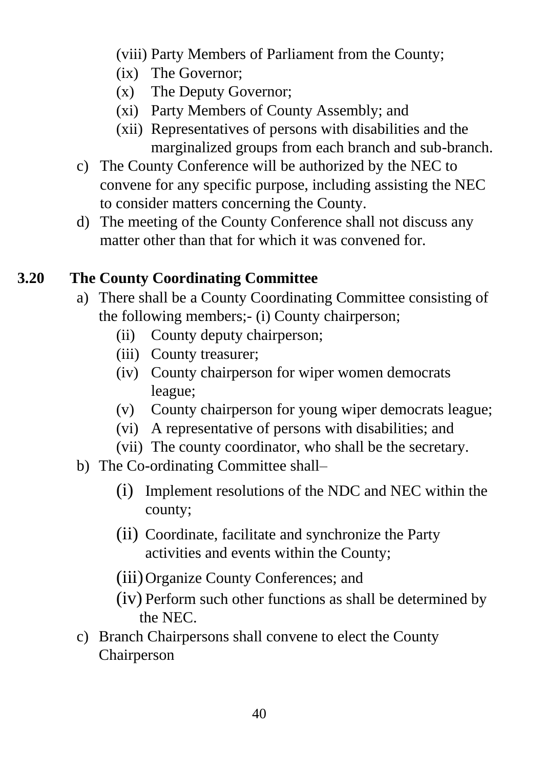(viii) Party Members of Parliament from the County;
(ix) The Governor;
(x) The Deputy Governor;
(xi) Party Members of County Assembly; and
(xii) Representatives of persons with disabilities and the marginalized groups from each branch and sub-branch.

c) The County Conference will be authorized by the NEC to convene for any specific purpose, including assisting the NEC to consider matters concerning the County.
d) The meeting of the County Conference shall not discuss any matter other than that for which it was convened for.

### 3.20 The County Coordinating Committee

a) There shall be a County Coordinating Committee consisting of the following members;- (i) County chairperson;
   (ii) County deputy chairperson;
   (iii) County treasurer;
   (iv) County chairperson for wiper women democrats league;
   (v) County chairperson for young wiper democrats league;
   (vi) A representative of persons with disabilities; and
   (vii) The county coordinator, who shall be the secretary.
b) The Co-ordinating Committee shall–
   (i) Implement resolutions of the NDC and NEC within the county;
   (ii) Coordinate, facilitate and synchronize the Party activities and events within the County;
   (iii) Organize County Conferences; and
   (iv) Perform such other functions as shall be determined by the NEC.
c) Branch Chairpersons shall convene to elect the County Chairperson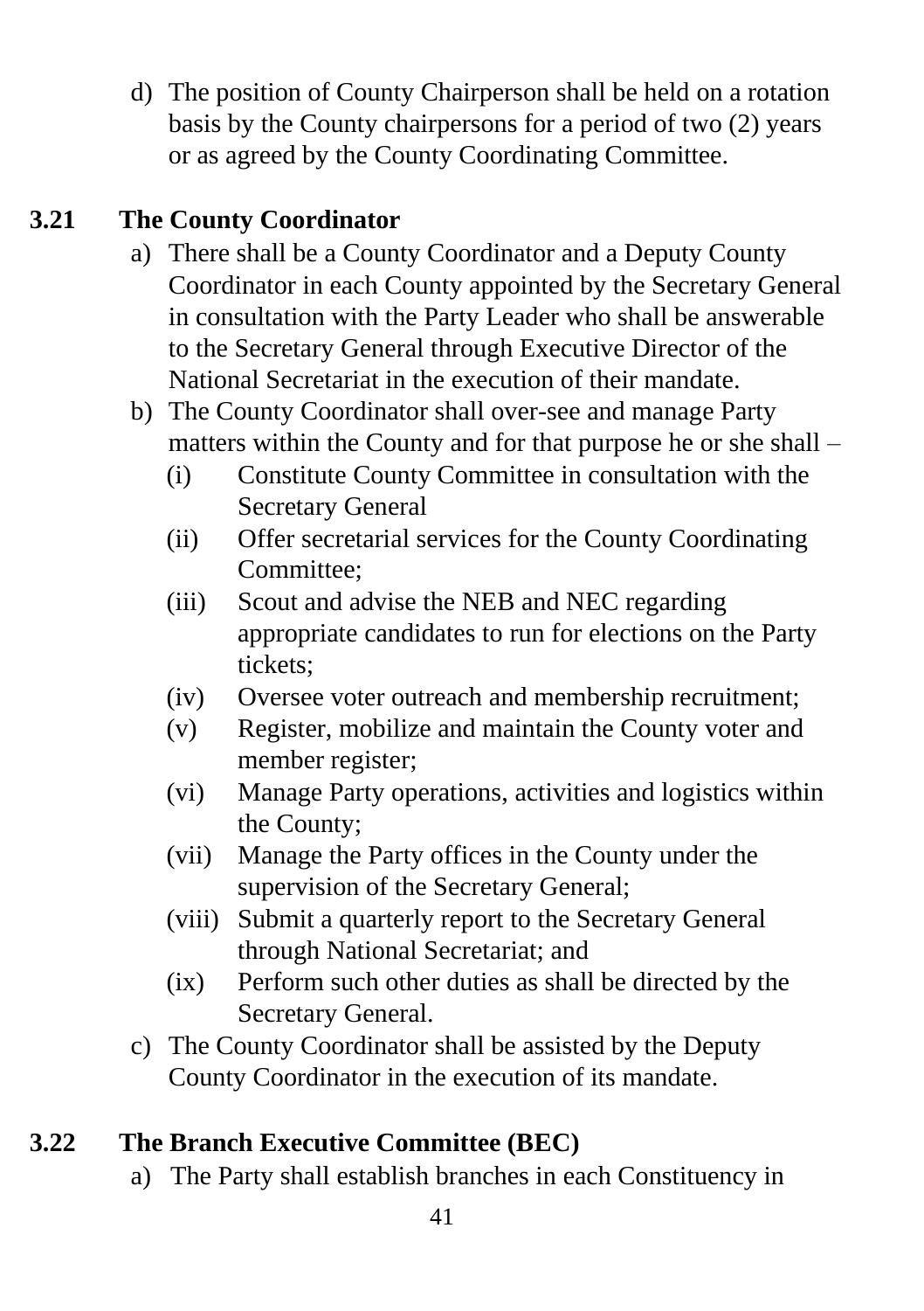d) The position of County Chairperson shall be held on a rotation basis by the County chairpersons for a period of two (2) years or as agreed by the County Coordinating Committee.

### 3.21 The County Coordinator

a) There shall be a County Coordinator and a Deputy County Coordinator in each County appointed by the Secretary General in consultation with the Party Leader who shall be answerable to the Secretary General through Executive Director of the National Secretariat in the execution of their mandate.

b) The County Coordinator shall over-see and manage Party matters within the County and for that purpose he or she shall –

   (i) Constitute County Committee in consultation with the Secretary General

   (ii) Offer secretarial services for the County Coordinating Committee;

   (iii) Scout and advise the NEB and NEC regarding appropriate candidates to run for elections on the Party tickets;

   (iv) Oversee voter outreach and membership recruitment;

   (v) Register, mobilize and maintain the County voter and member register;

   (vi) Manage Party operations, activities and logistics within the County;

   (vii) Manage the Party offices in the County under the supervision of the Secretary General;

   (viii) Submit a quarterly report to the Secretary General through National Secretariat; and

   (ix) Perform such other duties as shall be directed by the Secretary General.

c) The County Coordinator shall be assisted by the Deputy County Coordinator in the execution of its mandate.

### 3.22 The Branch Executive Committee (BEC)

a) The Party shall establish branches in each Constituency in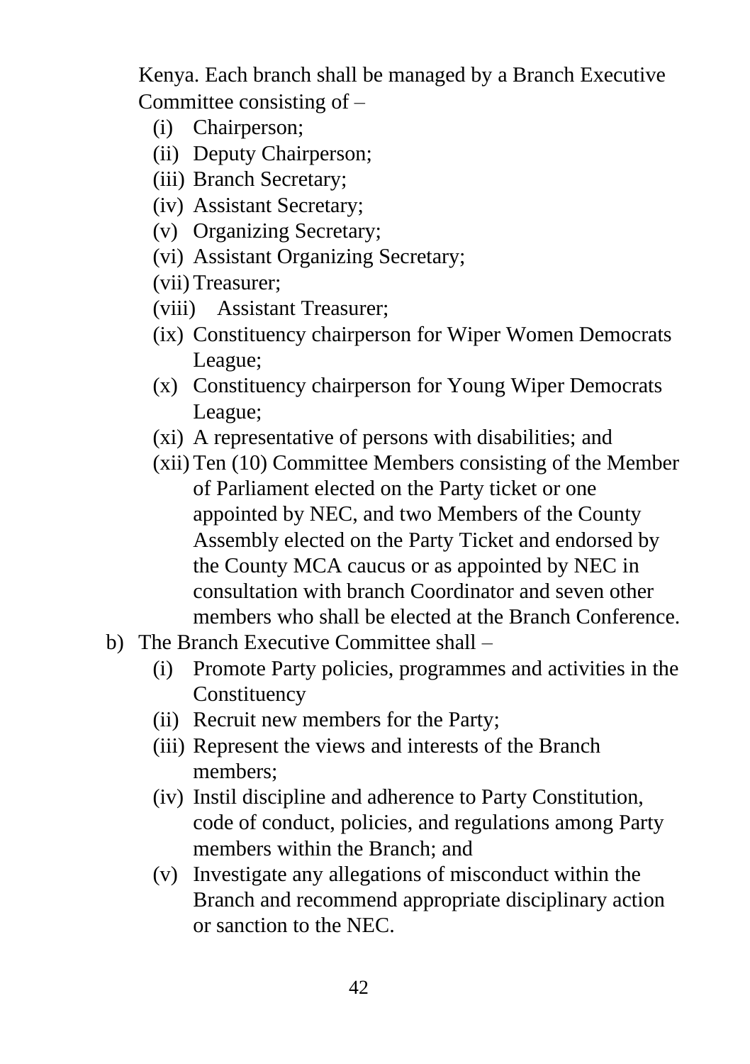Kenya. Each branch shall be managed by a Branch Executive Committee consisting of –

- (i) Chairperson;
- (ii) Deputy Chairperson;
- (iii) Branch Secretary;
- (iv) Assistant Secretary;
- (v) Organizing Secretary;
- (vi) Assistant Organizing Secretary;
- (vii) Treasurer;
- (viii) Assistant Treasurer;
- (ix) Constituency chairperson for Wiper Women Democrats League;
- (x) Constituency chairperson for Young Wiper Democrats League;
- (xi) A representative of persons with disabilities; and
- (xii) Ten (10) Committee Members consisting of the Member of Parliament elected on the Party ticket or one appointed by NEC, and two Members of the County Assembly elected on the Party Ticket and endorsed by the County MCA caucus or as appointed by NEC in consultation with branch Coordinator and seven other members who shall be elected at the Branch Conference.

b) The Branch Executive Committee shall –

- (i) Promote Party policies, programmes and activities in the Constituency
- (ii) Recruit new members for the Party;
- (iii) Represent the views and interests of the Branch members;
- (iv) Instil discipline and adherence to Party Constitution, code of conduct, policies, and regulations among Party members within the Branch; and
- (v) Investigate any allegations of misconduct within the Branch and recommend appropriate disciplinary action or sanction to the NEC.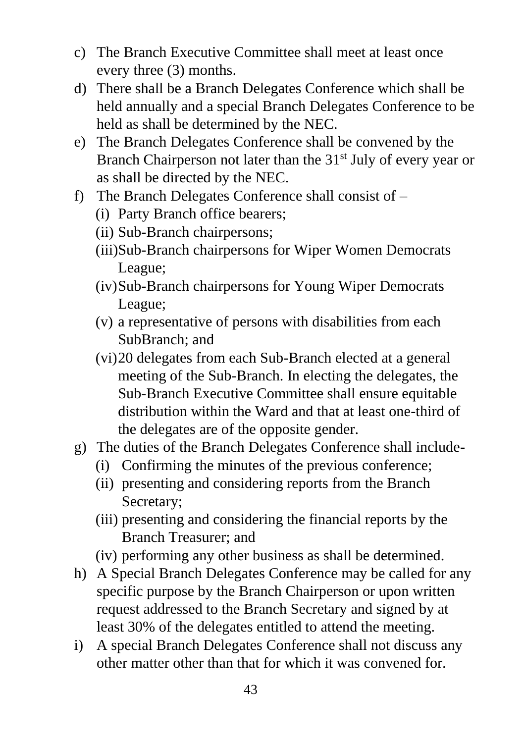c) The Branch Executive Committee shall meet at least once every three (3) months.

d) There shall be a Branch Delegates Conference which shall be held annually and a special Branch Delegates Conference to be held as shall be determined by the NEC.

e) The Branch Delegates Conference shall be convened by the Branch Chairperson not later than the 31st July of every year or as shall be directed by the NEC.

f) The Branch Delegates Conference shall consist of –
   (i) Party Branch office bearers;
   (ii) Sub-Branch chairpersons;
   (iii) Sub-Branch chairpersons for Wiper Women Democrats League;
   (iv) Sub-Branch chairpersons for Young Wiper Democrats League;
   (v) a representative of persons with disabilities from each SubBranch; and
   (vi) 20 delegates from each Sub-Branch elected at a general meeting of the Sub-Branch. In electing the delegates, the Sub-Branch Executive Committee shall ensure equitable distribution within the Ward and that at least one-third of the delegates are of the opposite gender.

g) The duties of the Branch Delegates Conference shall include-
   (i) Confirming the minutes of the previous conference;
   (ii) presenting and considering reports from the Branch Secretary;
   (iii) presenting and considering the financial reports by the Branch Treasurer; and
   (iv) performing any other business as shall be determined.

h) A Special Branch Delegates Conference may be called for any specific purpose by the Branch Chairperson or upon written request addressed to the Branch Secretary and signed by at least 30% of the delegates entitled to attend the meeting.

i) A special Branch Delegates Conference shall not discuss any other matter other than that for which it was convened for.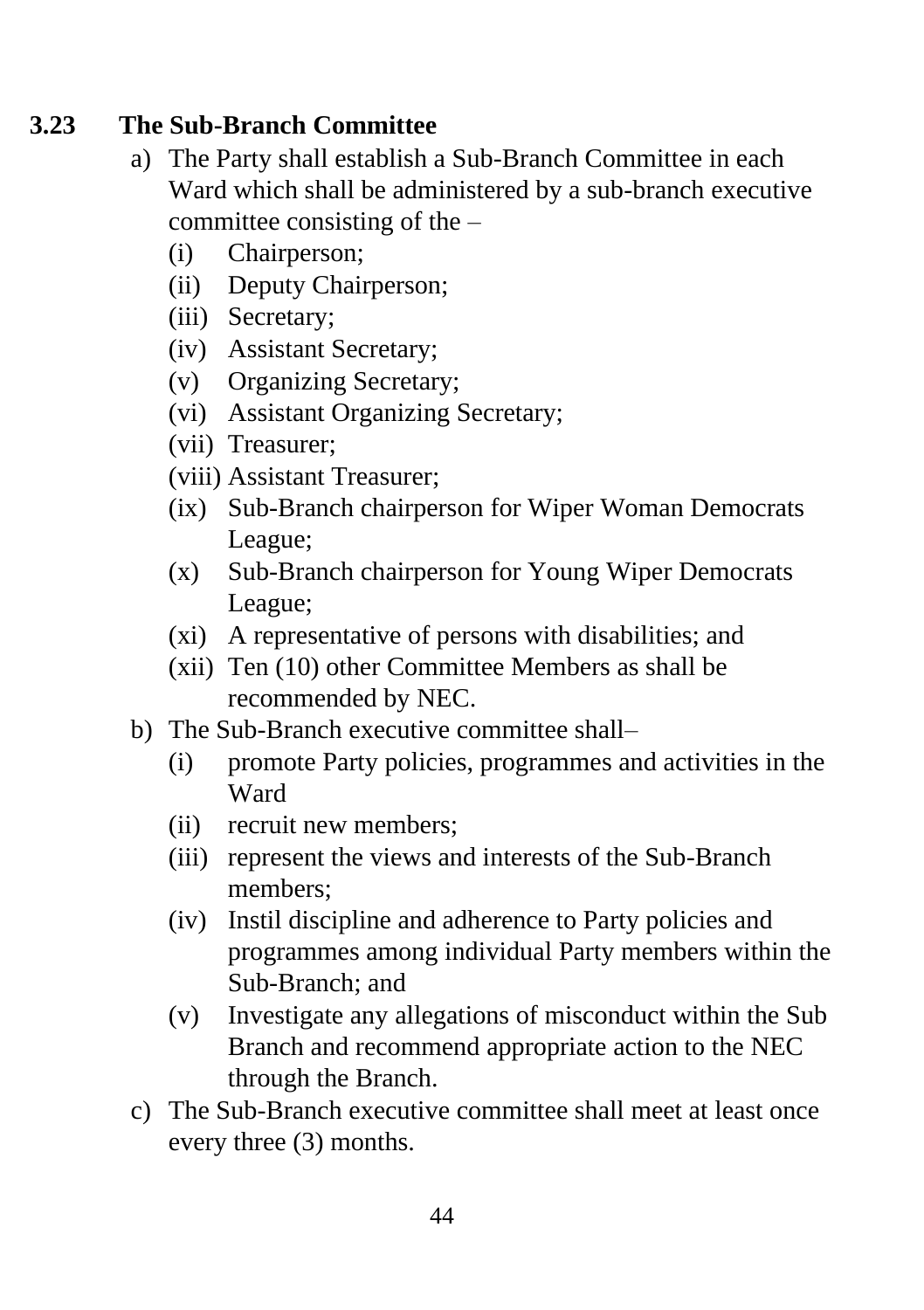### 3.23 The Sub-Branch Committee

a) The Party shall establish a Sub-Branch Committee in each Ward which shall be administered by a sub-branch executive committee consisting of the –
   (i) Chairperson;
   (ii) Deputy Chairperson;
   (iii) Secretary;
   (iv) Assistant Secretary;
   (v) Organizing Secretary;
   (vi) Assistant Organizing Secretary;
   (vii) Treasurer;
   (viii) Assistant Treasurer;
   (ix) Sub-Branch chairperson for Wiper Woman Democrats League;
   (x) Sub-Branch chairperson for Young Wiper Democrats League;
   (xi) A representative of persons with disabilities; and
   (xii) Ten (10) other Committee Members as shall be recommended by NEC.

b) The Sub-Branch executive committee shall–
   (i) promote Party policies, programmes and activities in the Ward
   (ii) recruit new members;
   (iii) represent the views and interests of the Sub-Branch members;
   (iv) Instil discipline and adherence to Party policies and programmes among individual Party members within the Sub-Branch; and
   (v) Investigate any allegations of misconduct within the Sub Branch and recommend appropriate action to the NEC through the Branch.

c) The Sub-Branch executive committee shall meet at least once every three (3) months.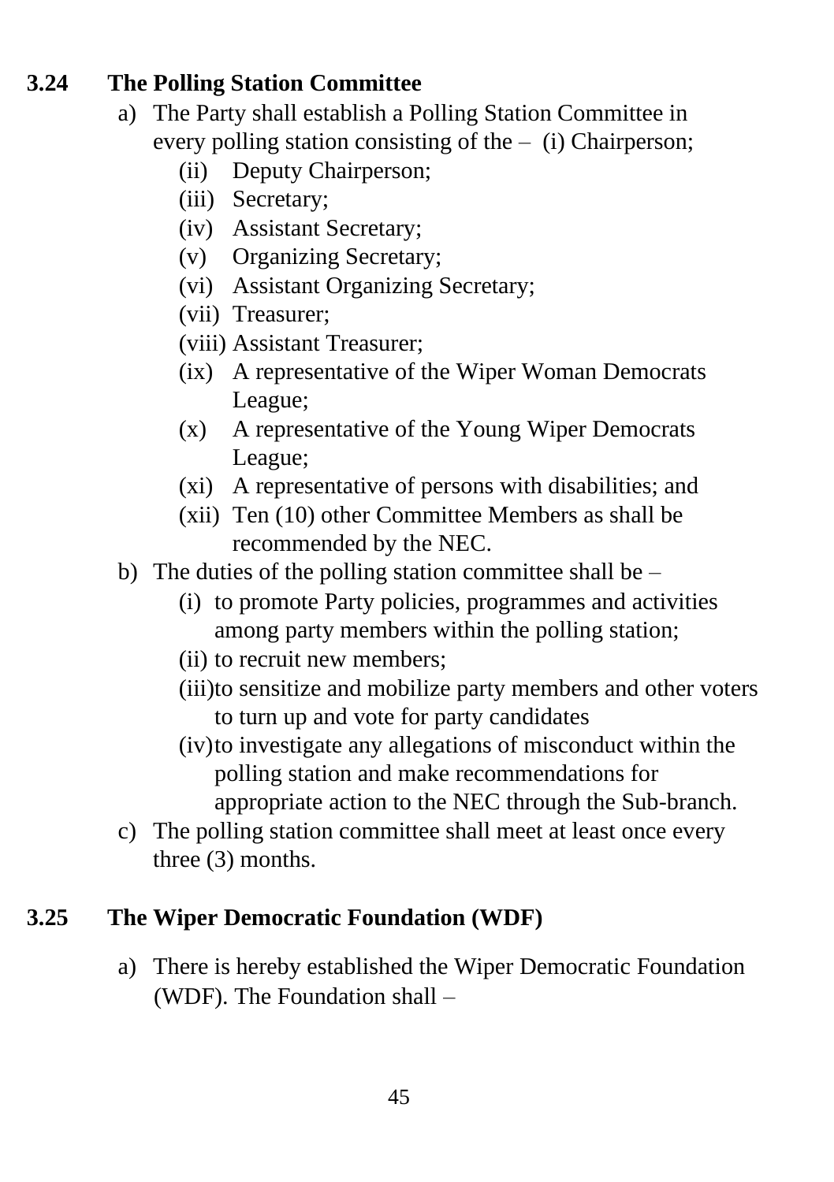### 3.24 The Polling Station Committee

a) The Party shall establish a Polling Station Committee in every polling station consisting of the – (i) Chairperson;
   - (ii) Deputy Chairperson;
   - (iii) Secretary;
   - (iv) Assistant Secretary;
   - (v) Organizing Secretary;
   - (vi) Assistant Organizing Secretary;
   - (vii) Treasurer;
   - (viii) Assistant Treasurer;
   - (ix) A representative of the Wiper Woman Democrats League;
   - (x) A representative of the Young Wiper Democrats League;
   - (xi) A representative of persons with disabilities; and
   - (xii) Ten (10) other Committee Members as shall be recommended by the NEC.

b) The duties of the polling station committee shall be –
   - (i) to promote Party policies, programmes and activities among party members within the polling station;
   - (ii) to recruit new members;
   - (iii) to sensitize and mobilize party members and other voters to turn up and vote for party candidates
   - (iv) to investigate any allegations of misconduct within the polling station and make recommendations for appropriate action to the NEC through the Sub-branch.

c) The polling station committee shall meet at least once every three (3) months.

### 3.25 The Wiper Democratic Foundation (WDF)

a) There is hereby established the Wiper Democratic Foundation (WDF). The Foundation shall –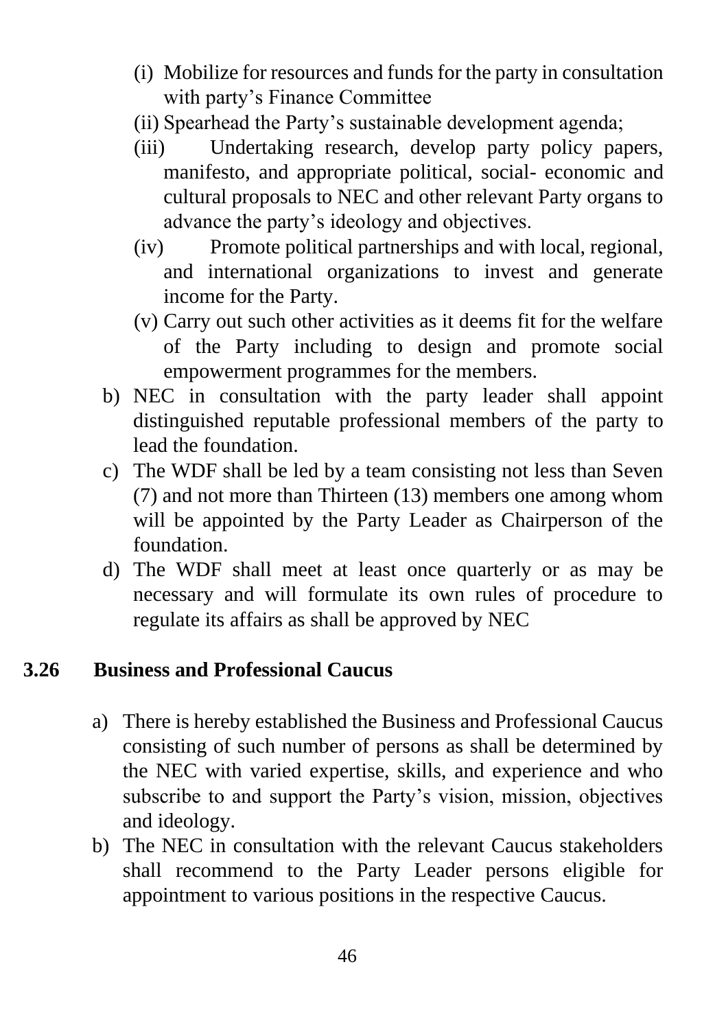(i) Mobilize for resources and funds for the party in consultation with party's Finance Committee

(ii) Spearhead the Party's sustainable development agenda;

(iii) Undertaking research, develop party policy papers, manifesto, and appropriate political, social- economic and cultural proposals to NEC and other relevant Party organs to advance the party's ideology and objectives.

(iv) Promote political partnerships and with local, regional, and international organizations to invest and generate income for the Party.

(v) Carry out such other activities as it deems fit for the welfare of the Party including to design and promote social empowerment programmes for the members.

b) NEC in consultation with the party leader shall appoint distinguished reputable professional members of the party to lead the foundation.

c) The WDF shall be led by a team consisting not less than Seven (7) and not more than Thirteen (13) members one among whom will be appointed by the Party Leader as Chairperson of the foundation.

d) The WDF shall meet at least once quarterly or as may be necessary and will formulate its own rules of procedure to regulate its affairs as shall be approved by NEC

## 3.26 Business and Professional Caucus

a) There is hereby established the Business and Professional Caucus consisting of such number of persons as shall be determined by the NEC with varied expertise, skills, and experience and who subscribe to and support the Party's vision, mission, objectives and ideology.

b) The NEC in consultation with the relevant Caucus stakeholders shall recommend to the Party Leader persons eligible for appointment to various positions in the respective Caucus.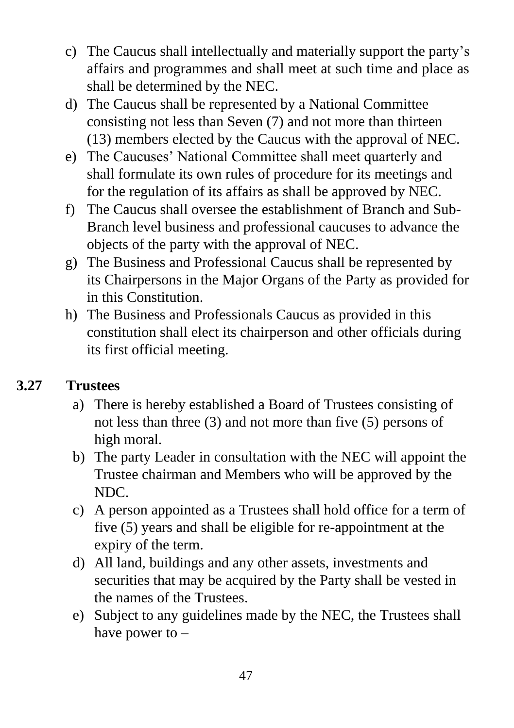c) The Caucus shall intellectually and materially support the party's affairs and programmes and shall meet at such time and place as shall be determined by the NEC.

d) The Caucus shall be represented by a National Committee consisting not less than Seven (7) and not more than thirteen (13) members elected by the Caucus with the approval of NEC.

e) The Caucuses' National Committee shall meet quarterly and shall formulate its own rules of procedure for its meetings and for the regulation of its affairs as shall be approved by NEC.

f) The Caucus shall oversee the establishment of Branch and Sub-Branch level business and professional caucuses to advance the objects of the party with the approval of NEC.

g) The Business and Professional Caucus shall be represented by its Chairpersons in the Major Organs of the Party as provided for in this Constitution.

h) The Business and Professionals Caucus as provided in this constitution shall elect its chairperson and other officials during its first official meeting.

### 3.27 Trustees

a) There is hereby established a Board of Trustees consisting of not less than three (3) and not more than five (5) persons of high moral.

b) The party Leader in consultation with the NEC will appoint the Trustee chairman and Members who will be approved by the NDC.

c) A person appointed as a Trustees shall hold office for a term of five (5) years and shall be eligible for re-appointment at the expiry of the term.

d) All land, buildings and any other assets, investments and securities that may be acquired by the Party shall be vested in the names of the Trustees.

e) Subject to any guidelines made by the NEC, the Trustees shall have power to –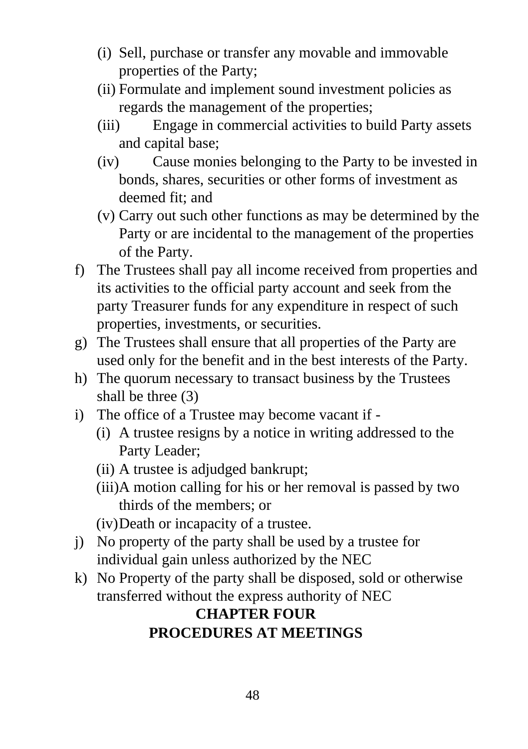(i) Sell, purchase or transfer any movable and immovable properties of the Party;
(ii) Formulate and implement sound investment policies as regards the management of the properties;
(iii) Engage in commercial activities to build Party assets and capital base;
(iv) Cause monies belonging to the Party to be invested in bonds, shares, securities or other forms of investment as deemed fit; and
(v) Carry out such other functions as may be determined by the Party or are incidental to the management of the properties of the Party.

f) The Trustees shall pay all income received from properties and its activities to the official party account and seek from the party Treasurer funds for any expenditure in respect of such properties, investments, or securities.
g) The Trustees shall ensure that all properties of the Party are used only for the benefit and in the best interests of the Party.
h) The quorum necessary to transact business by the Trustees shall be three (3)
i) The office of a Trustee may become vacant if -
   (i) A trustee resigns by a notice in writing addressed to the Party Leader;
   (ii) A trustee is adjudged bankrupt;
   (iii) A motion calling for his or her removal is passed by two thirds of the members; or
   (iv) Death or incapacity of a trustee.
j) No property of the party shall be used by a trustee for individual gain unless authorized by the NEC
k) No Property of the party shall be disposed, sold or otherwise transferred without the express authority of NEC

# CHAPTER FOUR
# PROCEDURES AT MEETINGS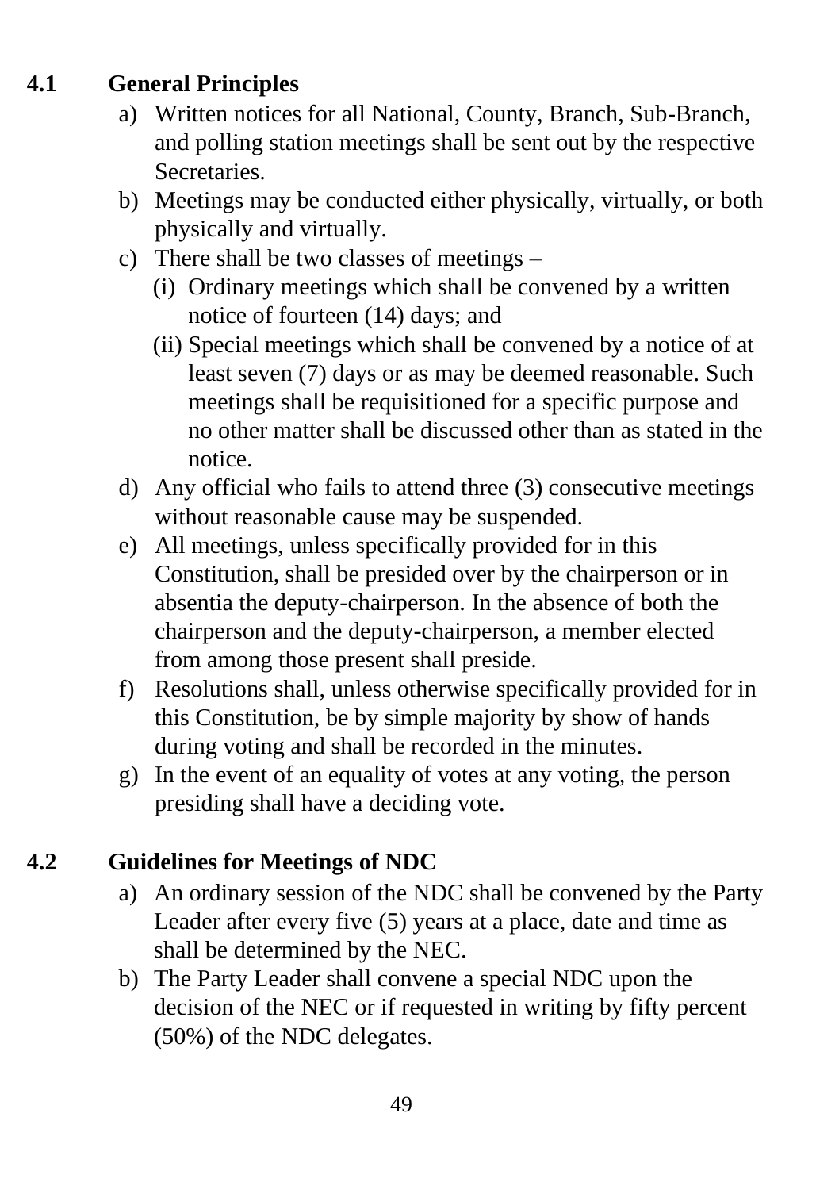### 4.1 General Principles

a) Written notices for all National, County, Branch, Sub-Branch, and polling station meetings shall be sent out by the respective Secretaries.

b) Meetings may be conducted either physically, virtually, or both physically and virtually.

c) There shall be two classes of meetings –

   (i) Ordinary meetings which shall be convened by a written notice of fourteen (14) days; and

   (ii) Special meetings which shall be convened by a notice of at least seven (7) days or as may be deemed reasonable. Such meetings shall be requisitioned for a specific purpose and no other matter shall be discussed other than as stated in the notice.

d) Any official who fails to attend three (3) consecutive meetings without reasonable cause may be suspended.

e) All meetings, unless specifically provided for in this Constitution, shall be presided over by the chairperson or in absentia the deputy-chairperson. In the absence of both the chairperson and the deputy-chairperson, a member elected from among those present shall preside.

f) Resolutions shall, unless otherwise specifically provided for in this Constitution, be by simple majority by show of hands during voting and shall be recorded in the minutes.

g) In the event of an equality of votes at any voting, the person presiding shall have a deciding vote.

### 4.2 Guidelines for Meetings of NDC

a) An ordinary session of the NDC shall be convened by the Party Leader after every five (5) years at a place, date and time as shall be determined by the NEC.

b) The Party Leader shall convene a special NDC upon the decision of the NEC or if requested in writing by fifty percent (50%) of the NDC delegates.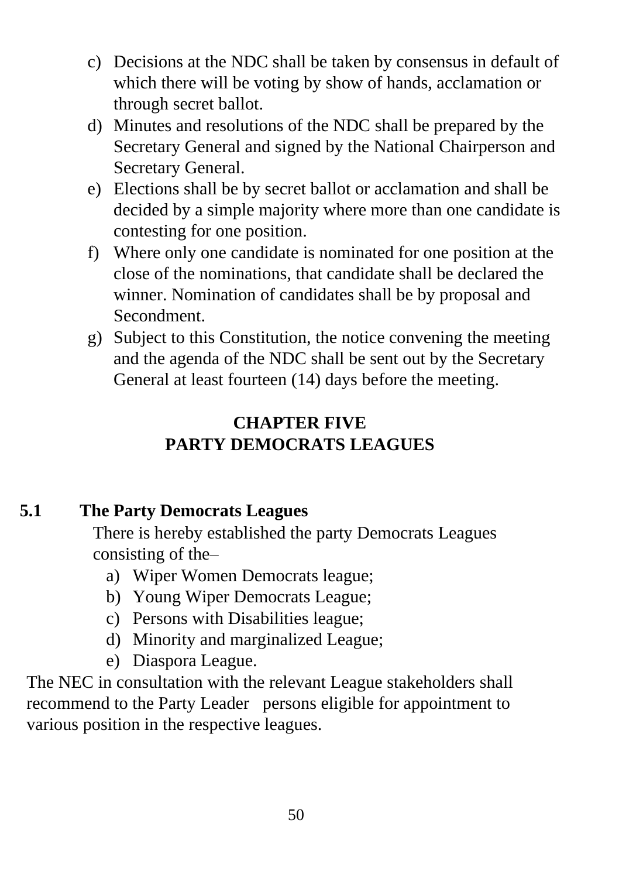c) Decisions at the NDC shall be taken by consensus in default of which there will be voting by show of hands, acclamation or through secret ballot.
d) Minutes and resolutions of the NDC shall be prepared by the Secretary General and signed by the National Chairperson and Secretary General.
e) Elections shall be by secret ballot or acclamation and shall be decided by a simple majority where more than one candidate is contesting for one position.
f) Where only one candidate is nominated for one position at the close of the nominations, that candidate shall be declared the winner. Nomination of candidates shall be by proposal and Secondment.
g) Subject to this Constitution, the notice convening the meeting and the agenda of the NDC shall be sent out by the Secretary General at least fourteen (14) days before the meeting.

# CHAPTER FIVE
# PARTY DEMOCRATS LEAGUES

## 5.1 The Party Democrats Leagues

There is hereby established the party Democrats Leagues consisting of the–

a) Wiper Women Democrats league;
b) Young Wiper Democrats League;
c) Persons with Disabilities league;
d) Minority and marginalized League;
e) Diaspora League.

The NEC in consultation with the relevant League stakeholders shall recommend to the Party Leader persons eligible for appointment to various position in the respective leagues.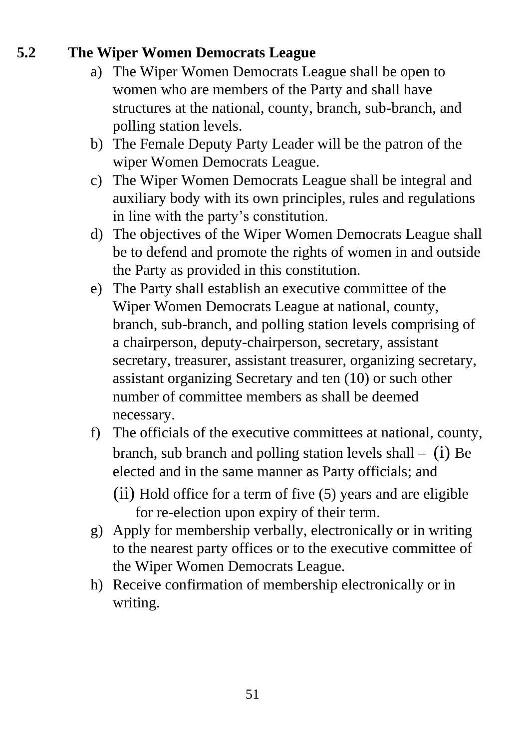## 5.2 The Wiper Women Democrats League

a) The Wiper Women Democrats League shall be open to women who are members of the Party and shall have structures at the national, county, branch, sub-branch, and polling station levels.

b) The Female Deputy Party Leader will be the patron of the wiper Women Democrats League.

c) The Wiper Women Democrats League shall be integral and auxiliary body with its own principles, rules and regulations in line with the party's constitution.

d) The objectives of the Wiper Women Democrats League shall be to defend and promote the rights of women in and outside the Party as provided in this constitution.

e) The Party shall establish an executive committee of the Wiper Women Democrats League at national, county, branch, sub-branch, and polling station levels comprising of a chairperson, deputy-chairperson, secretary, assistant secretary, treasurer, assistant treasurer, organizing secretary, assistant organizing Secretary and ten (10) or such other number of committee members as shall be deemed necessary.

f) The officials of the executive committees at national, county, branch, sub branch and polling station levels shall – (i) Be elected and in the same manner as Party officials; and

   (ii) Hold office for a term of five (5) years and are eligible for re-election upon expiry of their term.

g) Apply for membership verbally, electronically or in writing to the nearest party offices or to the executive committee of the Wiper Women Democrats League.

h) Receive confirmation of membership electronically or in writing.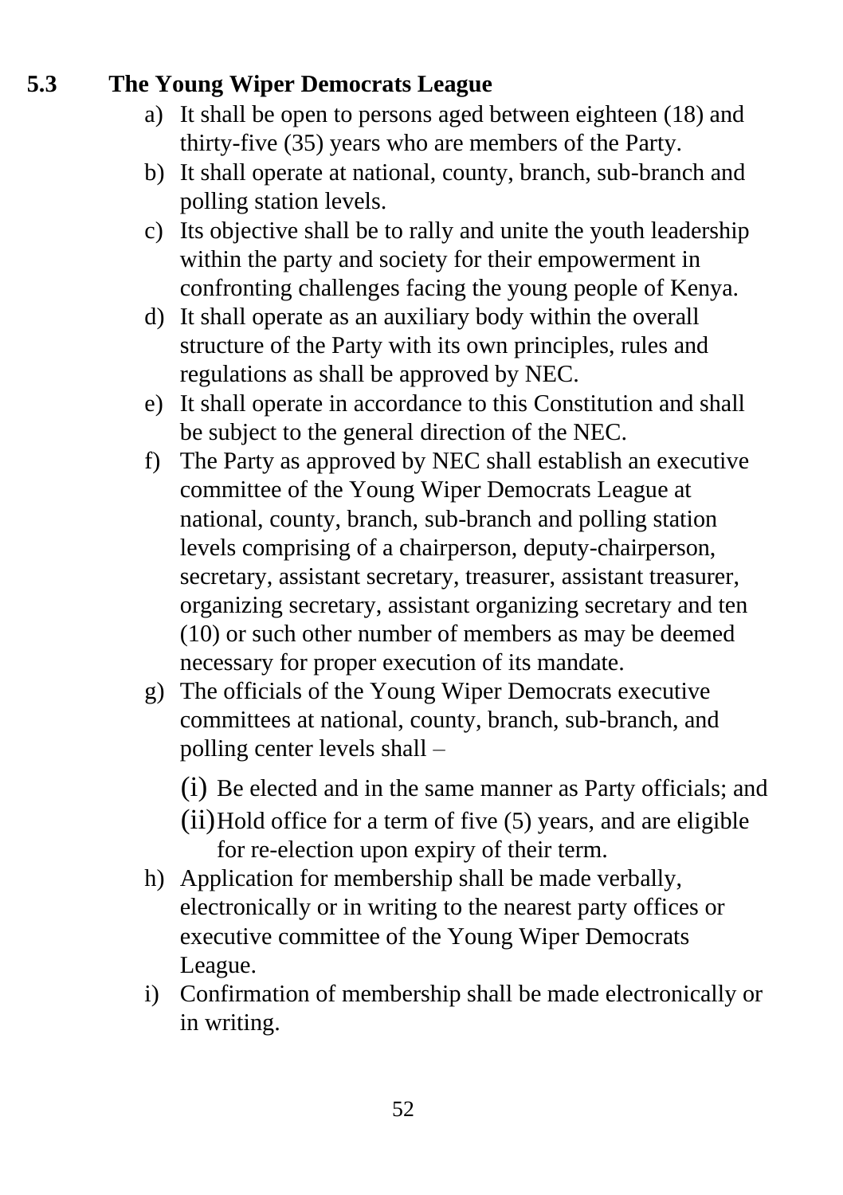### 5.3 The Young Wiper Democrats League

a) It shall be open to persons aged between eighteen (18) and thirty-five (35) years who are members of the Party.
b) It shall operate at national, county, branch, sub-branch and polling station levels.
c) Its objective shall be to rally and unite the youth leadership within the party and society for their empowerment in confronting challenges facing the young people of Kenya.
d) It shall operate as an auxiliary body within the overall structure of the Party with its own principles, rules and regulations as shall be approved by NEC.
e) It shall operate in accordance to this Constitution and shall be subject to the general direction of the NEC.
f) The Party as approved by NEC shall establish an executive committee of the Young Wiper Democrats League at national, county, branch, sub-branch and polling station levels comprising of a chairperson, deputy-chairperson, secretary, assistant secretary, treasurer, assistant treasurer, organizing secretary, assistant organizing secretary and ten (10) or such other number of members as may be deemed necessary for proper execution of its mandate.
g) The officials of the Young Wiper Democrats executive committees at national, county, branch, sub-branch, and polling center levels shall –
    (i) Be elected and in the same manner as Party officials; and
    (ii) Hold office for a term of five (5) years, and are eligible for re-election upon expiry of their term.
h) Application for membership shall be made verbally, electronically or in writing to the nearest party offices or executive committee of the Young Wiper Democrats League.
i) Confirmation of membership shall be made electronically or in writing.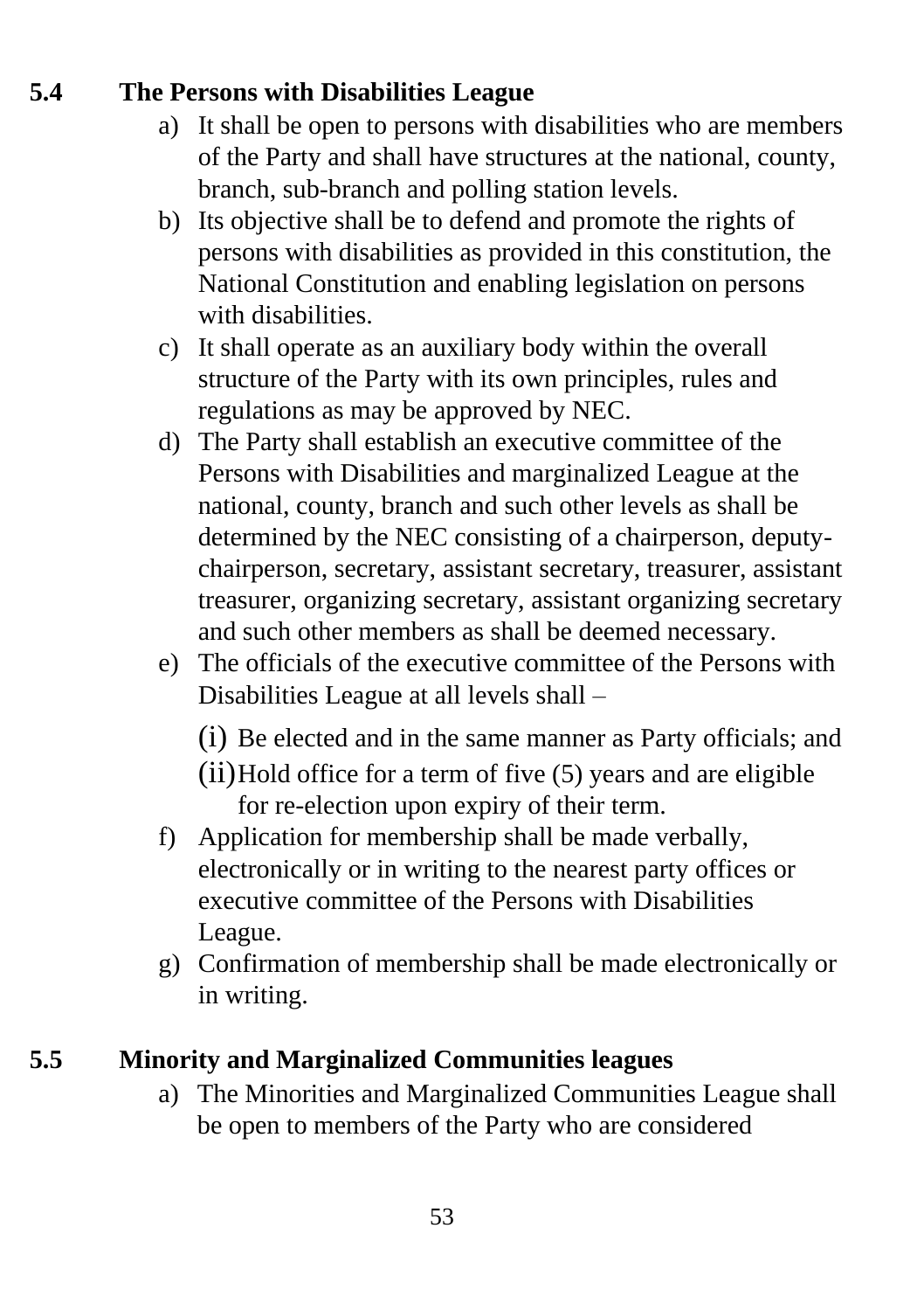### 5.4 The Persons with Disabilities League

a) It shall be open to persons with disabilities who are members of the Party and shall have structures at the national, county, branch, sub-branch and polling station levels.

b) Its objective shall be to defend and promote the rights of persons with disabilities as provided in this constitution, the National Constitution and enabling legislation on persons with disabilities.

c) It shall operate as an auxiliary body within the overall structure of the Party with its own principles, rules and regulations as may be approved by NEC.

d) The Party shall establish an executive committee of the Persons with Disabilities and marginalized League at the national, county, branch and such other levels as shall be determined by the NEC consisting of a chairperson, deputy-chairperson, secretary, assistant secretary, treasurer, assistant treasurer, organizing secretary, assistant organizing secretary and such other members as shall be deemed necessary.

e) The officials of the executive committee of the Persons with Disabilities League at all levels shall –

   (i) Be elected and in the same manner as Party officials; and

   (ii) Hold office for a term of five (5) years and are eligible for re-election upon expiry of their term.

f) Application for membership shall be made verbally, electronically or in writing to the nearest party offices or executive committee of the Persons with Disabilities League.

g) Confirmation of membership shall be made electronically or in writing.

### 5.5 Minority and Marginalized Communities leagues

a) The Minorities and Marginalized Communities League shall be open to members of the Party who are considered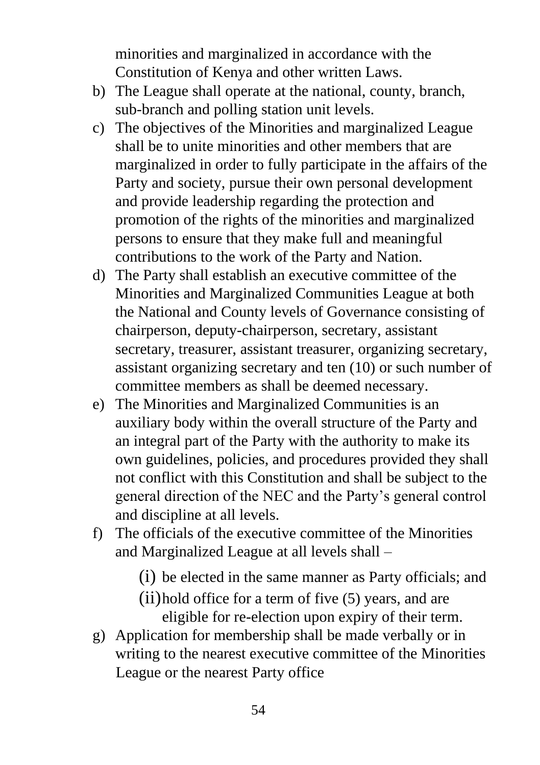minorities and marginalized in accordance with the Constitution of Kenya and other written Laws.

b) The League shall operate at the national, county, branch, sub-branch and polling station unit levels.

c) The objectives of the Minorities and marginalized League shall be to unite minorities and other members that are marginalized in order to fully participate in the affairs of the Party and society, pursue their own personal development and provide leadership regarding the protection and promotion of the rights of the minorities and marginalized persons to ensure that they make full and meaningful contributions to the work of the Party and Nation.

d) The Party shall establish an executive committee of the Minorities and Marginalized Communities League at both the National and County levels of Governance consisting of chairperson, deputy-chairperson, secretary, assistant secretary, treasurer, assistant treasurer, organizing secretary, assistant organizing secretary and ten (10) or such number of committee members as shall be deemed necessary.

e) The Minorities and Marginalized Communities is an auxiliary body within the overall structure of the Party and an integral part of the Party with the authority to make its own guidelines, policies, and procedures provided they shall not conflict with this Constitution and shall be subject to the general direction of the NEC and the Party's general control and discipline at all levels.

f) The officials of the executive committee of the Minorities and Marginalized League at all levels shall –

   (i) be elected in the same manner as Party officials; and

   (ii) hold office for a term of five (5) years, and are eligible for re-election upon expiry of their term.

g) Application for membership shall be made verbally or in writing to the nearest executive committee of the Minorities League or the nearest Party office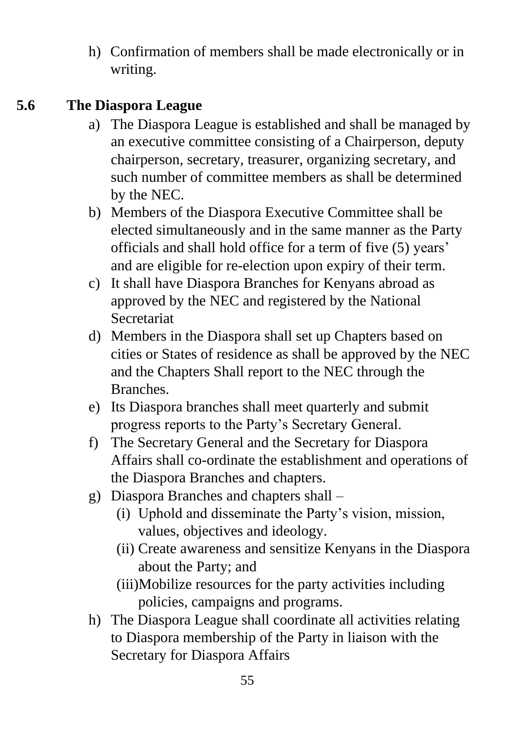h) Confirmation of members shall be made electronically or in writing.

### 5.6 The Diaspora League

a) The Diaspora League is established and shall be managed by an executive committee consisting of a Chairperson, deputy chairperson, secretary, treasurer, organizing secretary, and such number of committee members as shall be determined by the NEC.
b) Members of the Diaspora Executive Committee shall be elected simultaneously and in the same manner as the Party officials and shall hold office for a term of five (5) years' and are eligible for re-election upon expiry of their term.
c) It shall have Diaspora Branches for Kenyans abroad as approved by the NEC and registered by the National Secretariat
d) Members in the Diaspora shall set up Chapters based on cities or States of residence as shall be approved by the NEC and the Chapters Shall report to the NEC through the Branches.
e) Its Diaspora branches shall meet quarterly and submit progress reports to the Party's Secretary General.
f) The Secretary General and the Secretary for Diaspora Affairs shall co-ordinate the establishment and operations of the Diaspora Branches and chapters.
g) Diaspora Branches and chapters shall –
   (i) Uphold and disseminate the Party's vision, mission, values, objectives and ideology.
   (ii) Create awareness and sensitize Kenyans in the Diaspora about the Party; and
   (iii) Mobilize resources for the party activities including policies, campaigns and programs.
h) The Diaspora League shall coordinate all activities relating to Diaspora membership of the Party in liaison with the Secretary for Diaspora Affairs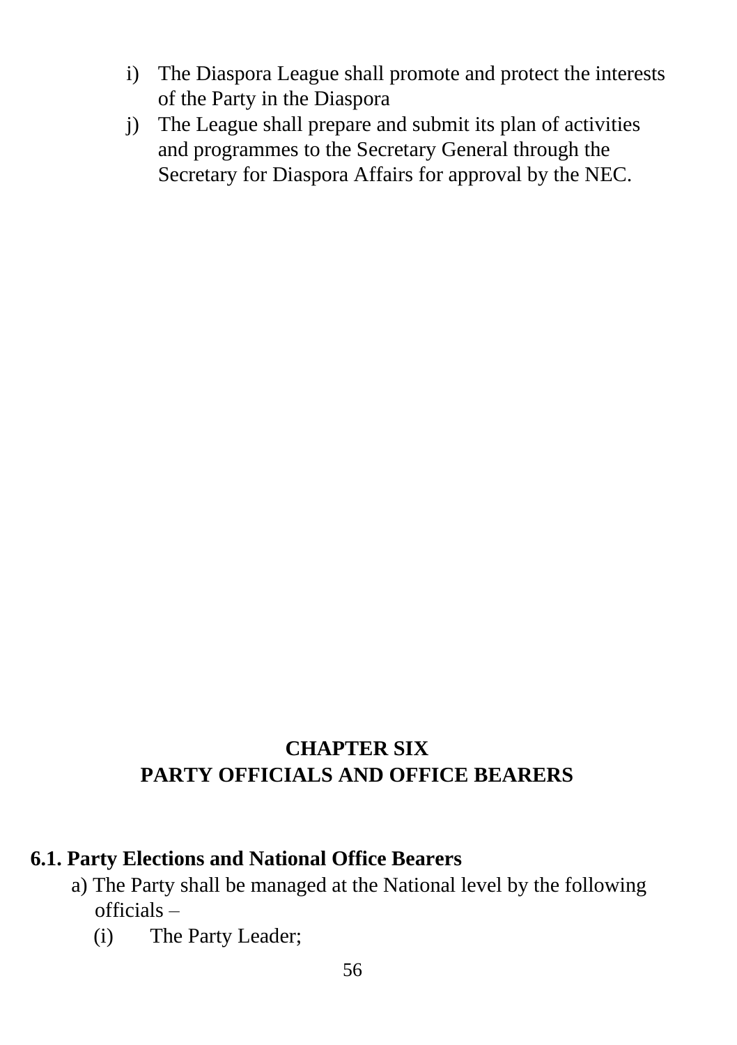i) The Diaspora League shall promote and protect the interests of the Party in the Diaspora
j) The League shall prepare and submit its plan of activities and programmes to the Secretary General through the Secretary for Diaspora Affairs for approval by the NEC.

# CHAPTER SIX
# PARTY OFFICIALS AND OFFICE BEARERS

## 6.1. Party Elections and National Office Bearers

a) The Party shall be managed at the National level by the following officials –

(i) The Party Leader;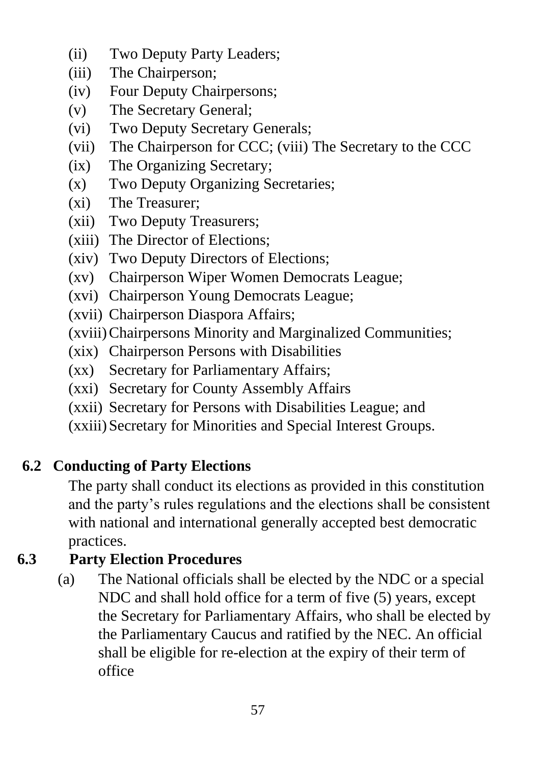(ii) Two Deputy Party Leaders;
(iii) The Chairperson;
(iv) Four Deputy Chairpersons;
(v) The Secretary General;
(vi) Two Deputy Secretary Generals;
(vii) The Chairperson for CCC; (viii) The Secretary to the CCC
(ix) The Organizing Secretary;
(x) Two Deputy Organizing Secretaries;
(xi) The Treasurer;
(xii) Two Deputy Treasurers;
(xiii) The Director of Elections;
(xiv) Two Deputy Directors of Elections;
(xv) Chairperson Wiper Women Democrats League;
(xvi) Chairperson Young Democrats League;
(xvii) Chairperson Diaspora Affairs;
(xviii) Chairpersons Minority and Marginalized Communities;
(xix) Chairperson Persons with Disabilities
(xx) Secretary for Parliamentary Affairs;
(xxi) Secretary for County Assembly Affairs
(xxii) Secretary for Persons with Disabilities League; and
(xxiii) Secretary for Minorities and Special Interest Groups.

**6.2 Conducting of Party Elections**

The party shall conduct its elections as provided in this constitution and the party's rules regulations and the elections shall be consistent with national and international generally accepted best democratic practices.

**6.3 Party Election Procedures**

(a) The National officials shall be elected by the NDC or a special NDC and shall hold office for a term of five (5) years, except the Secretary for Parliamentary Affairs, who shall be elected by the Parliamentary Caucus and ratified by the NEC. An official shall be eligible for re-election at the expiry of their term of office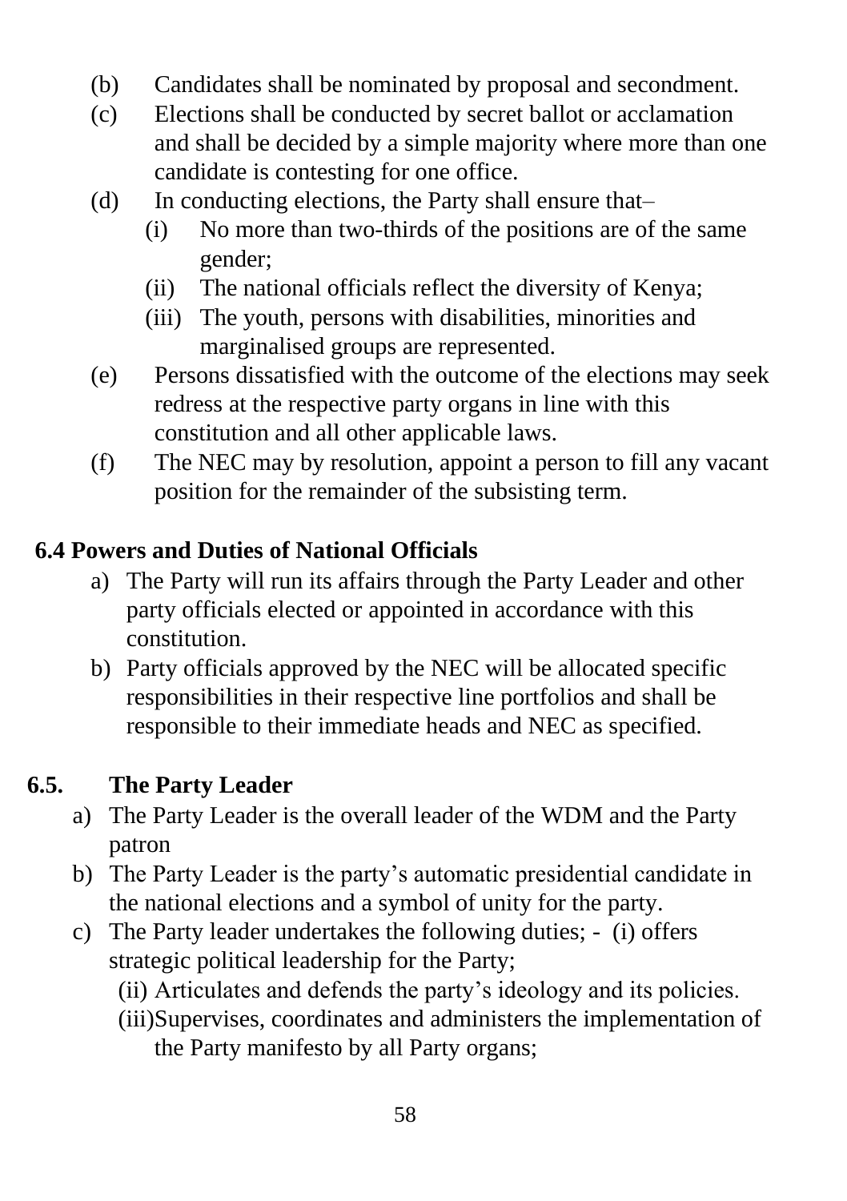(b) Candidates shall be nominated by proposal and secondment.

(c) Elections shall be conducted by secret ballot or acclamation and shall be decided by a simple majority where more than one candidate is contesting for one office.

(d) In conducting elections, the Party shall ensure that–

   (i) No more than two-thirds of the positions are of the same gender;

   (ii) The national officials reflect the diversity of Kenya;

   (iii) The youth, persons with disabilities, minorities and marginalised groups are represented.

(e) Persons dissatisfied with the outcome of the elections may seek redress at the respective party organs in line with this constitution and all other applicable laws.

(f) The NEC may by resolution, appoint a person to fill any vacant position for the remainder of the subsisting term.

### 6.4 Powers and Duties of National Officials

a) The Party will run its affairs through the Party Leader and other party officials elected or appointed in accordance with this constitution.

b) Party officials approved by the NEC will be allocated specific responsibilities in their respective line portfolios and shall be responsible to their immediate heads and NEC as specified.

### 6.5. The Party Leader

a) The Party Leader is the overall leader of the WDM and the Party patron

b) The Party Leader is the party's automatic presidential candidate in the national elections and a symbol of unity for the party.

c) The Party leader undertakes the following duties; - (i) offers strategic political leadership for the Party;

   (ii) Articulates and defends the party's ideology and its policies.

   (iii)Supervises, coordinates and administers the implementation of the Party manifesto by all Party organs;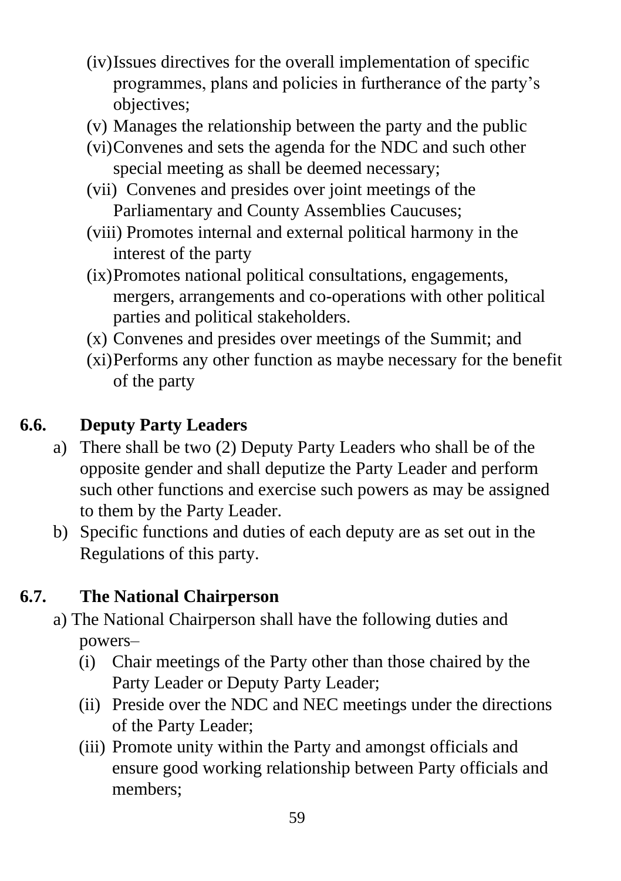(iv) Issues directives for the overall implementation of specific programmes, plans and policies in furtherance of the party's objectives;

(v) Manages the relationship between the party and the public

(vi) Convenes and sets the agenda for the NDC and such other special meeting as shall be deemed necessary;

(vii) Convenes and presides over joint meetings of the Parliamentary and County Assemblies Caucuses;

(viii) Promotes internal and external political harmony in the interest of the party

(ix) Promotes national political consultations, engagements, mergers, arrangements and co-operations with other political parties and political stakeholders.

(x) Convenes and presides over meetings of the Summit; and

(xi) Performs any other function as maybe necessary for the benefit of the party

### 6.6. Deputy Party Leaders

a) There shall be two (2) Deputy Party Leaders who shall be of the opposite gender and shall deputize the Party Leader and perform such other functions and exercise such powers as may be assigned to them by the Party Leader.

b) Specific functions and duties of each deputy are as set out in the Regulations of this party.

### 6.7. The National Chairperson

a) The National Chairperson shall have the following duties and powers–

(i) Chair meetings of the Party other than those chaired by the Party Leader or Deputy Party Leader;

(ii) Preside over the NDC and NEC meetings under the directions of the Party Leader;

(iii) Promote unity within the Party and amongst officials and ensure good working relationship between Party officials and members;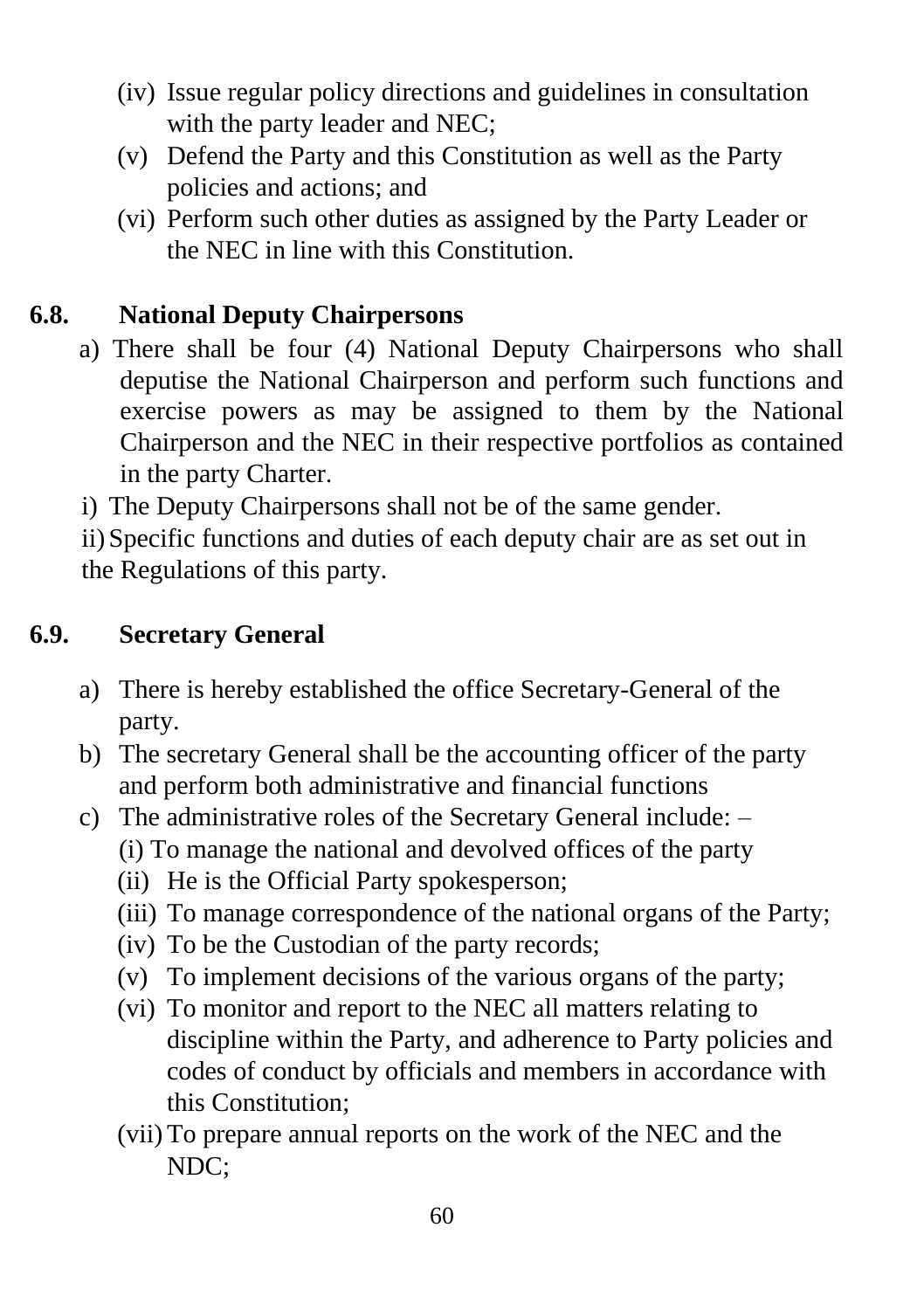(iv) Issue regular policy directions and guidelines in consultation with the party leader and NEC;

(v) Defend the Party and this Constitution as well as the Party policies and actions; and

(vi) Perform such other duties as assigned by the Party Leader or the NEC in line with this Constitution.

## 6.8. National Deputy Chairpersons

a) There shall be four (4) National Deputy Chairpersons who shall deputise the National Chairperson and perform such functions and exercise powers as may be assigned to them by the National Chairperson and the NEC in their respective portfolios as contained in the party Charter.

i) The Deputy Chairpersons shall not be of the same gender.

ii) Specific functions and duties of each deputy chair are as set out in the Regulations of this party.

## 6.9. Secretary General

a) There is hereby established the office Secretary-General of the party.

b) The secretary General shall be the accounting officer of the party and perform both administrative and financial functions

c) The administrative roles of the Secretary General include: –

(i) To manage the national and devolved offices of the party

(ii) He is the Official Party spokesperson;

(iii) To manage correspondence of the national organs of the Party;

(iv) To be the Custodian of the party records;

(v) To implement decisions of the various organs of the party;

(vi) To monitor and report to the NEC all matters relating to discipline within the Party, and adherence to Party policies and codes of conduct by officials and members in accordance with this Constitution;

(vii) To prepare annual reports on the work of the NEC and the NDC;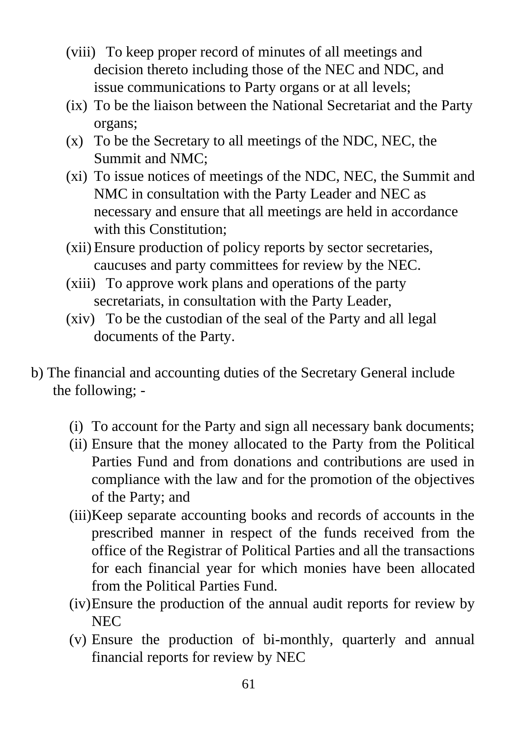(viii) To keep proper record of minutes of all meetings and decision thereto including those of the NEC and NDC, and issue communications to Party organs or at all levels;

(ix) To be the liaison between the National Secretariat and the Party organs;

(x) To be the Secretary to all meetings of the NDC, NEC, the Summit and NMC;

(xi) To issue notices of meetings of the NDC, NEC, the Summit and NMC in consultation with the Party Leader and NEC as necessary and ensure that all meetings are held in accordance with this Constitution;

(xii) Ensure production of policy reports by sector secretaries, caucuses and party committees for review by the NEC.

(xiii) To approve work plans and operations of the party secretariats, in consultation with the Party Leader,

(xiv) To be the custodian of the seal of the Party and all legal documents of the Party.

b) The financial and accounting duties of the Secretary General include the following; -

(i) To account for the Party and sign all necessary bank documents;

(ii) Ensure that the money allocated to the Party from the Political Parties Fund and from donations and contributions are used in compliance with the law and for the promotion of the objectives of the Party; and

(iii) Keep separate accounting books and records of accounts in the prescribed manner in respect of the funds received from the office of the Registrar of Political Parties and all the transactions for each financial year for which monies have been allocated from the Political Parties Fund.

(iv) Ensure the production of the annual audit reports for review by NEC

(v) Ensure the production of bi-monthly, quarterly and annual financial reports for review by NEC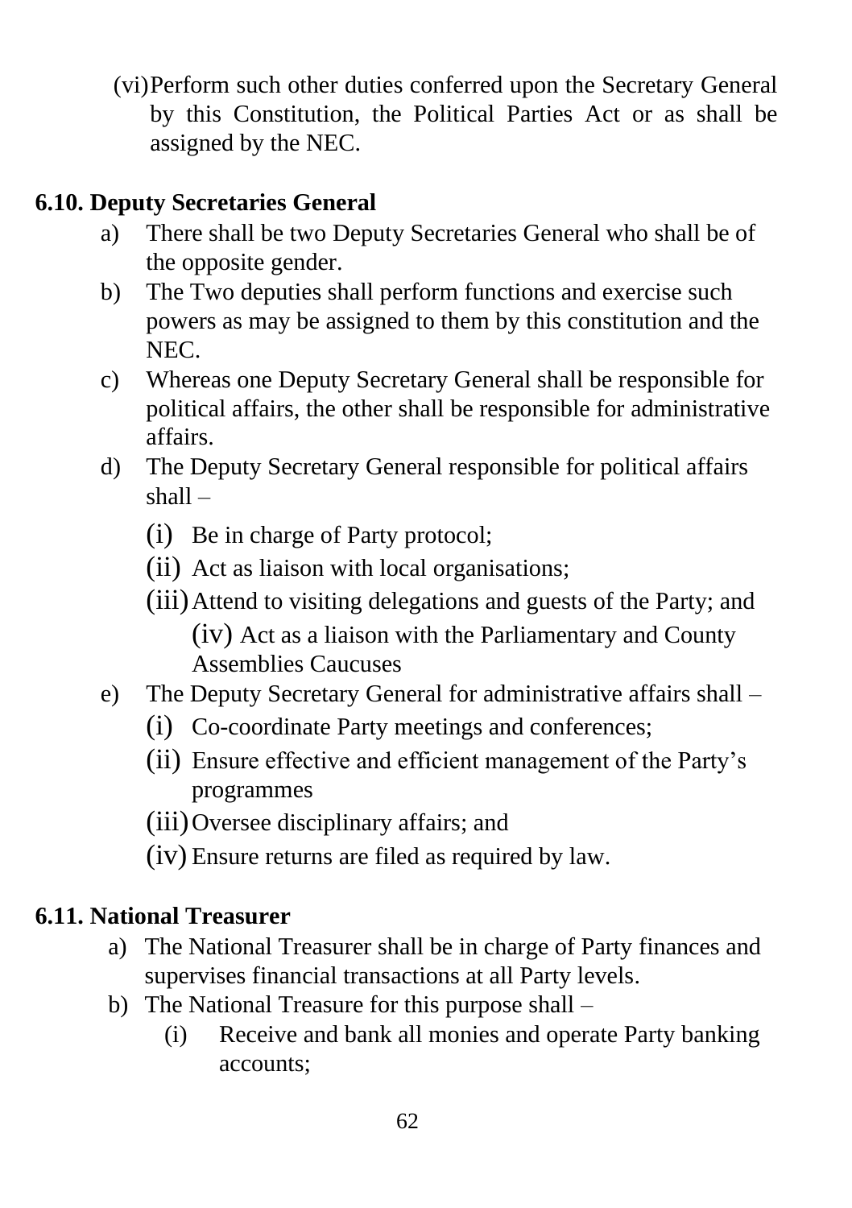(vi) Perform such other duties conferred upon the Secretary General by this Constitution, the Political Parties Act or as shall be assigned by the NEC.

**6.10. Deputy Secretaries General**

a) There shall be two Deputy Secretaries General who shall be of the opposite gender.

b) The Two deputies shall perform functions and exercise such powers as may be assigned to them by this constitution and the NEC.

c) Whereas one Deputy Secretary General shall be responsible for political affairs, the other shall be responsible for administrative affairs.

d) The Deputy Secretary General responsible for political affairs shall –

   (i) Be in charge of Party protocol;

   (ii) Act as liaison with local organisations;

   (iii) Attend to visiting delegations and guests of the Party; and

   (iv) Act as a liaison with the Parliamentary and County Assemblies Caucuses

e) The Deputy Secretary General for administrative affairs shall –

   (i) Co-coordinate Party meetings and conferences;

   (ii) Ensure effective and efficient management of the Party's programmes

   (iii) Oversee disciplinary affairs; and

   (iv) Ensure returns are filed as required by law.

**6.11. National Treasurer**

a) The National Treasurer shall be in charge of Party finances and supervises financial transactions at all Party levels.

b) The National Treasure for this purpose shall –

   (i) Receive and bank all monies and operate Party banking accounts;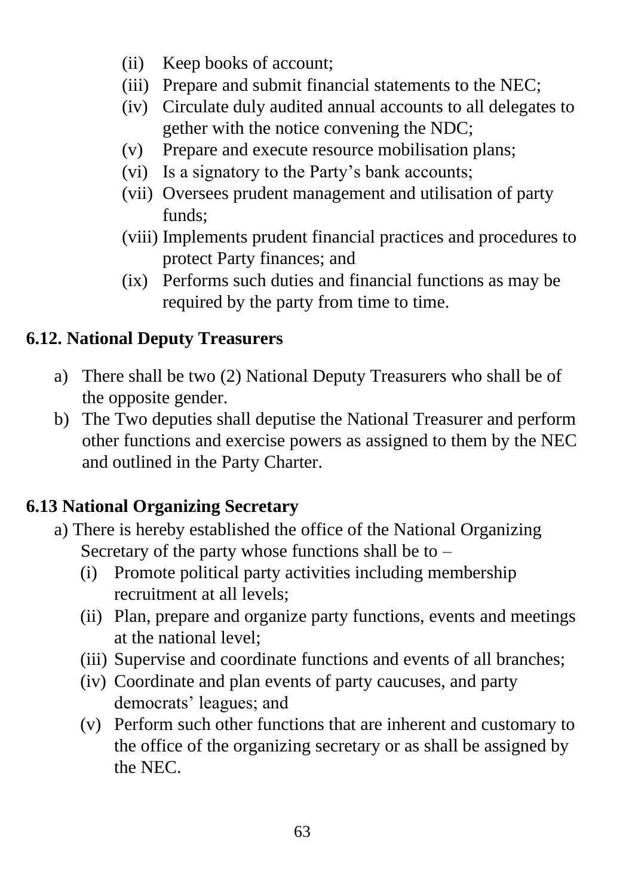(ii) Keep books of account;
(iii) Prepare and submit financial statements to the NEC;
(iv) Circulate duly audited annual accounts to all delegates to gether with the notice convening the NDC;
(v) Prepare and execute resource mobilisation plans;
(vi) Is a signatory to the Party's bank accounts;
(vii) Oversees prudent management and utilisation of party funds;
(viii) Implements prudent financial practices and procedures to protect Party finances; and
(ix) Performs such duties and financial functions as may be required by the party from time to time.

### 6.12. National Deputy Treasurers

a) There shall be two (2) National Deputy Treasurers who shall be of the opposite gender.
b) The Two deputies shall deputise the National Treasurer and perform other functions and exercise powers as assigned to them by the NEC and outlined in the Party Charter.

### 6.13 National Organizing Secretary

a) There is hereby established the office of the National Organizing Secretary of the party whose functions shall be to –
   (i) Promote political party activities including membership recruitment at all levels;
   (ii) Plan, prepare and organize party functions, events and meetings at the national level;
   (iii) Supervise and coordinate functions and events of all branches;
   (iv) Coordinate and plan events of party caucuses, and party democrats' leagues; and
   (v) Perform such other functions that are inherent and customary to the office of the organizing secretary or as shall be assigned by the NEC.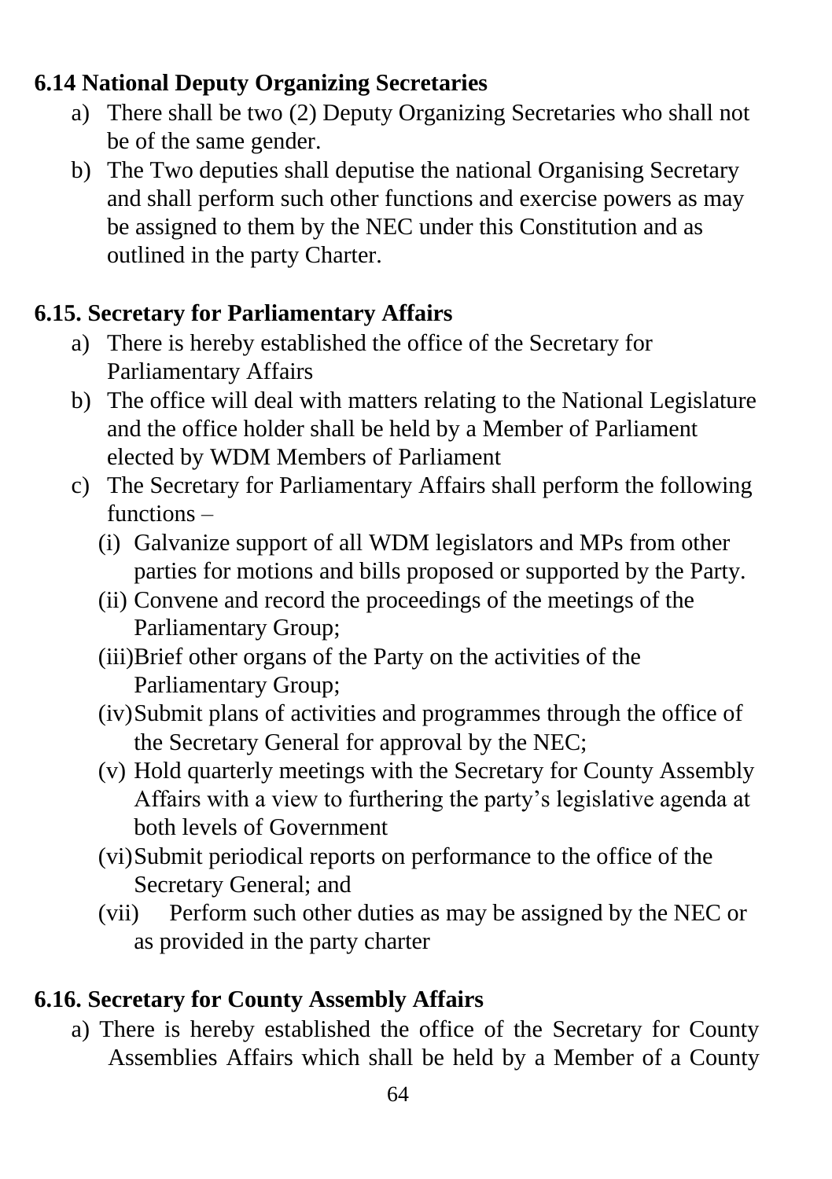### 6.14 National Deputy Organizing Secretaries

a) There shall be two (2) Deputy Organizing Secretaries who shall not be of the same gender.

b) The Two deputies shall deputise the national Organising Secretary and shall perform such other functions and exercise powers as may be assigned to them by the NEC under this Constitution and as outlined in the party Charter.

### 6.15. Secretary for Parliamentary Affairs

a) There is hereby established the office of the Secretary for Parliamentary Affairs

b) The office will deal with matters relating to the National Legislature and the office holder shall be held by a Member of Parliament elected by WDM Members of Parliament

c) The Secretary for Parliamentary Affairs shall perform the following functions –

   (i) Galvanize support of all WDM legislators and MPs from other parties for motions and bills proposed or supported by the Party.

   (ii) Convene and record the proceedings of the meetings of the Parliamentary Group;

   (iii) Brief other organs of the Party on the activities of the Parliamentary Group;

   (iv) Submit plans of activities and programmes through the office of the Secretary General for approval by the NEC;

   (v) Hold quarterly meetings with the Secretary for County Assembly Affairs with a view to furthering the party's legislative agenda at both levels of Government

   (vi) Submit periodical reports on performance to the office of the Secretary General; and

   (vii) Perform such other duties as may be assigned by the NEC or as provided in the party charter

### 6.16. Secretary for County Assembly Affairs

a) There is hereby established the office of the Secretary for County Assemblies Affairs which shall be held by a Member of a County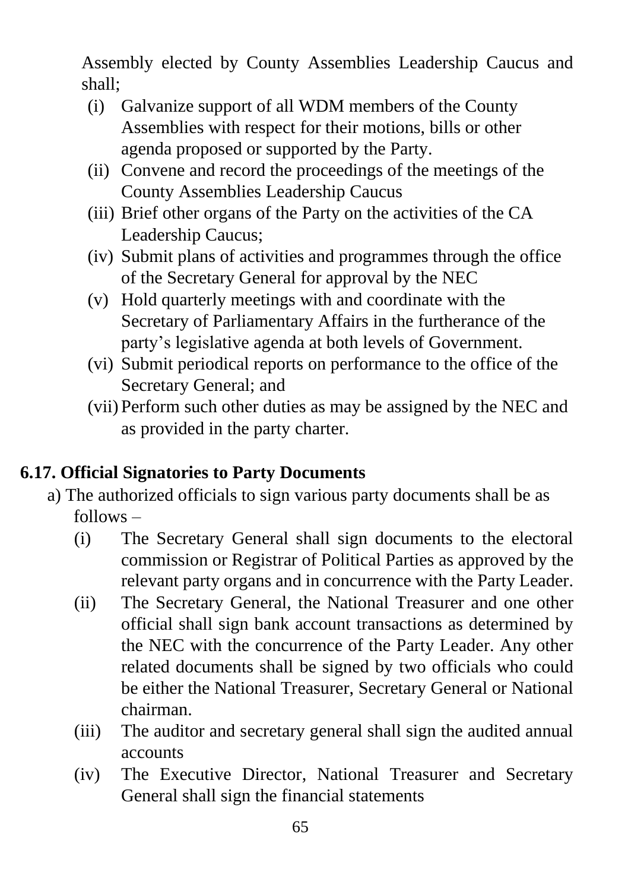Assembly elected by County Assemblies Leadership Caucus and shall;

(i) Galvanize support of all WDM members of the County Assemblies with respect for their motions, bills or other agenda proposed or supported by the Party.
(ii) Convene and record the proceedings of the meetings of the County Assemblies Leadership Caucus
(iii) Brief other organs of the Party on the activities of the CA Leadership Caucus;
(iv) Submit plans of activities and programmes through the office of the Secretary General for approval by the NEC
(v) Hold quarterly meetings with and coordinate with the Secretary of Parliamentary Affairs in the furtherance of the party's legislative agenda at both levels of Government.
(vi) Submit periodical reports on performance to the office of the Secretary General; and
(vii) Perform such other duties as may be assigned by the NEC and as provided in the party charter.

## 6.17. Official Signatories to Party Documents

a) The authorized officials to sign various party documents shall be as follows –

(i) The Secretary General shall sign documents to the electoral commission or Registrar of Political Parties as approved by the relevant party organs and in concurrence with the Party Leader.
(ii) The Secretary General, the National Treasurer and one other official shall sign bank account transactions as determined by the NEC with the concurrence of the Party Leader. Any other related documents shall be signed by two officials who could be either the National Treasurer, Secretary General or National chairman.
(iii) The auditor and secretary general shall sign the audited annual accounts
(iv) The Executive Director, National Treasurer and Secretary General shall sign the financial statements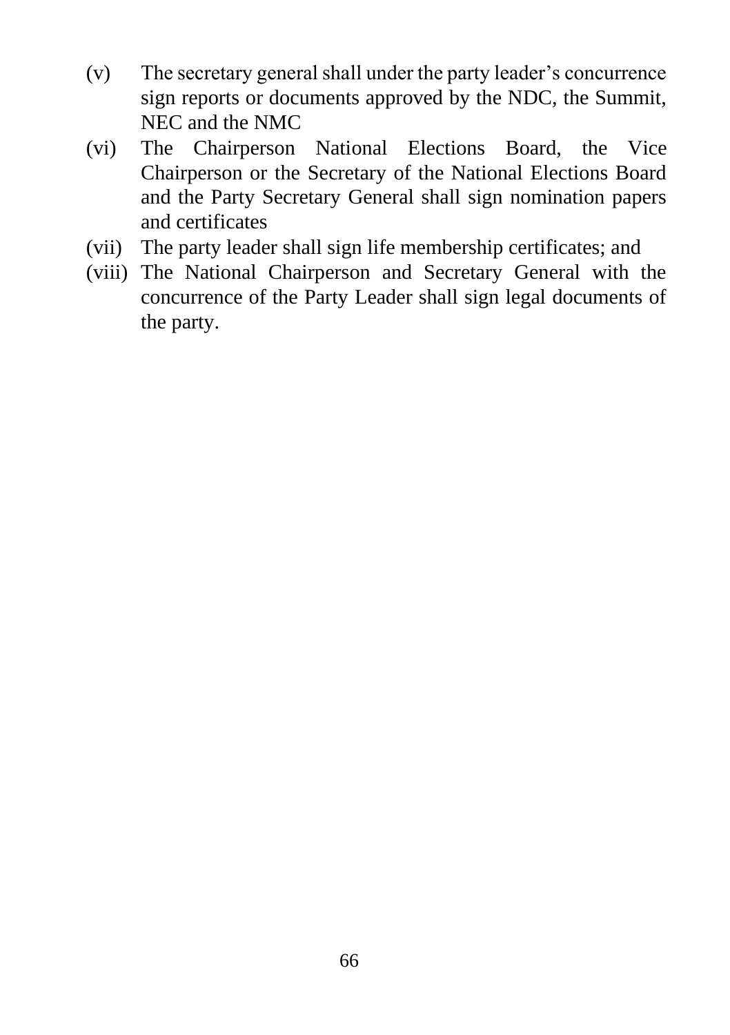(v) The secretary general shall under the party leader's concurrence sign reports or documents approved by the NDC, the Summit, NEC and the NMC

(vi) The Chairperson National Elections Board, the Vice Chairperson or the Secretary of the National Elections Board and the Party Secretary General shall sign nomination papers and certificates

(vii) The party leader shall sign life membership certificates; and

(viii) The National Chairperson and Secretary General with the concurrence of the Party Leader shall sign legal documents of the party.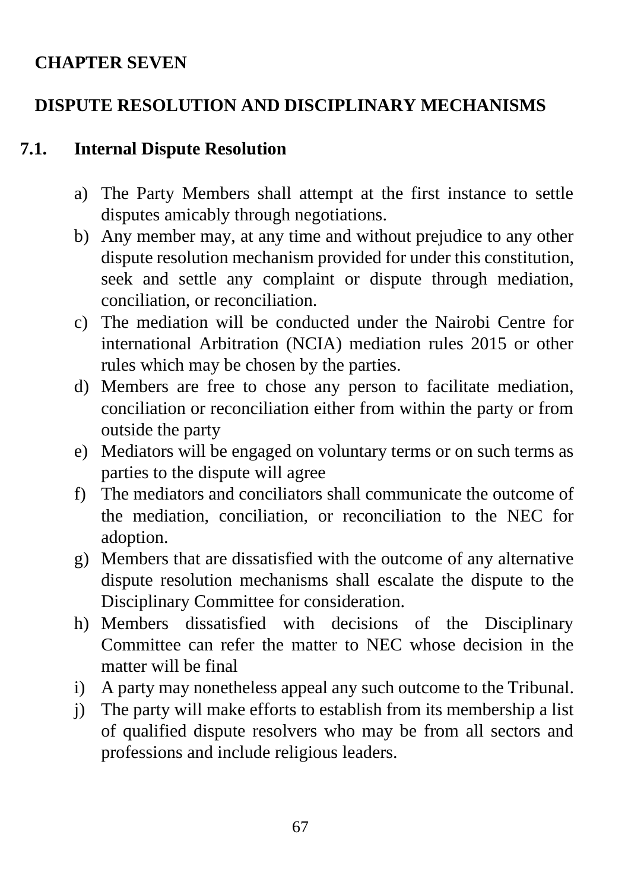# CHAPTER SEVEN

# DISPUTE RESOLUTION AND DISCIPLINARY MECHANISMS

## 7.1. Internal Dispute Resolution

a) The Party Members shall attempt at the first instance to settle disputes amicably through negotiations.
b) Any member may, at any time and without prejudice to any other dispute resolution mechanism provided for under this constitution, seek and settle any complaint or dispute through mediation, conciliation, or reconciliation.
c) The mediation will be conducted under the Nairobi Centre for international Arbitration (NCIA) mediation rules 2015 or other rules which may be chosen by the parties.
d) Members are free to chose any person to facilitate mediation, conciliation or reconciliation either from within the party or from outside the party
e) Mediators will be engaged on voluntary terms or on such terms as parties to the dispute will agree
f) The mediators and conciliators shall communicate the outcome of the mediation, conciliation, or reconciliation to the NEC for adoption.
g) Members that are dissatisfied with the outcome of any alternative dispute resolution mechanisms shall escalate the dispute to the Disciplinary Committee for consideration.
h) Members dissatisfied with decisions of the Disciplinary Committee can refer the matter to NEC whose decision in the matter will be final
i) A party may nonetheless appeal any such outcome to the Tribunal.
j) The party will make efforts to establish from its membership a list of qualified dispute resolvers who may be from all sectors and professions and include religious leaders.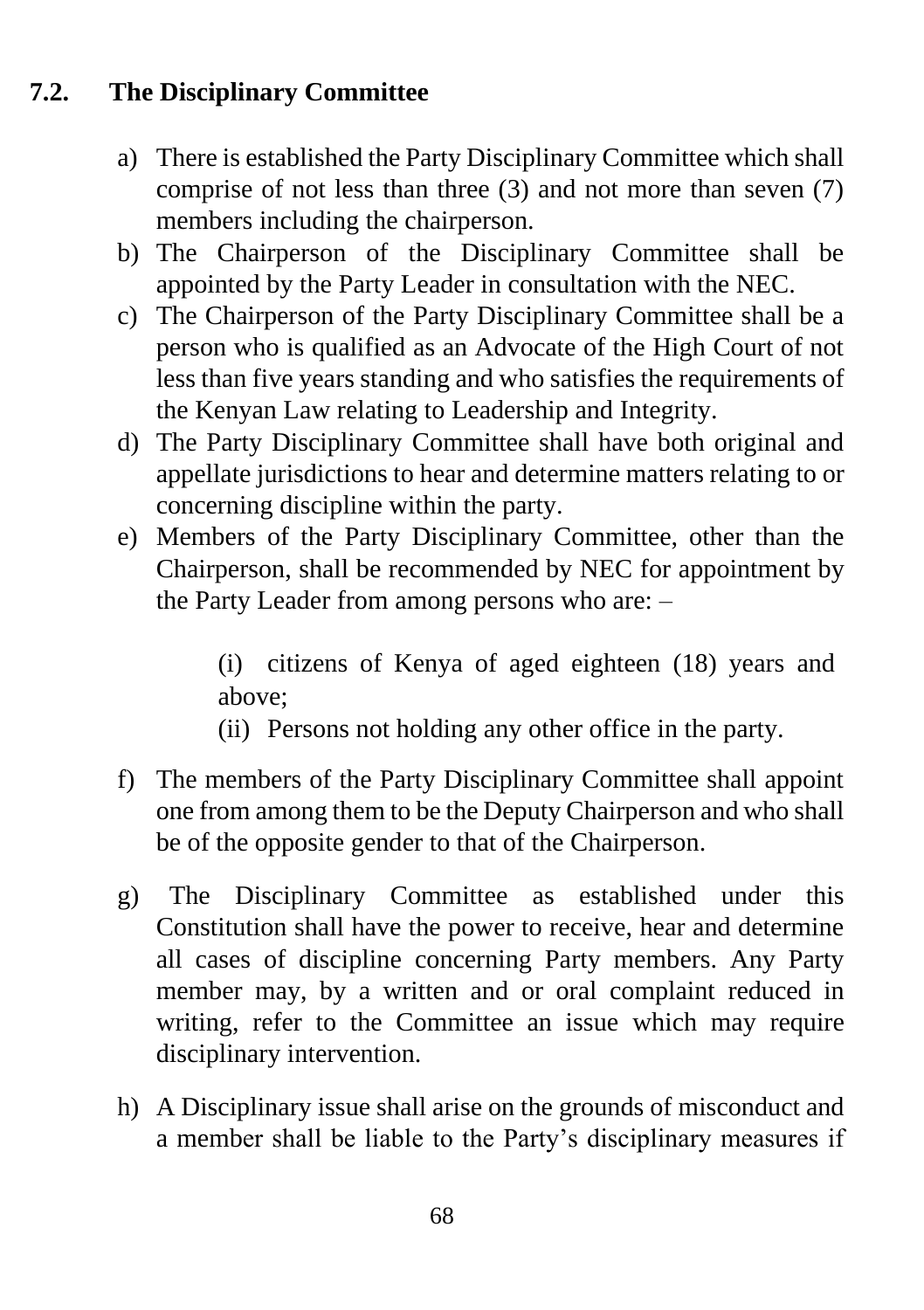## 7.2. The Disciplinary Committee

a) There is established the Party Disciplinary Committee which shall comprise of not less than three (3) and not more than seven (7) members including the chairperson.

b) The Chairperson of the Disciplinary Committee shall be appointed by the Party Leader in consultation with the NEC.

c) The Chairperson of the Party Disciplinary Committee shall be a person who is qualified as an Advocate of the High Court of not less than five years standing and who satisfies the requirements of the Kenyan Law relating to Leadership and Integrity.

d) The Party Disciplinary Committee shall have both original and appellate jurisdictions to hear and determine matters relating to or concerning discipline within the party.

e) Members of the Party Disciplinary Committee, other than the Chairperson, shall be recommended by NEC for appointment by the Party Leader from among persons who are: –

   (i) citizens of Kenya of aged eighteen (18) years and above;

   (ii) Persons not holding any other office in the party.

f) The members of the Party Disciplinary Committee shall appoint one from among them to be the Deputy Chairperson and who shall be of the opposite gender to that of the Chairperson.

g) The Disciplinary Committee as established under this Constitution shall have the power to receive, hear and determine all cases of discipline concerning Party members. Any Party member may, by a written and or oral complaint reduced in writing, refer to the Committee an issue which may require disciplinary intervention.

h) A Disciplinary issue shall arise on the grounds of misconduct and a member shall be liable to the Party's disciplinary measures if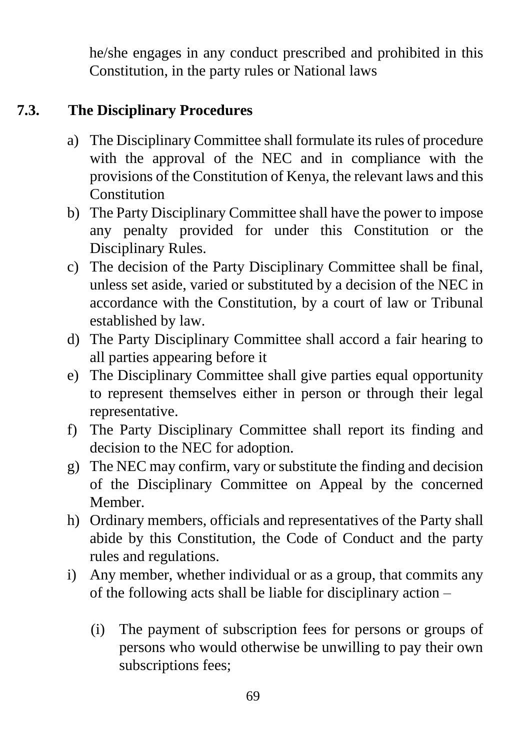he/she engages in any conduct prescribed and prohibited in this Constitution, in the party rules or National laws

## 7.3. The Disciplinary Procedures

a) The Disciplinary Committee shall formulate its rules of procedure with the approval of the NEC and in compliance with the provisions of the Constitution of Kenya, the relevant laws and this Constitution
b) The Party Disciplinary Committee shall have the power to impose any penalty provided for under this Constitution or the Disciplinary Rules.
c) The decision of the Party Disciplinary Committee shall be final, unless set aside, varied or substituted by a decision of the NEC in accordance with the Constitution, by a court of law or Tribunal established by law.
d) The Party Disciplinary Committee shall accord a fair hearing to all parties appearing before it
e) The Disciplinary Committee shall give parties equal opportunity to represent themselves either in person or through their legal representative.
f) The Party Disciplinary Committee shall report its finding and decision to the NEC for adoption.
g) The NEC may confirm, vary or substitute the finding and decision of the Disciplinary Committee on Appeal by the concerned Member.
h) Ordinary members, officials and representatives of the Party shall abide by this Constitution, the Code of Conduct and the party rules and regulations.
i) Any member, whether individual or as a group, that commits any of the following acts shall be liable for disciplinary action –

    (i) The payment of subscription fees for persons or groups of persons who would otherwise be unwilling to pay their own subscriptions fees;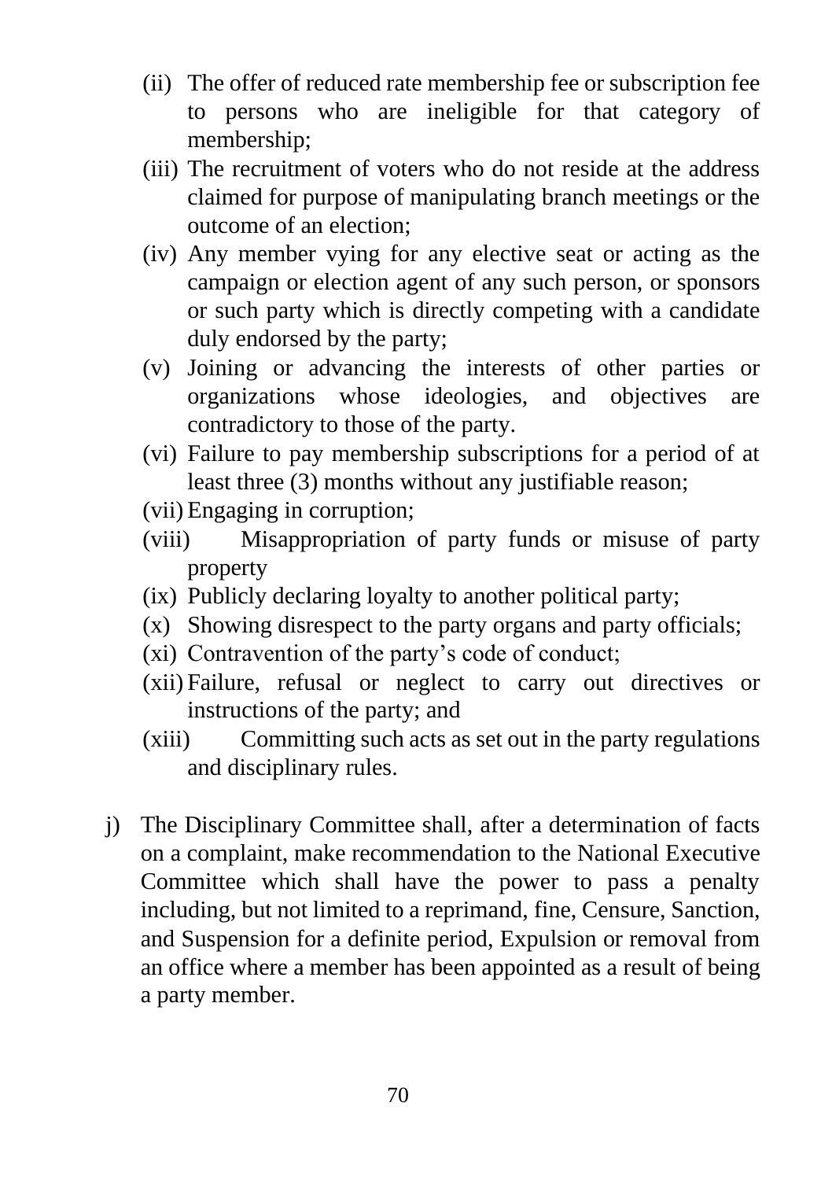- (ii) The offer of reduced rate membership fee or subscription fee to persons who are ineligible for that category of membership;
- (iii) The recruitment of voters who do not reside at the address claimed for purpose of manipulating branch meetings or the outcome of an election;
- (iv) Any member vying for any elective seat or acting as the campaign or election agent of any such person, or sponsors or such party which is directly competing with a candidate duly endorsed by the party;
- (v) Joining or advancing the interests of other parties or organizations whose ideologies, and objectives are contradictory to those of the party.
- (vi) Failure to pay membership subscriptions for a period of at least three (3) months without any justifiable reason;
- (vii) Engaging in corruption;
- (viii) Misappropriation of party funds or misuse of party property
- (ix) Publicly declaring loyalty to another political party;
- (x) Showing disrespect to the party organs and party officials;
- (xi) Contravention of the party's code of conduct;
- (xii) Failure, refusal or neglect to carry out directives or instructions of the party; and
- (xiii) Committing such acts as set out in the party regulations and disciplinary rules.

j) The Disciplinary Committee shall, after a determination of facts on a complaint, make recommendation to the National Executive Committee which shall have the power to pass a penalty including, but not limited to a reprimand, fine, Censure, Sanction, and Suspension for a definite period, Expulsion or removal from an office where a member has been appointed as a result of being a party member.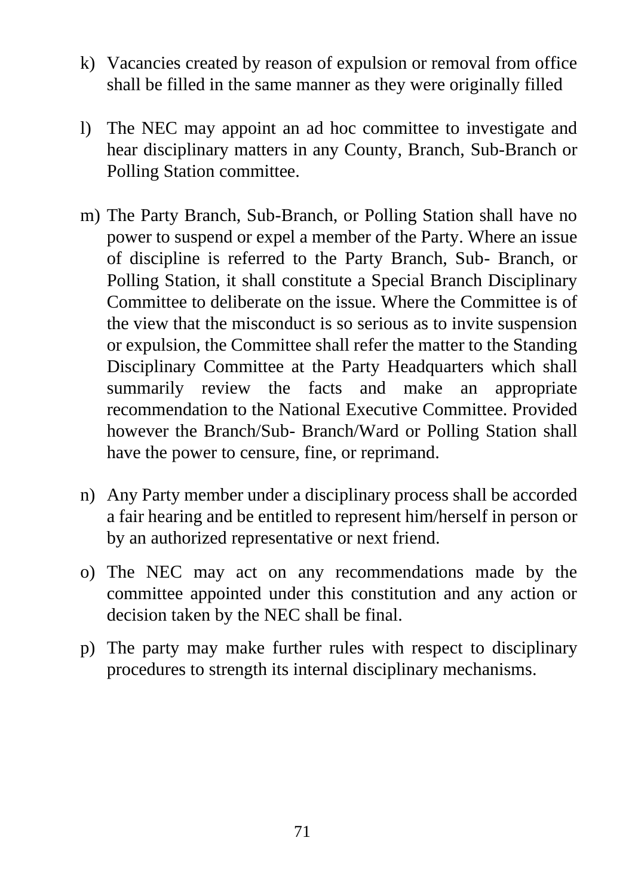k) Vacancies created by reason of expulsion or removal from office shall be filled in the same manner as they were originally filled

l) The NEC may appoint an ad hoc committee to investigate and hear disciplinary matters in any County, Branch, Sub-Branch or Polling Station committee.

m) The Party Branch, Sub-Branch, or Polling Station shall have no power to suspend or expel a member of the Party. Where an issue of discipline is referred to the Party Branch, Sub- Branch, or Polling Station, it shall constitute a Special Branch Disciplinary Committee to deliberate on the issue. Where the Committee is of the view that the misconduct is so serious as to invite suspension or expulsion, the Committee shall refer the matter to the Standing Disciplinary Committee at the Party Headquarters which shall summarily review the facts and make an appropriate recommendation to the National Executive Committee. Provided however the Branch/Sub- Branch/Ward or Polling Station shall have the power to censure, fine, or reprimand.

n) Any Party member under a disciplinary process shall be accorded a fair hearing and be entitled to represent him/herself in person or by an authorized representative or next friend.

o) The NEC may act on any recommendations made by the committee appointed under this constitution and any action or decision taken by the NEC shall be final.

p) The party may make further rules with respect to disciplinary procedures to strength its internal disciplinary mechanisms.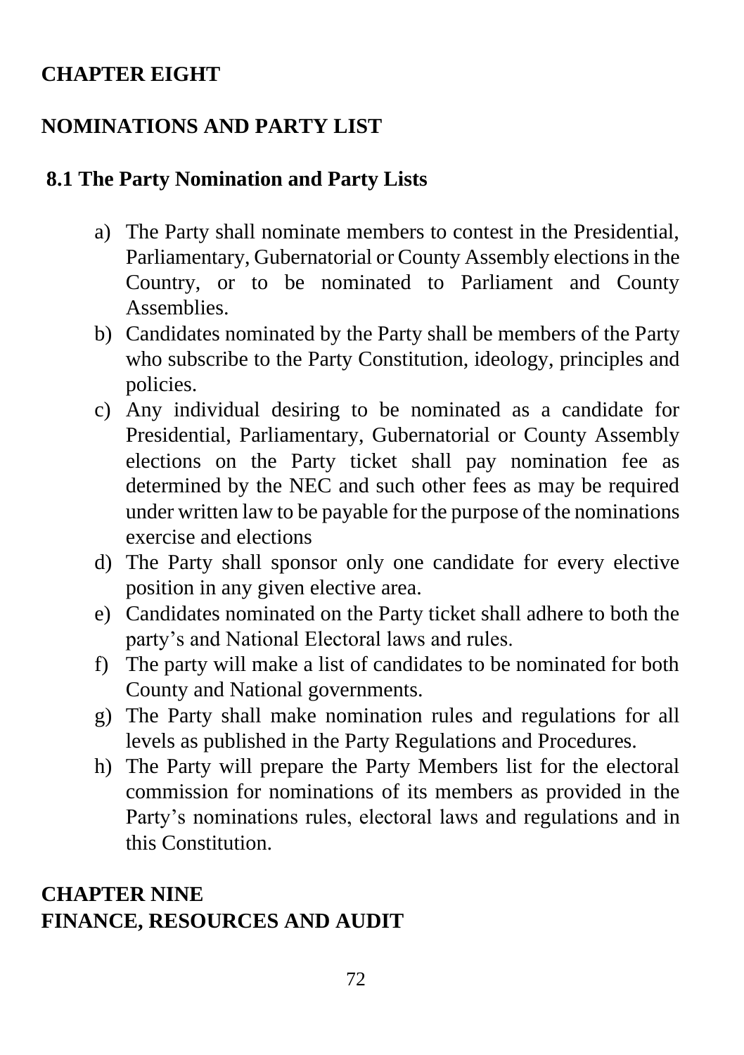# CHAPTER EIGHT

## NOMINATIONS AND PARTY LIST

### 8.1 The Party Nomination and Party Lists

a) The Party shall nominate members to contest in the Presidential, Parliamentary, Gubernatorial or County Assembly elections in the Country, or to be nominated to Parliament and County Assemblies.

b) Candidates nominated by the Party shall be members of the Party who subscribe to the Party Constitution, ideology, principles and policies.

c) Any individual desiring to be nominated as a candidate for Presidential, Parliamentary, Gubernatorial or County Assembly elections on the Party ticket shall pay nomination fee as determined by the NEC and such other fees as may be required under written law to be payable for the purpose of the nominations exercise and elections

d) The Party shall sponsor only one candidate for every elective position in any given elective area.

e) Candidates nominated on the Party ticket shall adhere to both the party's and National Electoral laws and rules.

f) The party will make a list of candidates to be nominated for both County and National governments.

g) The Party shall make nomination rules and regulations for all levels as published in the Party Regulations and Procedures.

h) The Party will prepare the Party Members list for the electoral commission for nominations of its members as provided in the Party's nominations rules, electoral laws and regulations and in this Constitution.

# CHAPTER NINE

## FINANCE, RESOURCES AND AUDIT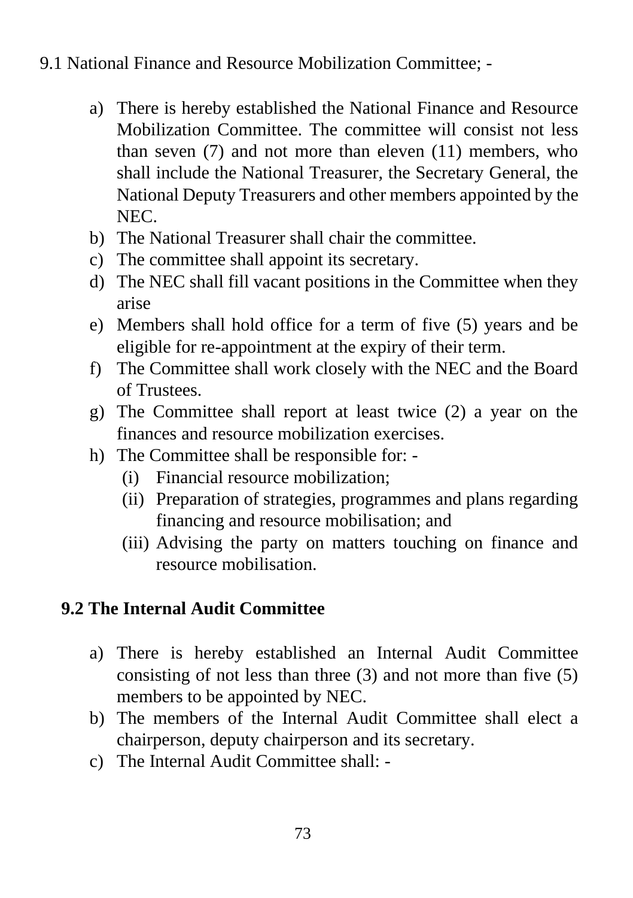9.1 National Finance and Resource Mobilization Committee; -

a) There is hereby established the National Finance and Resource Mobilization Committee. The committee will consist not less than seven (7) and not more than eleven (11) members, who shall include the National Treasurer, the Secretary General, the National Deputy Treasurers and other members appointed by the NEC.
b) The National Treasurer shall chair the committee.
c) The committee shall appoint its secretary.
d) The NEC shall fill vacant positions in the Committee when they arise
e) Members shall hold office for a term of five (5) years and be eligible for re-appointment at the expiry of their term.
f) The Committee shall work closely with the NEC and the Board of Trustees.
g) The Committee shall report at least twice (2) a year on the finances and resource mobilization exercises.
h) The Committee shall be responsible for: -
   (i) Financial resource mobilization;
   (ii) Preparation of strategies, programmes and plans regarding financing and resource mobilisation; and
   (iii) Advising the party on matters touching on finance and resource mobilisation.

**9.2 The Internal Audit Committee**

a) There is hereby established an Internal Audit Committee consisting of not less than three (3) and not more than five (5) members to be appointed by NEC.
b) The members of the Internal Audit Committee shall elect a chairperson, deputy chairperson and its secretary.
c) The Internal Audit Committee shall: -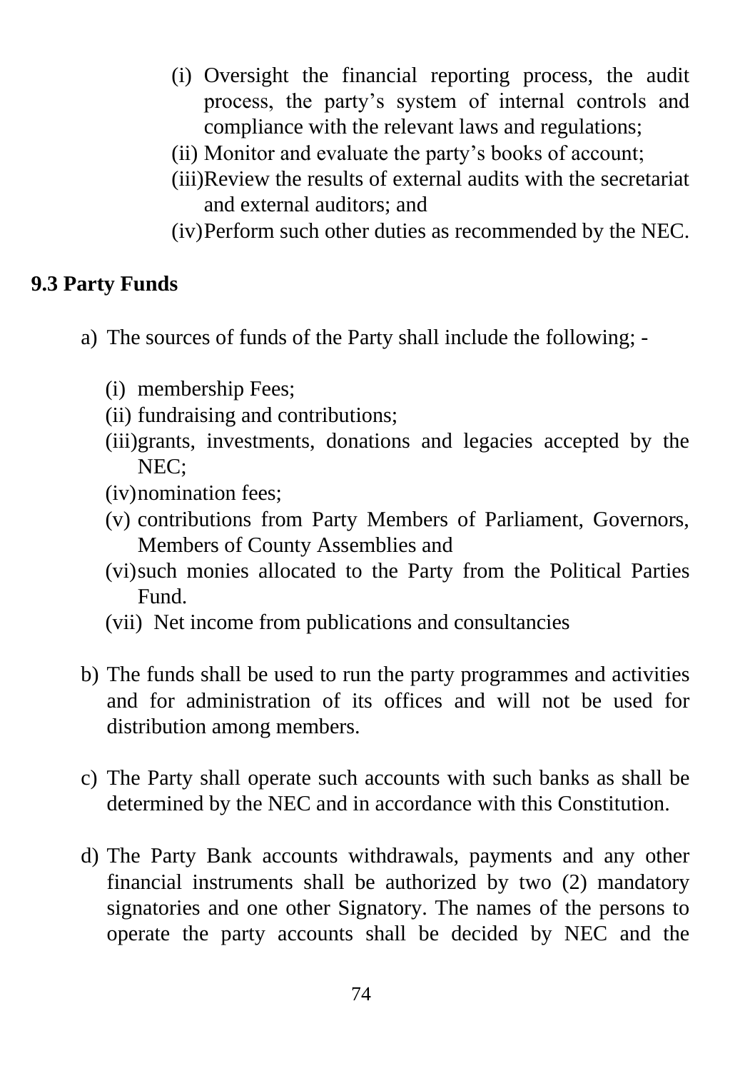(i) Oversight the financial reporting process, the audit process, the party's system of internal controls and compliance with the relevant laws and regulations;
(ii) Monitor and evaluate the party's books of account;
(iii) Review the results of external audits with the secretariat and external auditors; and
(iv) Perform such other duties as recommended by the NEC.

**9.3 Party Funds**

a) The sources of funds of the Party shall include the following; -

   (i) membership Fees;
   (ii) fundraising and contributions;
   (iii) grants, investments, donations and legacies accepted by the NEC;
   (iv) nomination fees;
   (v) contributions from Party Members of Parliament, Governors, Members of County Assemblies and
   (vi) such monies allocated to the Party from the Political Parties Fund.
   (vii) Net income from publications and consultancies

b) The funds shall be used to run the party programmes and activities and for administration of its offices and will not be used for distribution among members.

c) The Party shall operate such accounts with such banks as shall be determined by the NEC and in accordance with this Constitution.

d) The Party Bank accounts withdrawals, payments and any other financial instruments shall be authorized by two (2) mandatory signatories and one other Signatory. The names of the persons to operate the party accounts shall be decided by NEC and the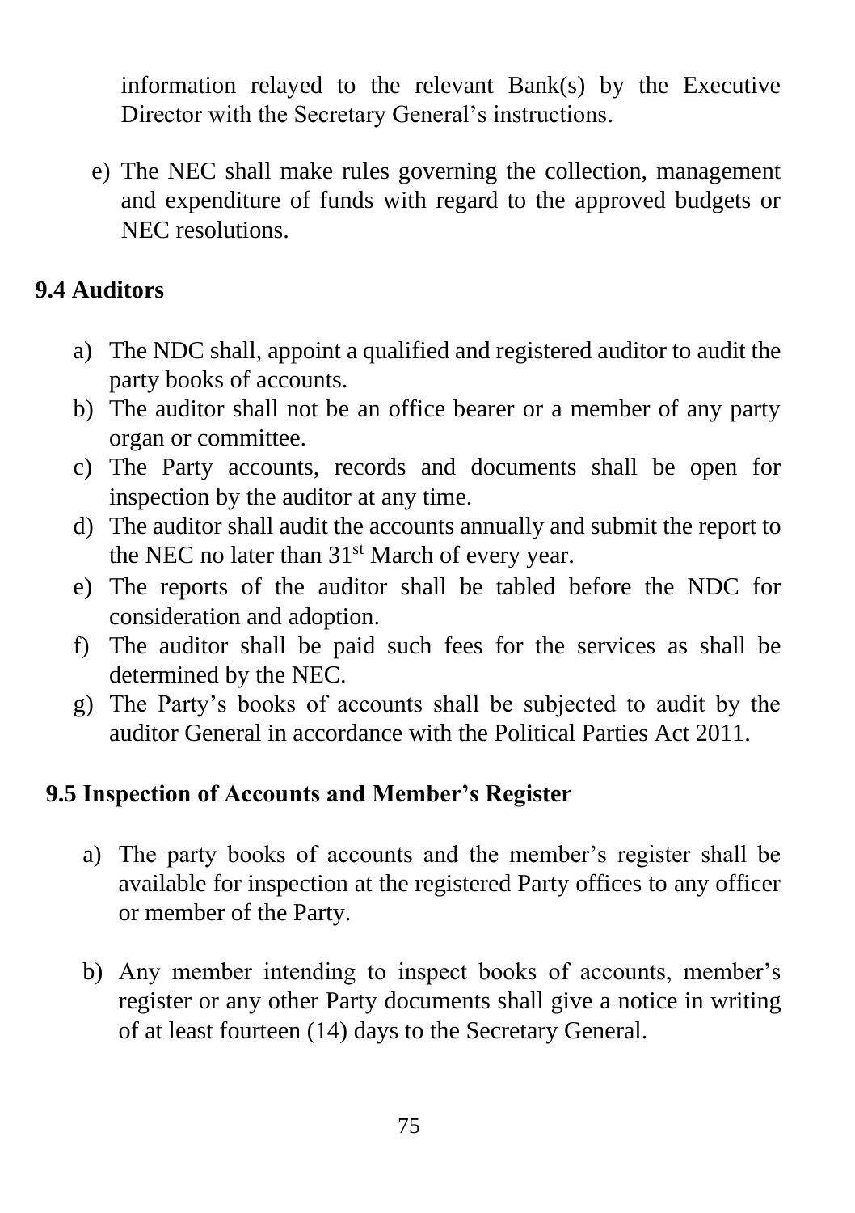information relayed to the relevant Bank(s) by the Executive Director with the Secretary General's instructions.

e) The NEC shall make rules governing the collection, management and expenditure of funds with regard to the approved budgets or NEC resolutions.

## 9.4 Auditors

a) The NDC shall, appoint a qualified and registered auditor to audit the party books of accounts.
b) The auditor shall not be an office bearer or a member of any party organ or committee.
c) The Party accounts, records and documents shall be open for inspection by the auditor at any time.
d) The auditor shall audit the accounts annually and submit the report to the NEC no later than 31st March of every year.
e) The reports of the auditor shall be tabled before the NDC for consideration and adoption.
f) The auditor shall be paid such fees for the services as shall be determined by the NEC.
g) The Party's books of accounts shall be subjected to audit by the auditor General in accordance with the Political Parties Act 2011.

## 9.5 Inspection of Accounts and Member's Register

a) The party books of accounts and the member's register shall be available for inspection at the registered Party offices to any officer or member of the Party.

b) Any member intending to inspect books of accounts, member's register or any other Party documents shall give a notice in writing of at least fourteen (14) days to the Secretary General.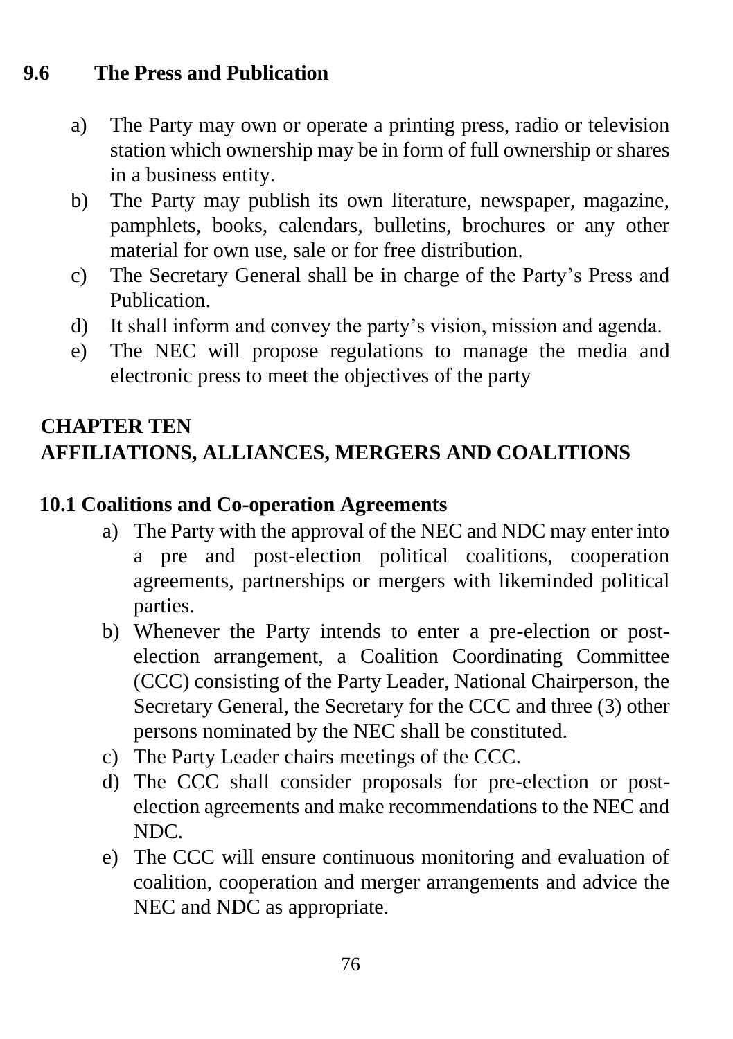### 9.6 The Press and Publication

a) The Party may own or operate a printing press, radio or television station which ownership may be in form of full ownership or shares in a business entity.

b) The Party may publish its own literature, newspaper, magazine, pamphlets, books, calendars, bulletins, brochures or any other material for own use, sale or for free distribution.

c) The Secretary General shall be in charge of the Party's Press and Publication.

d) It shall inform and convey the party's vision, mission and agenda.

e) The NEC will propose regulations to manage the media and electronic press to meet the objectives of the party

## CHAPTER TEN
## AFFILIATIONS, ALLIANCES, MERGERS AND COALITIONS

### 10.1 Coalitions and Co-operation Agreements

a) The Party with the approval of the NEC and NDC may enter into a pre and post-election political coalitions, cooperation agreements, partnerships or mergers with likeminded political parties.

b) Whenever the Party intends to enter a pre-election or post-election arrangement, a Coalition Coordinating Committee (CCC) consisting of the Party Leader, National Chairperson, the Secretary General, the Secretary for the CCC and three (3) other persons nominated by the NEC shall be constituted.

c) The Party Leader chairs meetings of the CCC.

d) The CCC shall consider proposals for pre-election or post-election agreements and make recommendations to the NEC and NDC.

e) The CCC will ensure continuous monitoring and evaluation of coalition, cooperation and merger arrangements and advice the NEC and NDC as appropriate.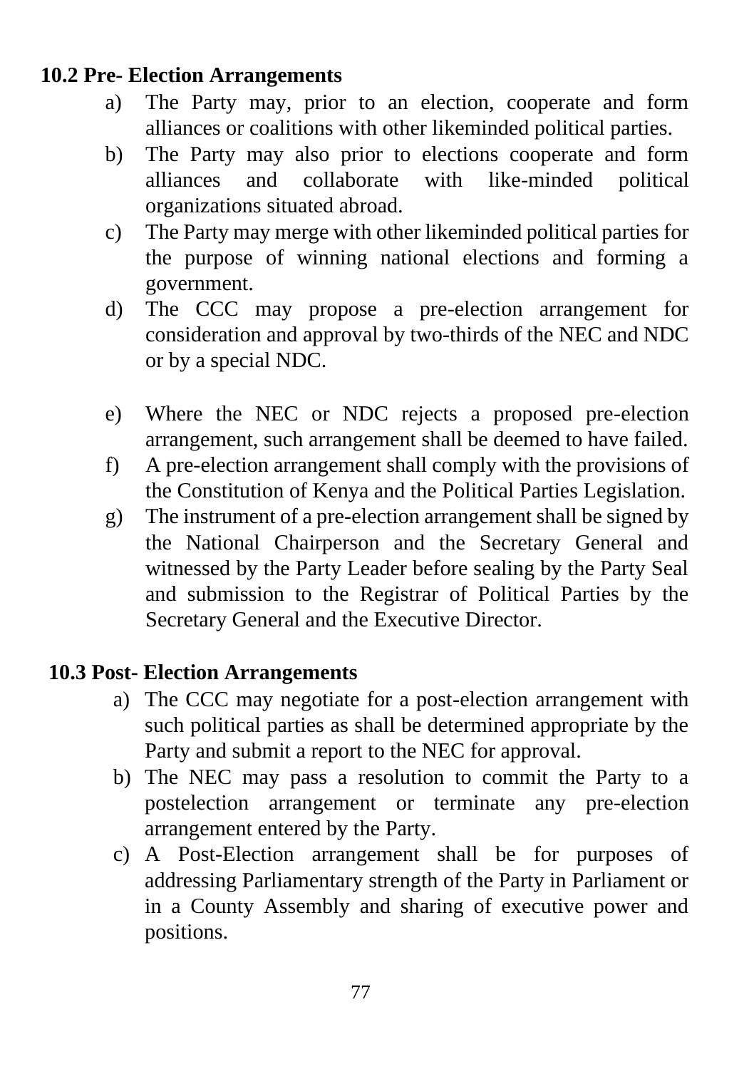**10.2 Pre- Election Arrangements**

a) The Party may, prior to an election, cooperate and form alliances or coalitions with other likeminded political parties.
b) The Party may also prior to elections cooperate and form alliances and collaborate with like-minded political organizations situated abroad.
c) The Party may merge with other likeminded political parties for the purpose of winning national elections and forming a government.
d) The CCC may propose a pre-election arrangement for consideration and approval by two-thirds of the NEC and NDC or by a special NDC.
e) Where the NEC or NDC rejects a proposed pre-election arrangement, such arrangement shall be deemed to have failed.
f) A pre-election arrangement shall comply with the provisions of the Constitution of Kenya and the Political Parties Legislation.
g) The instrument of a pre-election arrangement shall be signed by the National Chairperson and the Secretary General and witnessed by the Party Leader before sealing by the Party Seal and submission to the Registrar of Political Parties by the Secretary General and the Executive Director.

**10.3 Post- Election Arrangements**

a) The CCC may negotiate for a post-election arrangement with such political parties as shall be determined appropriate by the Party and submit a report to the NEC for approval.
b) The NEC may pass a resolution to commit the Party to a postelection arrangement or terminate any pre-election arrangement entered by the Party.
c) A Post-Election arrangement shall be for purposes of addressing Parliamentary strength of the Party in Parliament or in a County Assembly and sharing of executive power and positions.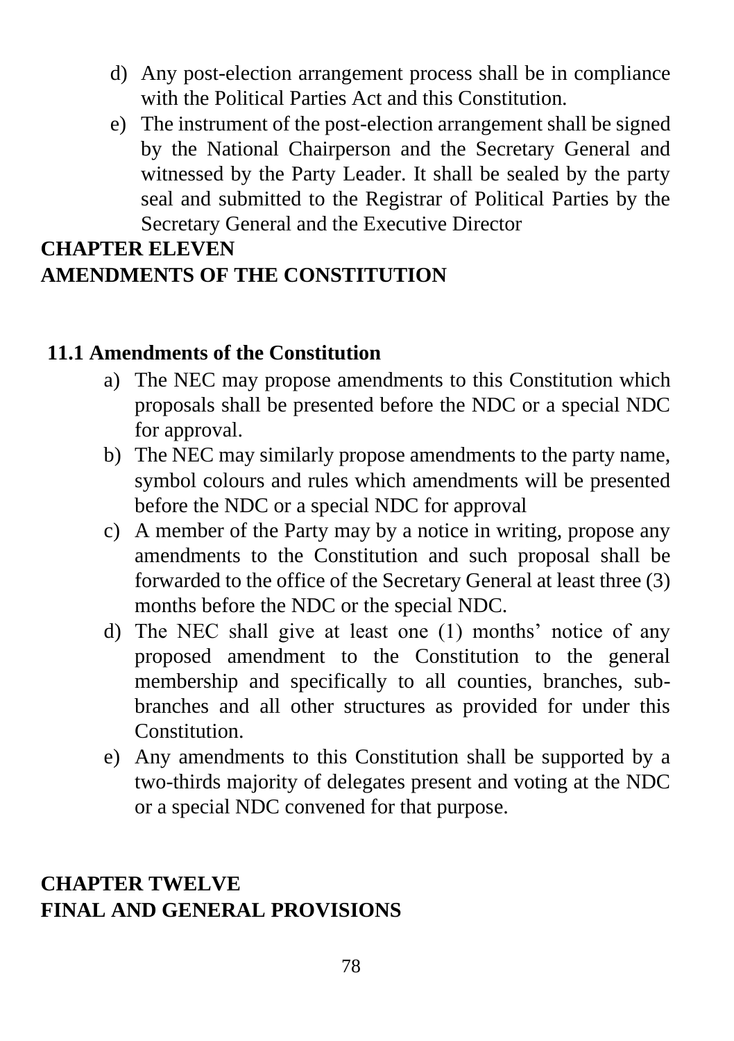d) Any post-election arrangement process shall be in compliance with the Political Parties Act and this Constitution.

e) The instrument of the post-election arrangement shall be signed by the National Chairperson and the Secretary General and witnessed by the Party Leader. It shall be sealed by the party seal and submitted to the Registrar of Political Parties by the Secretary General and the Executive Director

# CHAPTER ELEVEN
# AMENDMENTS OF THE CONSTITUTION

### 11.1 Amendments of the Constitution

a) The NEC may propose amendments to this Constitution which proposals shall be presented before the NDC or a special NDC for approval.

b) The NEC may similarly propose amendments to the party name, symbol colours and rules which amendments will be presented before the NDC or a special NDC for approval

c) A member of the Party may by a notice in writing, propose any amendments to the Constitution and such proposal shall be forwarded to the office of the Secretary General at least three (3) months before the NDC or the special NDC.

d) The NEC shall give at least one (1) months' notice of any proposed amendment to the Constitution to the general membership and specifically to all counties, branches, sub-branches and all other structures as provided for under this Constitution.

e) Any amendments to this Constitution shall be supported by a two-thirds majority of delegates present and voting at the NDC or a special NDC convened for that purpose.

# CHAPTER TWELVE
# FINAL AND GENERAL PROVISIONS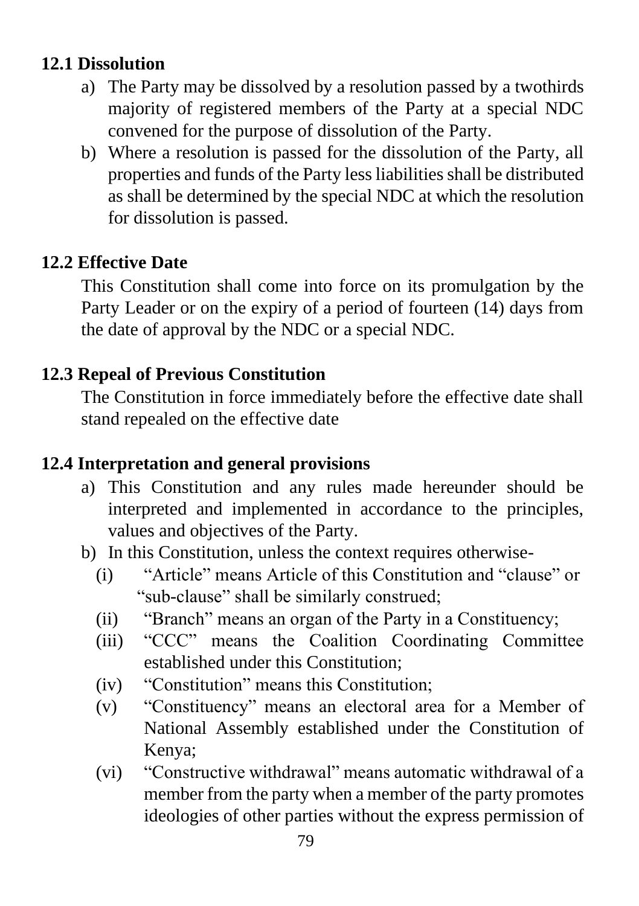### 12.1 Dissolution

a) The Party may be dissolved by a resolution passed by a twothirds majority of registered members of the Party at a special NDC convened for the purpose of dissolution of the Party.

b) Where a resolution is passed for the dissolution of the Party, all properties and funds of the Party less liabilities shall be distributed as shall be determined by the special NDC at which the resolution for dissolution is passed.

### 12.2 Effective Date

This Constitution shall come into force on its promulgation by the Party Leader or on the expiry of a period of fourteen (14) days from the date of approval by the NDC or a special NDC.

### 12.3 Repeal of Previous Constitution

The Constitution in force immediately before the effective date shall stand repealed on the effective date

### 12.4 Interpretation and general provisions

a) This Constitution and any rules made hereunder should be interpreted and implemented in accordance to the principles, values and objectives of the Party.

b) In this Constitution, unless the context requires otherwise-

   (i) "Article" means Article of this Constitution and "clause" or "sub-clause" shall be similarly construed;

   (ii) "Branch" means an organ of the Party in a Constituency;

   (iii) "CCC" means the Coalition Coordinating Committee established under this Constitution;

   (iv) "Constitution" means this Constitution;

   (v) "Constituency" means an electoral area for a Member of National Assembly established under the Constitution of Kenya;

   (vi) "Constructive withdrawal" means automatic withdrawal of a member from the party when a member of the party promotes ideologies of other parties without the express permission of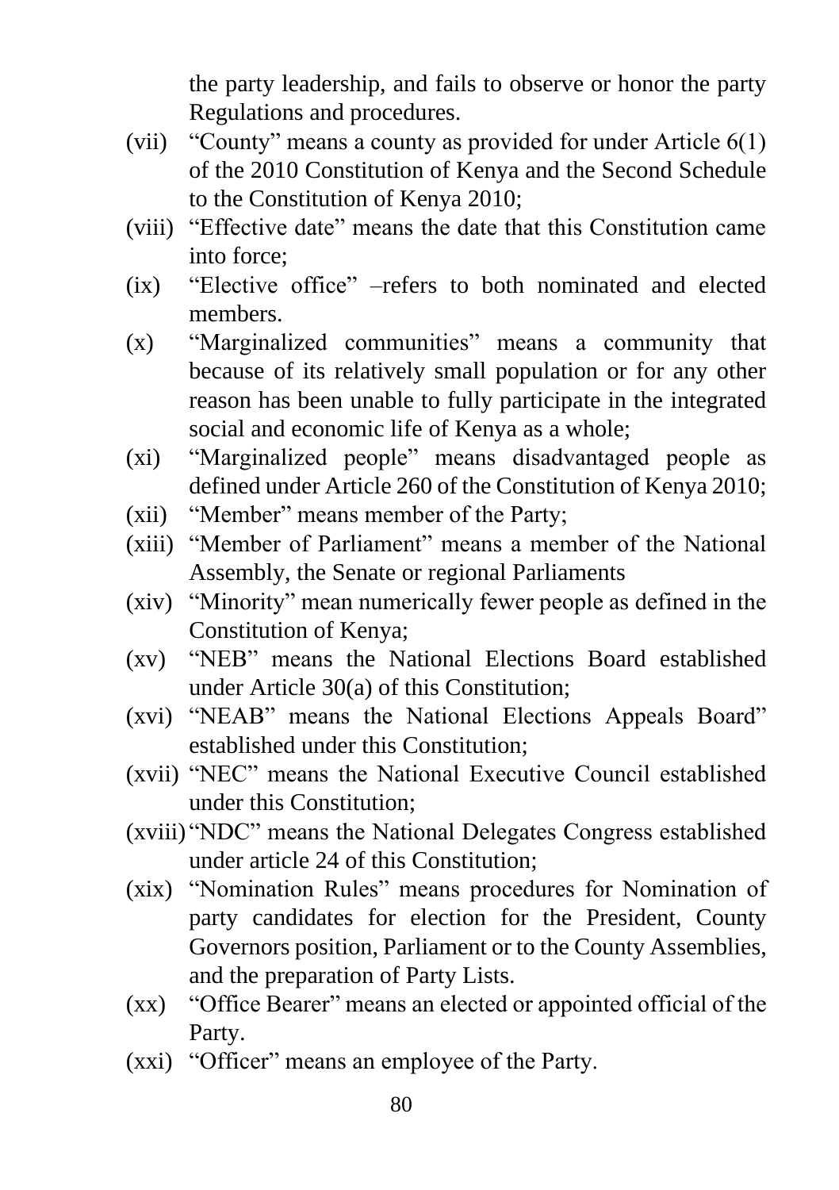the party leadership, and fails to observe or honor the party Regulations and procedures.

(vii) "County" means a county as provided for under Article 6(1) of the 2010 Constitution of Kenya and the Second Schedule to the Constitution of Kenya 2010;

(viii) "Effective date" means the date that this Constitution came into force;

(ix) "Elective office" –refers to both nominated and elected members.

(x) "Marginalized communities" means a community that because of its relatively small population or for any other reason has been unable to fully participate in the integrated social and economic life of Kenya as a whole;

(xi) "Marginalized people" means disadvantaged people as defined under Article 260 of the Constitution of Kenya 2010;

(xii) "Member" means member of the Party;

(xiii) "Member of Parliament" means a member of the National Assembly, the Senate or regional Parliaments

(xiv) "Minority" mean numerically fewer people as defined in the Constitution of Kenya;

(xv) "NEB" means the National Elections Board established under Article 30(a) of this Constitution;

(xvi) "NEAB" means the National Elections Appeals Board" established under this Constitution;

(xvii) "NEC" means the National Executive Council established under this Constitution;

(xviii) "NDC" means the National Delegates Congress established under article 24 of this Constitution;

(xix) "Nomination Rules" means procedures for Nomination of party candidates for election for the President, County Governors position, Parliament or to the County Assemblies, and the preparation of Party Lists.

(xx) "Office Bearer" means an elected or appointed official of the Party.

(xxi) "Officer" means an employee of the Party.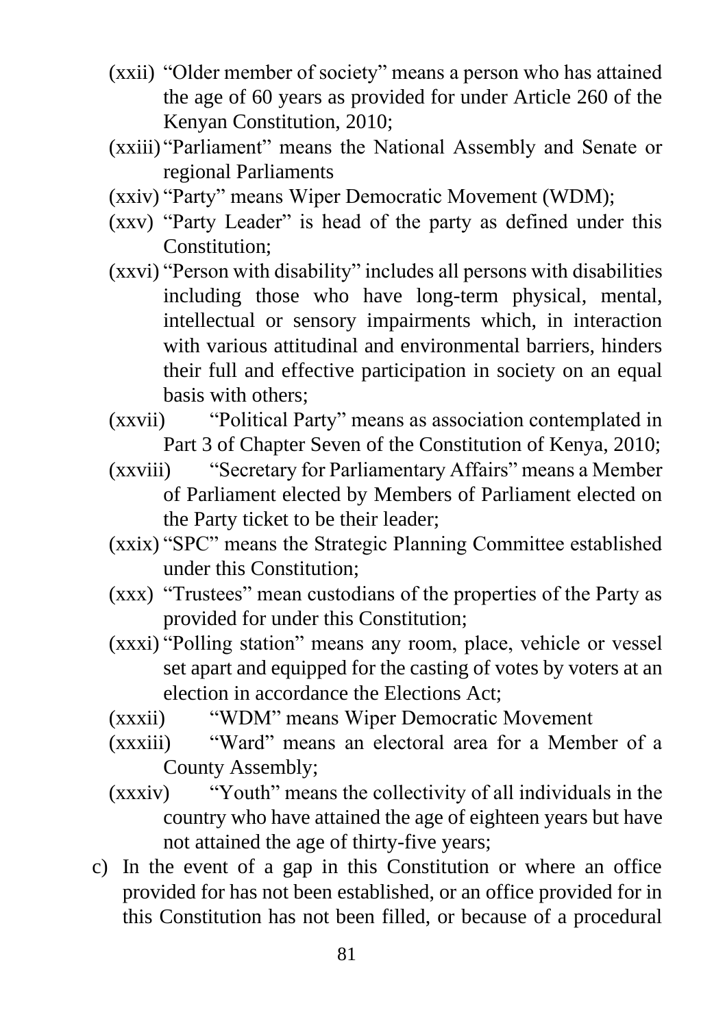(xxii) "Older member of society" means a person who has attained the age of 60 years as provided for under Article 260 of the Kenyan Constitution, 2010;

(xxiii) "Parliament" means the National Assembly and Senate or regional Parliaments

(xxiv) "Party" means Wiper Democratic Movement (WDM);

(xxv) "Party Leader" is head of the party as defined under this Constitution;

(xxvi) "Person with disability" includes all persons with disabilities including those who have long-term physical, mental, intellectual or sensory impairments which, in interaction with various attitudinal and environmental barriers, hinders their full and effective participation in society on an equal basis with others;

(xxvii) "Political Party" means as association contemplated in Part 3 of Chapter Seven of the Constitution of Kenya, 2010;

(xxviii) "Secretary for Parliamentary Affairs" means a Member of Parliament elected by Members of Parliament elected on the Party ticket to be their leader;

(xxix) "SPC" means the Strategic Planning Committee established under this Constitution;

(xxx) "Trustees" mean custodians of the properties of the Party as provided for under this Constitution;

(xxxi) "Polling station" means any room, place, vehicle or vessel set apart and equipped for the casting of votes by voters at an election in accordance the Elections Act;

(xxxii) "WDM" means Wiper Democratic Movement

(xxxiii) "Ward" means an electoral area for a Member of a County Assembly;

(xxxiv) "Youth" means the collectivity of all individuals in the country who have attained the age of eighteen years but have not attained the age of thirty-five years;

c) In the event of a gap in this Constitution or where an office provided for has not been established, or an office provided for in this Constitution has not been filled, or because of a procedural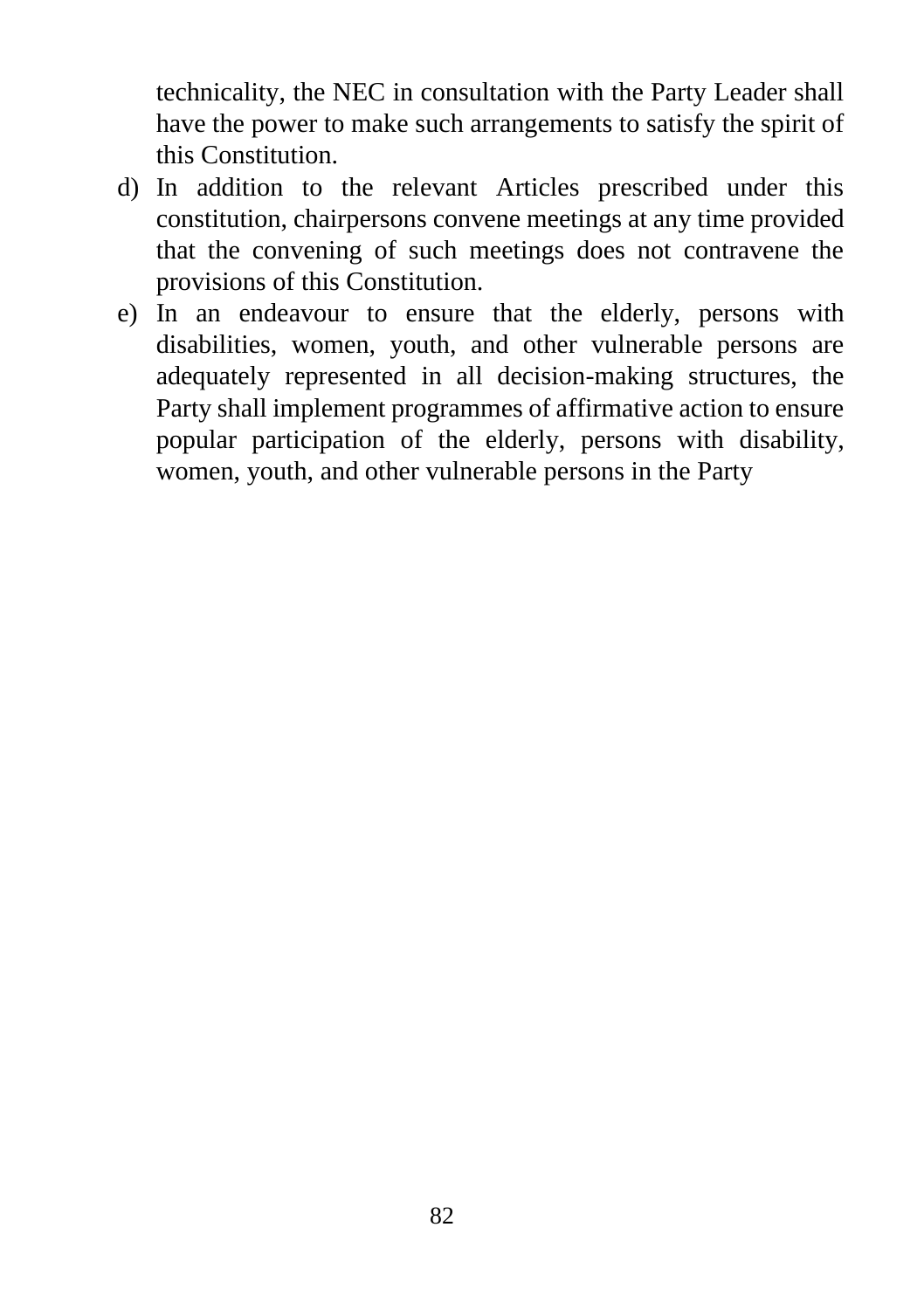technicality, the NEC in consultation with the Party Leader shall have the power to make such arrangements to satisfy the spirit of this Constitution.

d) In addition to the relevant Articles prescribed under this constitution, chairpersons convene meetings at any time provided that the convening of such meetings does not contravene the provisions of this Constitution.

e) In an endeavour to ensure that the elderly, persons with disabilities, women, youth, and other vulnerable persons are adequately represented in all decision-making structures, the Party shall implement programmes of affirmative action to ensure popular participation of the elderly, persons with disability, women, youth, and other vulnerable persons in the Party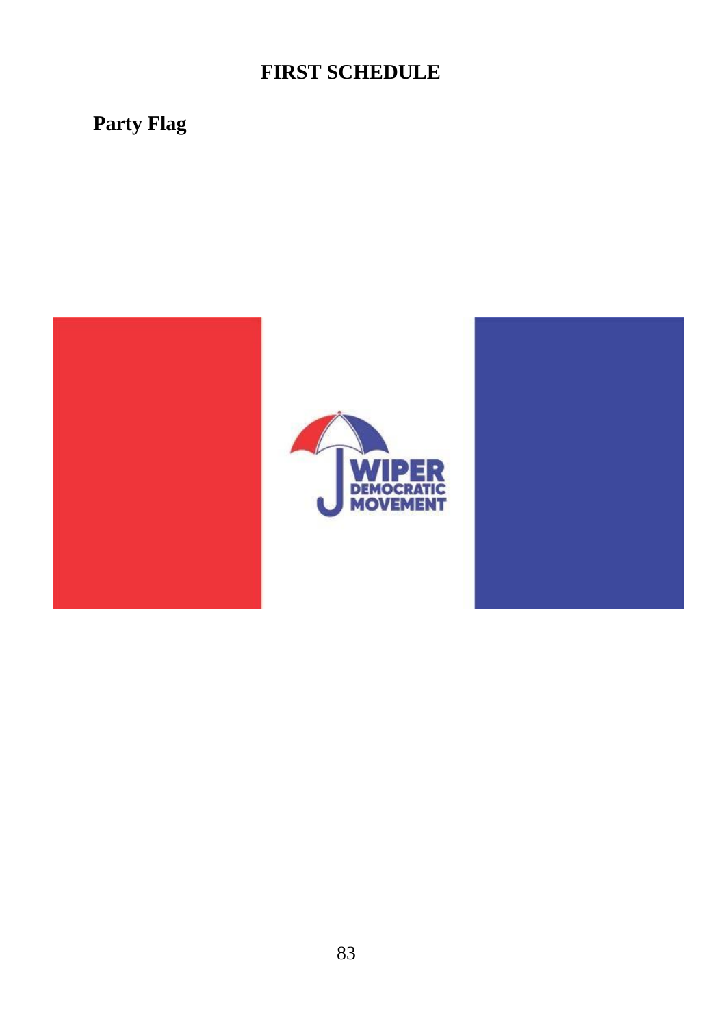# FIRST SCHEDULE

**Party Flag**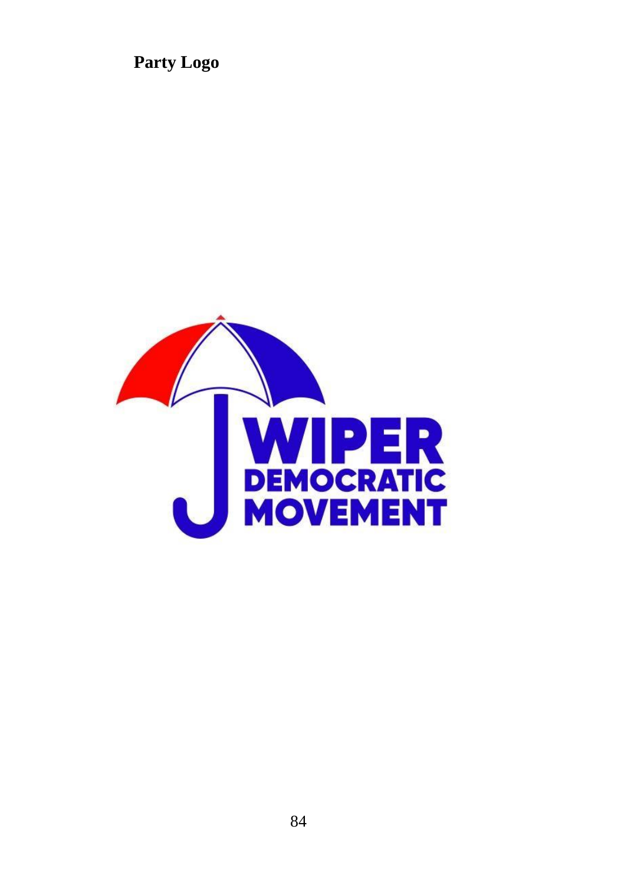**Party Logo**

WIPER
DEMOCRATIC
MOVEMENT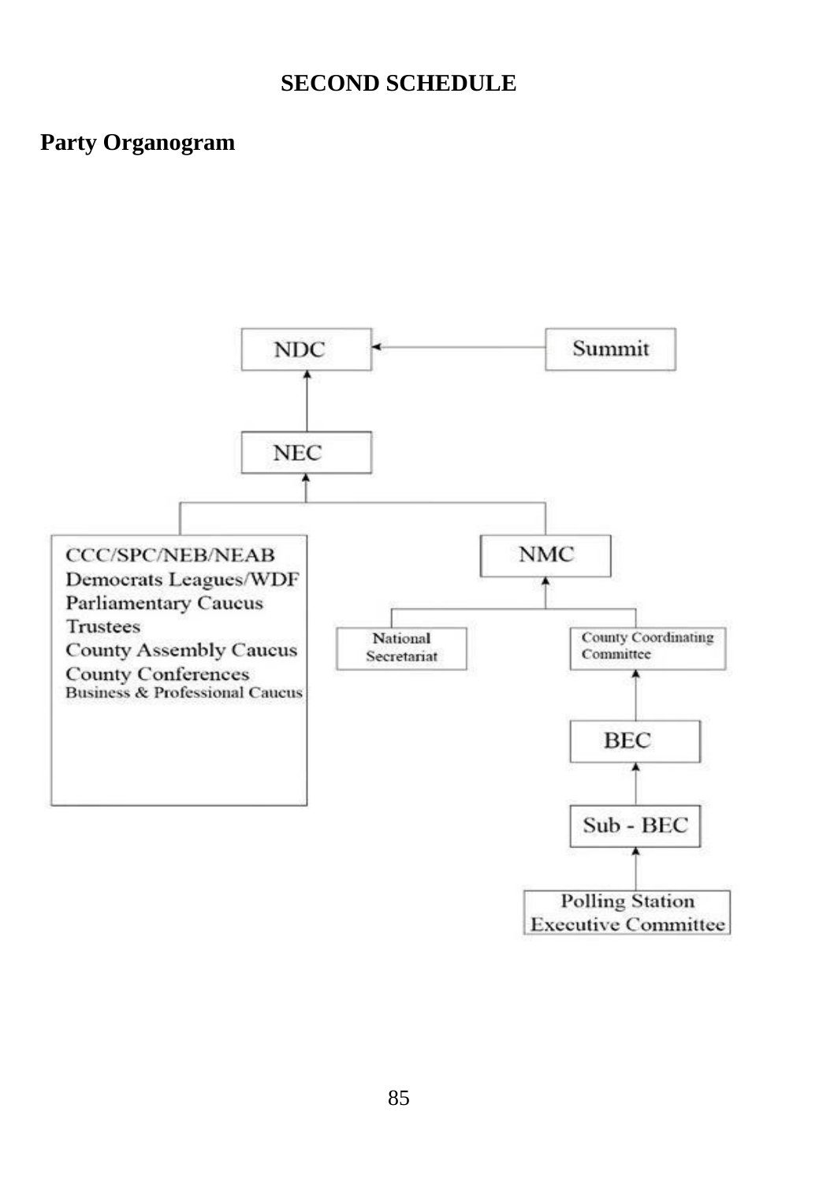## SECOND SCHEDULE

### Party Organogram

NDC

Summit

NEC

CCC/SPC/NEB/NEAB
Democrats Leagues/WDF
Parliamentary Caucus
Trustees
County Assembly Caucus
County Conferences
Business & Professional Caucus

NMC

National Secretariat

County Coordinating Committee

BEC

Sub - BEC

Polling Station Executive Committee